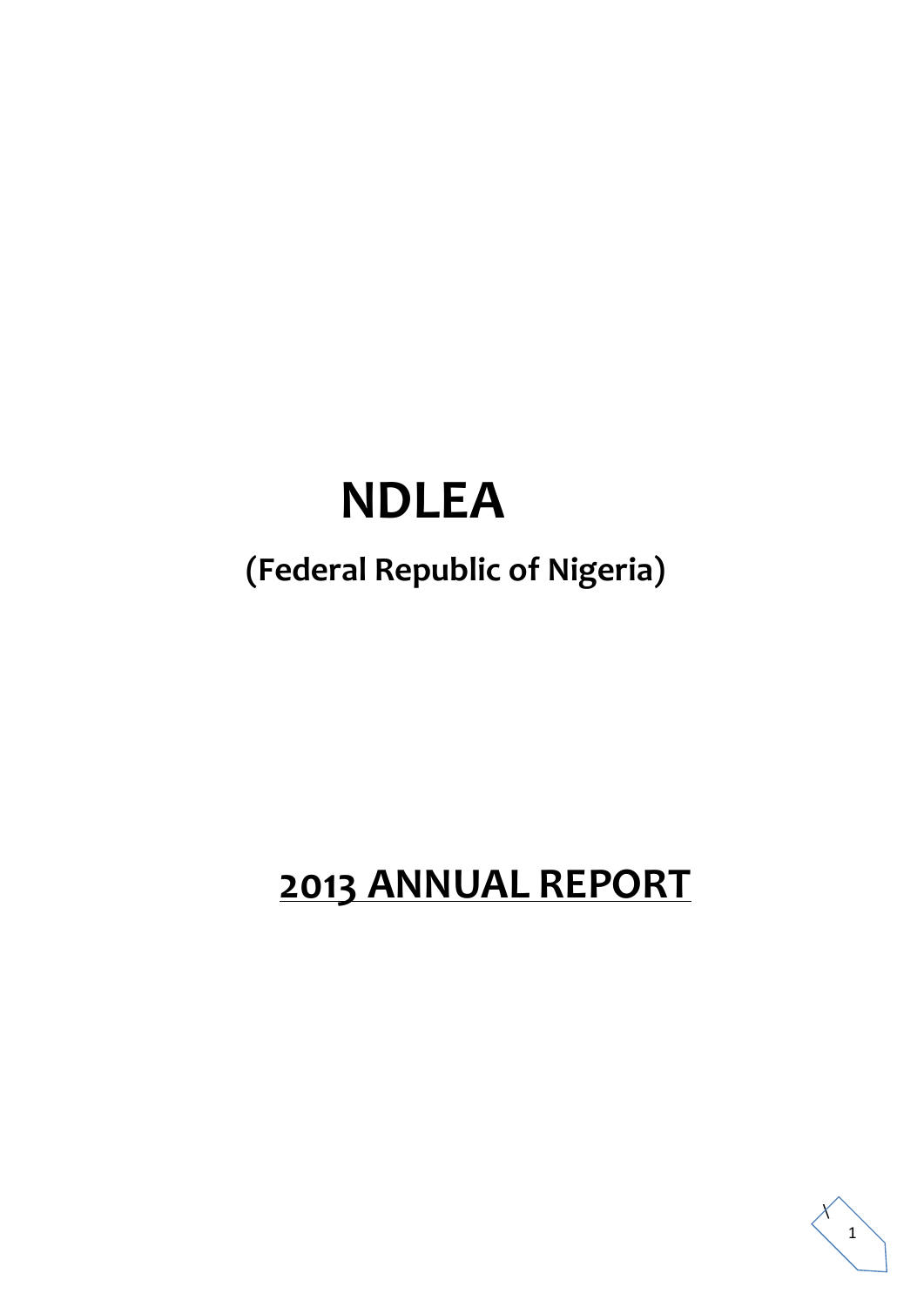# NDLEA

## (Federal Republic of Nigeria)

# 2013 ANNUAL REPORT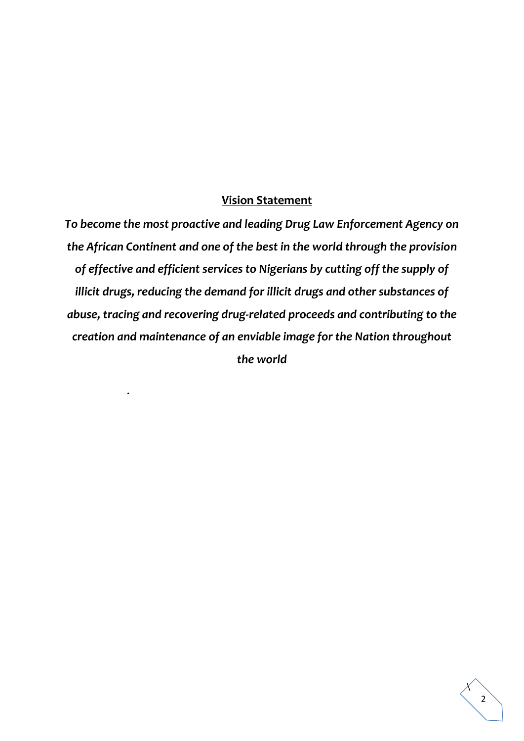## Vision Statement

***To become the most proactive and leading Drug Law Enforcement Agency on the African Continent and one of the best in the world through the provision of effective and efficient services to Nigerians by cutting off the supply of illicit drugs, reducing the demand for illicit drugs and other substances of abuse, tracing and recovering drug-related proceeds and contributing to the creation and maintenance of an enviable image for the Nation throughout the world***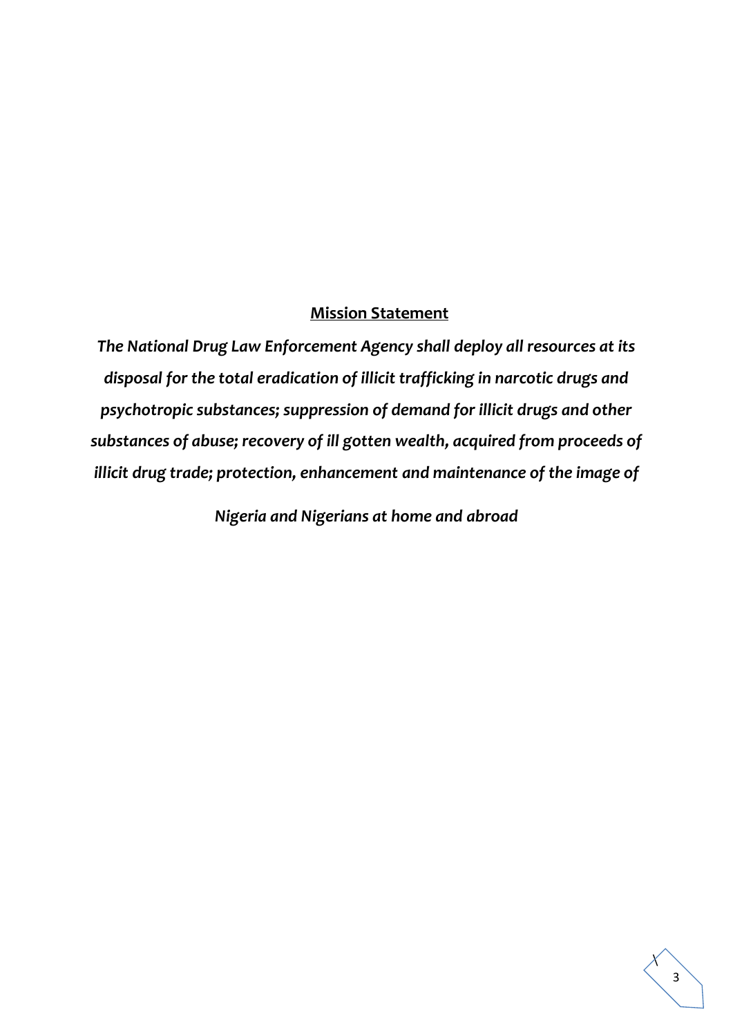## Mission Statement

***The National Drug Law Enforcement Agency shall deploy all resources at its disposal for the total eradication of illicit trafficking in narcotic drugs and psychotropic substances; suppression of demand for illicit drugs and other substances of abuse; recovery of ill gotten wealth, acquired from proceeds of illicit drug trade; protection, enhancement and maintenance of the image of Nigeria and Nigerians at home and abroad***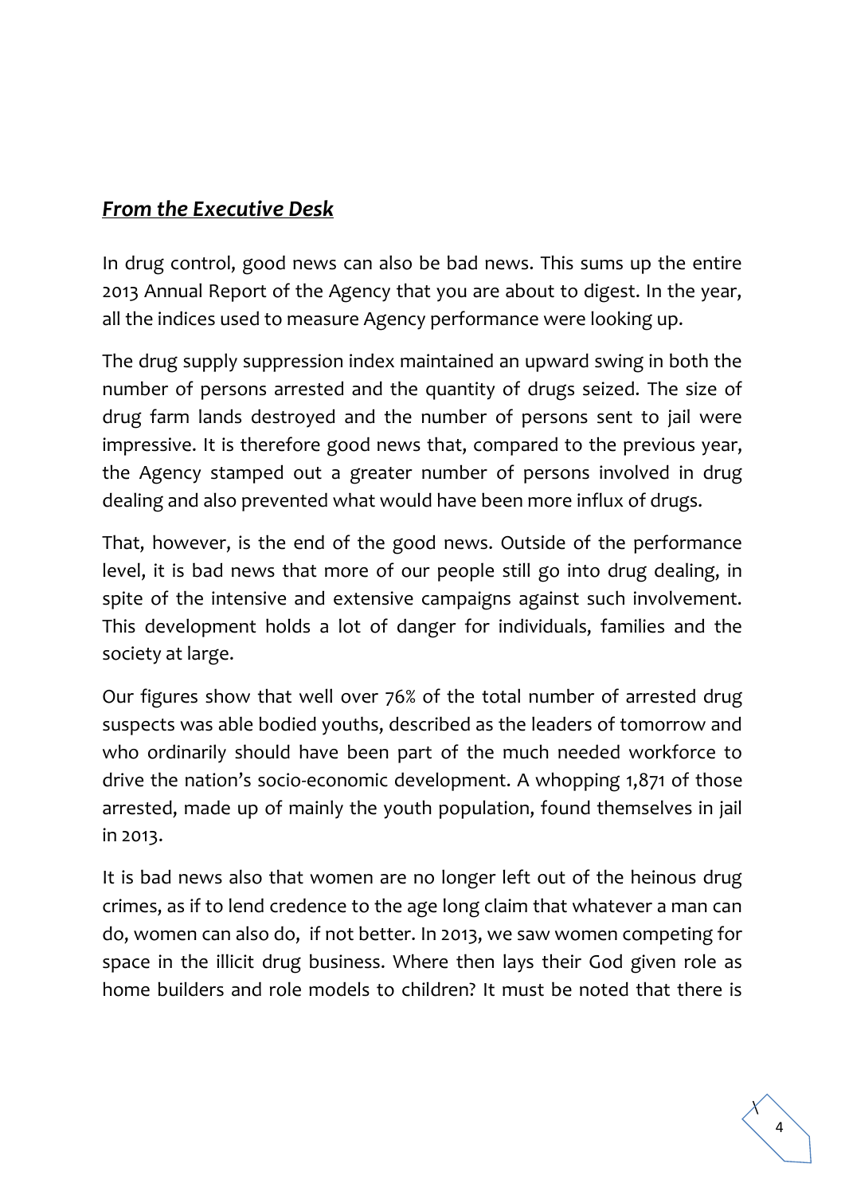## ***From the Executive Desk***

In drug control, good news can also be bad news. This sums up the entire 2013 Annual Report of the Agency that you are about to digest. In the year, all the indices used to measure Agency performance were looking up.

The drug supply suppression index maintained an upward swing in both the number of persons arrested and the quantity of drugs seized. The size of drug farm lands destroyed and the number of persons sent to jail were impressive. It is therefore good news that, compared to the previous year, the Agency stamped out a greater number of persons involved in drug dealing and also prevented what would have been more influx of drugs.

That, however, is the end of the good news. Outside of the performance level, it is bad news that more of our people still go into drug dealing, in spite of the intensive and extensive campaigns against such involvement. This development holds a lot of danger for individuals, families and the society at large.

Our figures show that well over 76% of the total number of arrested drug suspects was able bodied youths, described as the leaders of tomorrow and who ordinarily should have been part of the much needed workforce to drive the nation's socio-economic development. A whopping 1,871 of those arrested, made up of mainly the youth population, found themselves in jail in 2013.

It is bad news also that women are no longer left out of the heinous drug crimes, as if to lend credence to the age long claim that whatever a man can do, women can also do, if not better. In 2013, we saw women competing for space in the illicit drug business. Where then lays their God given role as home builders and role models to children? It must be noted that there is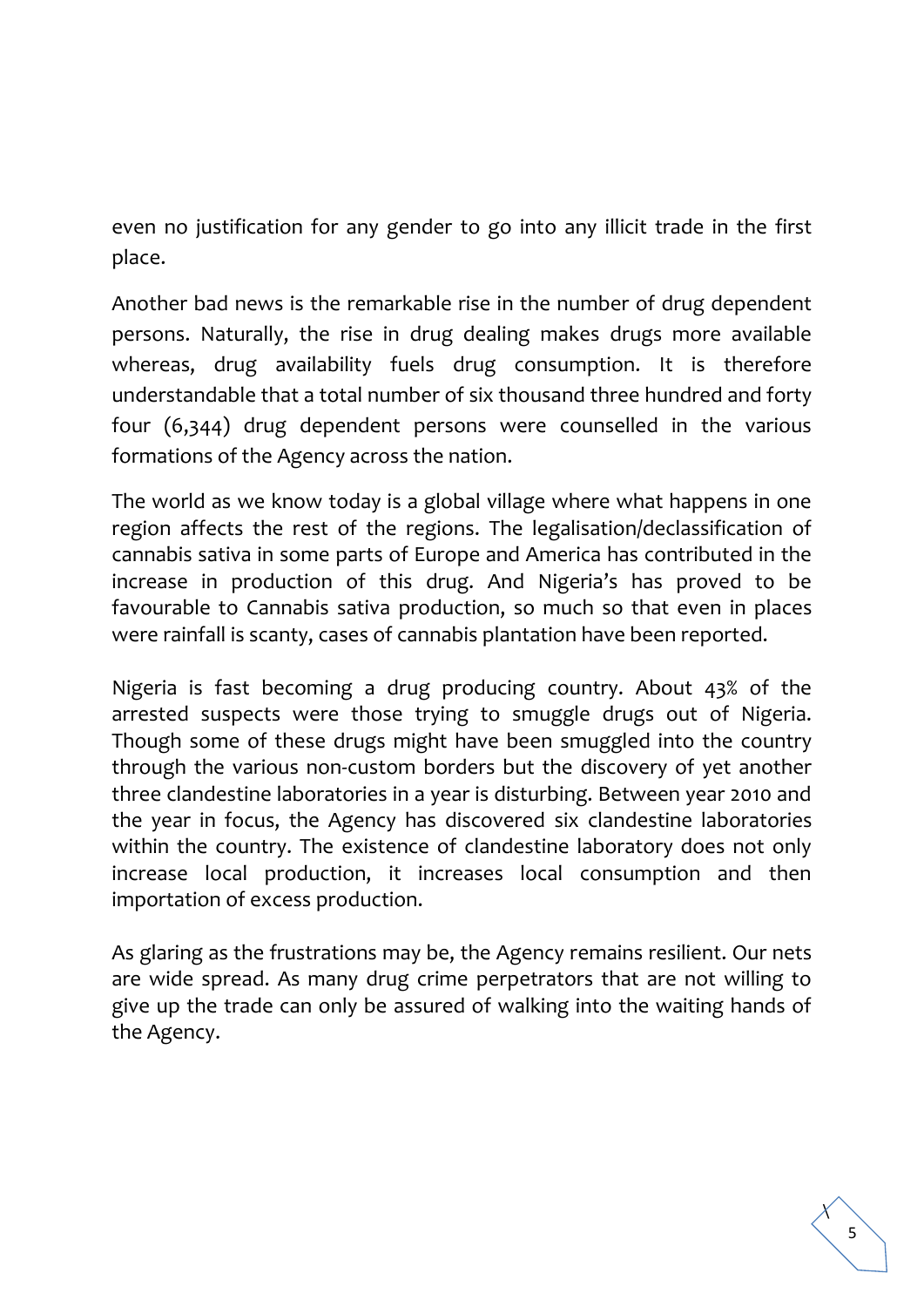even no justification for any gender to go into any illicit trade in the first place.

Another bad news is the remarkable rise in the number of drug dependent persons. Naturally, the rise in drug dealing makes drugs more available whereas, drug availability fuels drug consumption. It is therefore understandable that a total number of six thousand three hundred and forty four (6,344) drug dependent persons were counselled in the various formations of the Agency across the nation.

The world as we know today is a global village where what happens in one region affects the rest of the regions. The legalisation/declassification of cannabis sativa in some parts of Europe and America has contributed in the increase in production of this drug. And Nigeria's has proved to be favourable to Cannabis sativa production, so much so that even in places were rainfall is scanty, cases of cannabis plantation have been reported.

Nigeria is fast becoming a drug producing country. About 43% of the arrested suspects were those trying to smuggle drugs out of Nigeria. Though some of these drugs might have been smuggled into the country through the various non-custom borders but the discovery of yet another three clandestine laboratories in a year is disturbing. Between year 2010 and the year in focus, the Agency has discovered six clandestine laboratories within the country. The existence of clandestine laboratory does not only increase local production, it increases local consumption and then importation of excess production.

As glaring as the frustrations may be, the Agency remains resilient. Our nets are wide spread. As many drug crime perpetrators that are not willing to give up the trade can only be assured of walking into the waiting hands of the Agency.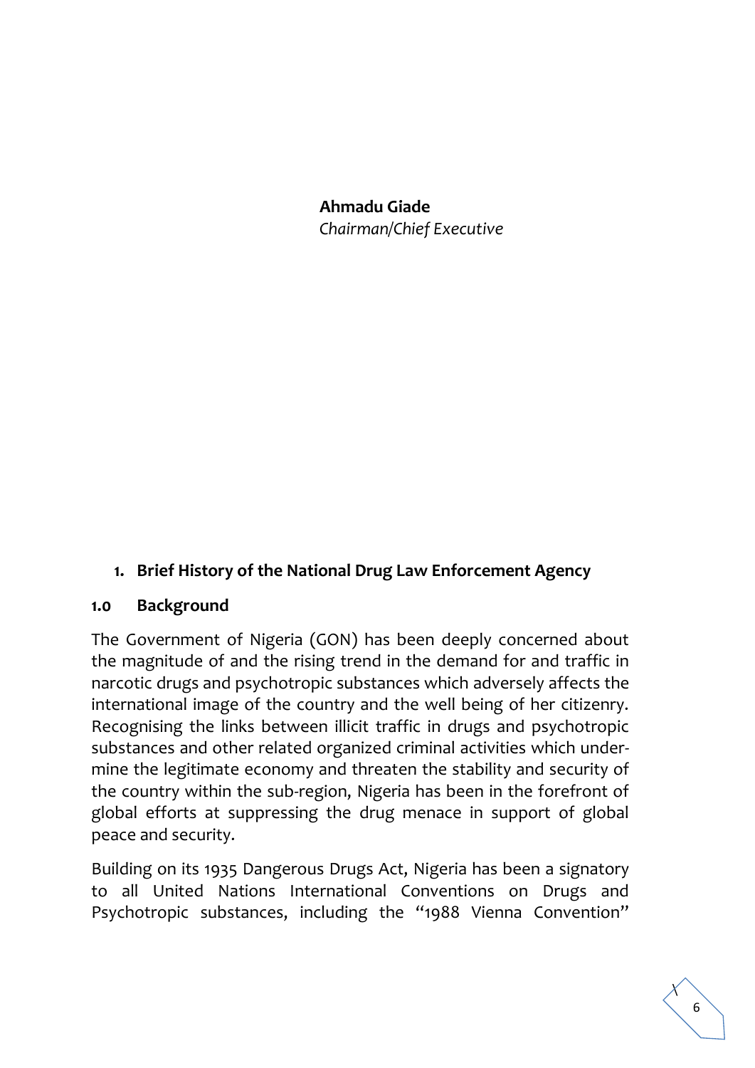**Ahmadu Giade**
*Chairman/Chief Executive*

## 1. Brief History of the National Drug Law Enforcement Agency

### 1.0 Background

The Government of Nigeria (GON) has been deeply concerned about the magnitude of and the rising trend in the demand for and traffic in narcotic drugs and psychotropic substances which adversely affects the international image of the country and the well being of her citizenry. Recognising the links between illicit traffic in drugs and psychotropic substances and other related organized criminal activities which undermine the legitimate economy and threaten the stability and security of the country within the sub-region, Nigeria has been in the forefront of global efforts at suppressing the drug menace in support of global peace and security.

Building on its 1935 Dangerous Drugs Act, Nigeria has been a signatory to all United Nations International Conventions on Drugs and Psychotropic substances, including the "1988 Vienna Convention"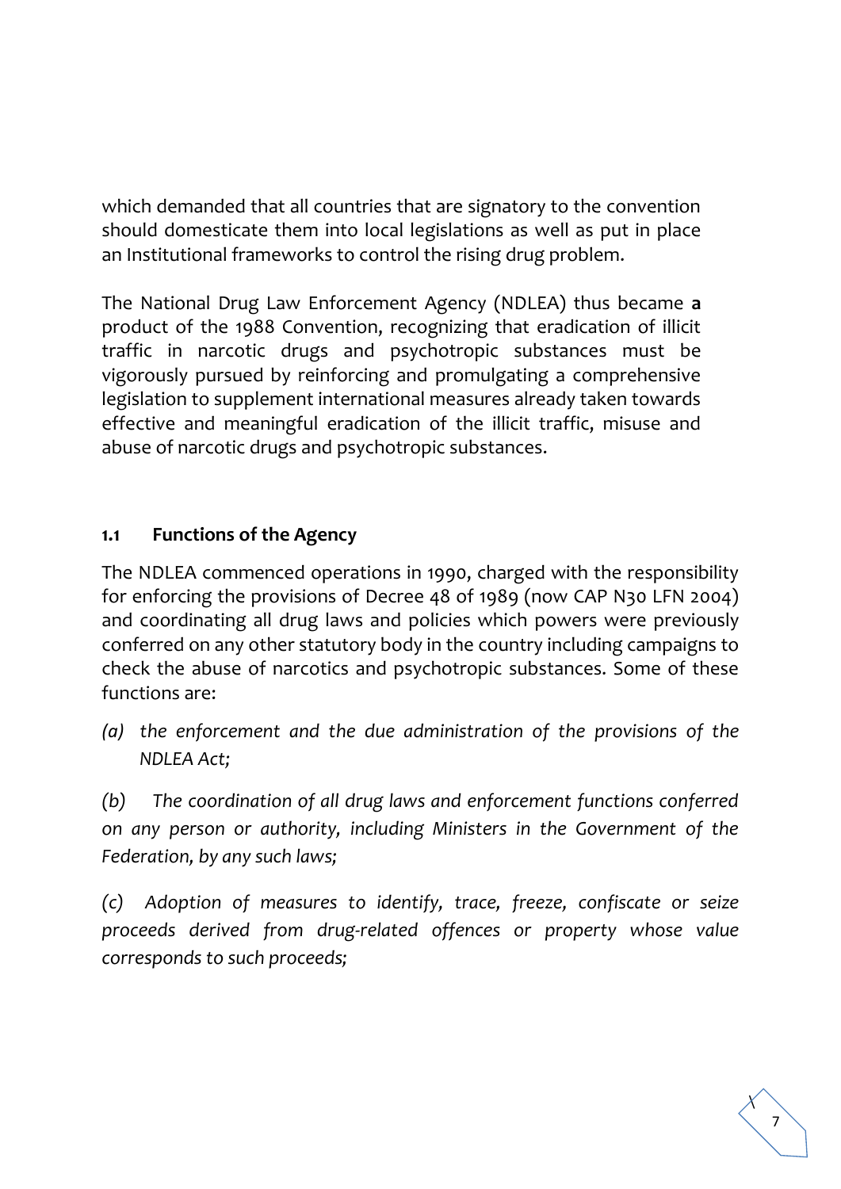which demanded that all countries that are signatory to the convention should domesticate them into local legislations as well as put in place an Institutional frameworks to control the rising drug problem.

The National Drug Law Enforcement Agency (NDLEA) thus became **a** product of the 1988 Convention, recognizing that eradication of illicit traffic in narcotic drugs and psychotropic substances must be vigorously pursued by reinforcing and promulgating a comprehensive legislation to supplement international measures already taken towards effective and meaningful eradication of the illicit traffic, misuse and abuse of narcotic drugs and psychotropic substances.

### 1.1 Functions of the Agency

The NDLEA commenced operations in 1990, charged with the responsibility for enforcing the provisions of Decree 48 of 1989 (now CAP N30 LFN 2004) and coordinating all drug laws and policies which powers were previously conferred on any other statutory body in the country including campaigns to check the abuse of narcotics and psychotropic substances. Some of these functions are:

*(a) the enforcement and the due administration of the provisions of the NDLEA Act;*

*(b) The coordination of all drug laws and enforcement functions conferred on any person or authority, including Ministers in the Government of the Federation, by any such laws;*

*(c) Adoption of measures to identify, trace, freeze, confiscate or seize proceeds derived from drug-related offences or property whose value corresponds to such proceeds;*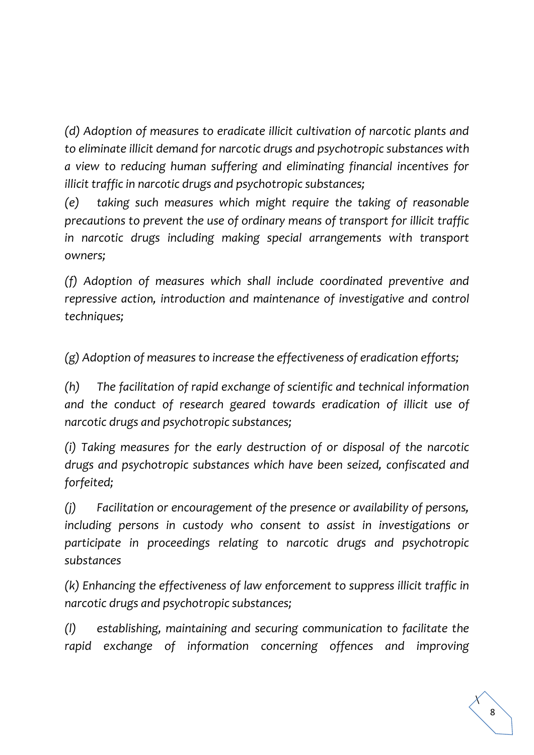*(d) Adoption of measures to eradicate illicit cultivation of narcotic plants and to eliminate illicit demand for narcotic drugs and psychotropic substances with a view to reducing human suffering and eliminating financial incentives for illicit traffic in narcotic drugs and psychotropic substances;*

*(e) taking such measures which might require the taking of reasonable precautions to prevent the use of ordinary means of transport for illicit traffic in narcotic drugs including making special arrangements with transport owners;*

*(f) Adoption of measures which shall include coordinated preventive and repressive action, introduction and maintenance of investigative and control techniques;*

*(g) Adoption of measures to increase the effectiveness of eradication efforts;*

*(h) The facilitation of rapid exchange of scientific and technical information and the conduct of research geared towards eradication of illicit use of narcotic drugs and psychotropic substances;*

*(i) Taking measures for the early destruction of or disposal of the narcotic drugs and psychotropic substances which have been seized, confiscated and forfeited;*

*(j) Facilitation or encouragement of the presence or availability of persons, including persons in custody who consent to assist in investigations or participate in proceedings relating to narcotic drugs and psychotropic substances*

*(k) Enhancing the effectiveness of law enforcement to suppress illicit traffic in narcotic drugs and psychotropic substances;*

*(l) establishing, maintaining and securing communication to facilitate the rapid exchange of information concerning offences and improving*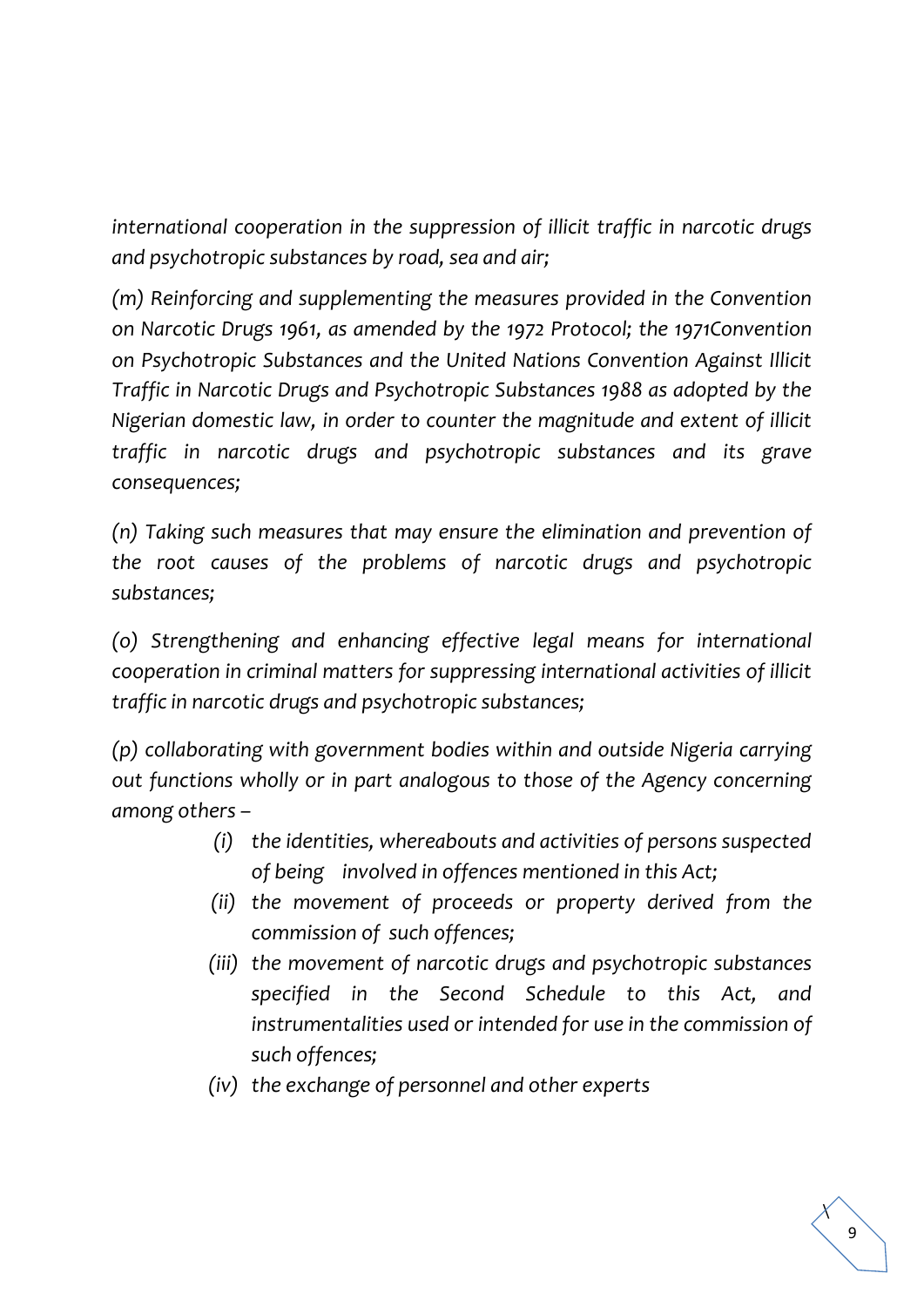*international cooperation in the suppression of illicit traffic in narcotic drugs and psychotropic substances by road, sea and air;*

*(m) Reinforcing and supplementing the measures provided in the Convention on Narcotic Drugs 1961, as amended by the 1972 Protocol; the 1971Convention on Psychotropic Substances and the United Nations Convention Against Illicit Traffic in Narcotic Drugs and Psychotropic Substances 1988 as adopted by the Nigerian domestic law, in order to counter the magnitude and extent of illicit traffic in narcotic drugs and psychotropic substances and its grave consequences;*

*(n) Taking such measures that may ensure the elimination and prevention of the root causes of the problems of narcotic drugs and psychotropic substances;*

*(o) Strengthening and enhancing effective legal means for international cooperation in criminal matters for suppressing international activities of illicit traffic in narcotic drugs and psychotropic substances;*

*(p) collaborating with government bodies within and outside Nigeria carrying out functions wholly or in part analogous to those of the Agency concerning among others –*

- *(i) the identities, whereabouts and activities of persons suspected of being involved in offences mentioned in this Act;*
- *(ii) the movement of proceeds or property derived from the commission of such offences;*
- *(iii) the movement of narcotic drugs and psychotropic substances specified in the Second Schedule to this Act, and instrumentalities used or intended for use in the commission of such offences;*
- *(iv) the exchange of personnel and other experts*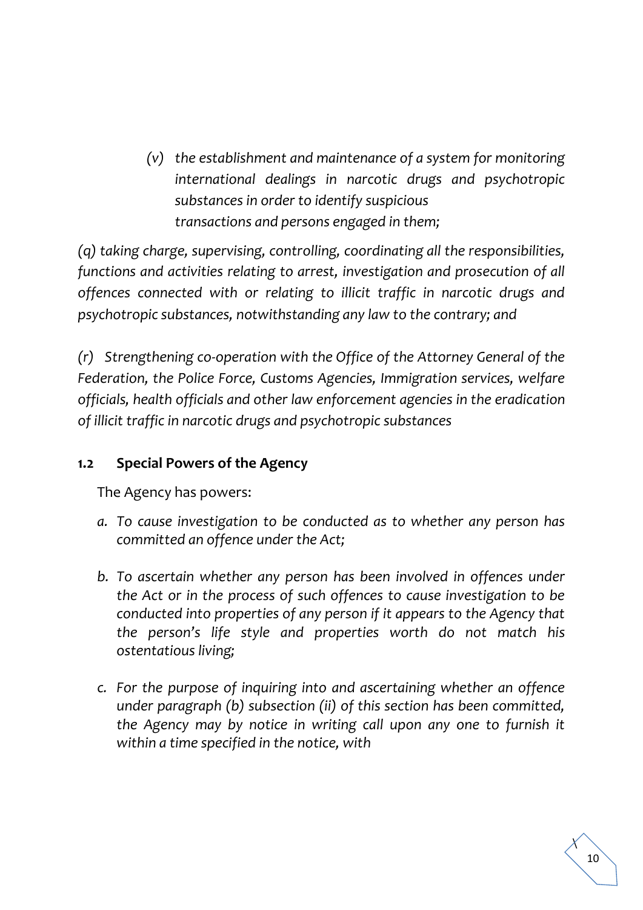(v) *the establishment and maintenance of a system for monitoring international dealings in narcotic drugs and psychotropic substances in order to identify suspicious transactions and persons engaged in them;*

*(q) taking charge, supervising, controlling, coordinating all the responsibilities, functions and activities relating to arrest, investigation and prosecution of all offences connected with or relating to illicit traffic in narcotic drugs and psychotropic substances, notwithstanding any law to the contrary; and*

*(r) Strengthening co-operation with the Office of the Attorney General of the Federation, the Police Force, Customs Agencies, Immigration services, welfare officials, health officials and other law enforcement agencies in the eradication of illicit traffic in narcotic drugs and psychotropic substances*

## 1.2 Special Powers of the Agency

The Agency has powers:

a. *To cause investigation to be conducted as to whether any person has committed an offence under the Act;*

b. *To ascertain whether any person has been involved in offences under the Act or in the process of such offences to cause investigation to be conducted into properties of any person if it appears to the Agency that the person's life style and properties worth do not match his ostentatious living;*

c. *For the purpose of inquiring into and ascertaining whether an offence under paragraph (b) subsection (ii) of this section has been committed, the Agency may by notice in writing call upon any one to furnish it within a time specified in the notice, with*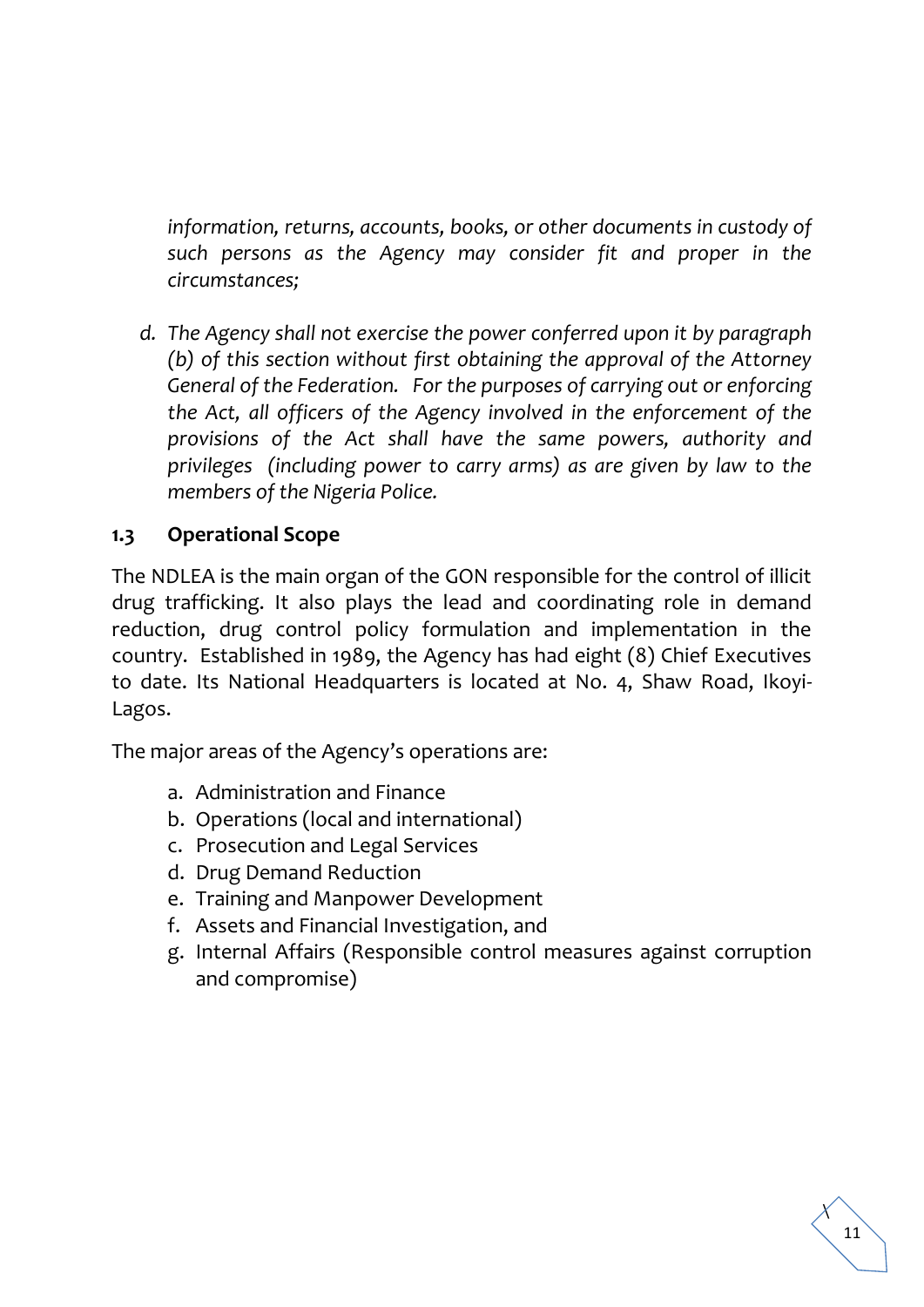*information, returns, accounts, books, or other documents in custody of such persons as the Agency may consider fit and proper in the circumstances;*

d. *The Agency shall not exercise the power conferred upon it by paragraph (b) of this section without first obtaining the approval of the Attorney General of the Federation. For the purposes of carrying out or enforcing the Act, all officers of the Agency involved in the enforcement of the provisions of the Act shall have the same powers, authority and privileges (including power to carry arms) as are given by law to the members of the Nigeria Police.*

### 1.3 Operational Scope

The NDLEA is the main organ of the GON responsible for the control of illicit drug trafficking. It also plays the lead and coordinating role in demand reduction, drug control policy formulation and implementation in the country. Established in 1989, the Agency has had eight (8) Chief Executives to date. Its National Headquarters is located at No. 4, Shaw Road, Ikoyi-Lagos.

The major areas of the Agency's operations are:

a. Administration and Finance
b. Operations (local and international)
c. Prosecution and Legal Services
d. Drug Demand Reduction
e. Training and Manpower Development
f. Assets and Financial Investigation, and
g. Internal Affairs (Responsible control measures against corruption and compromise)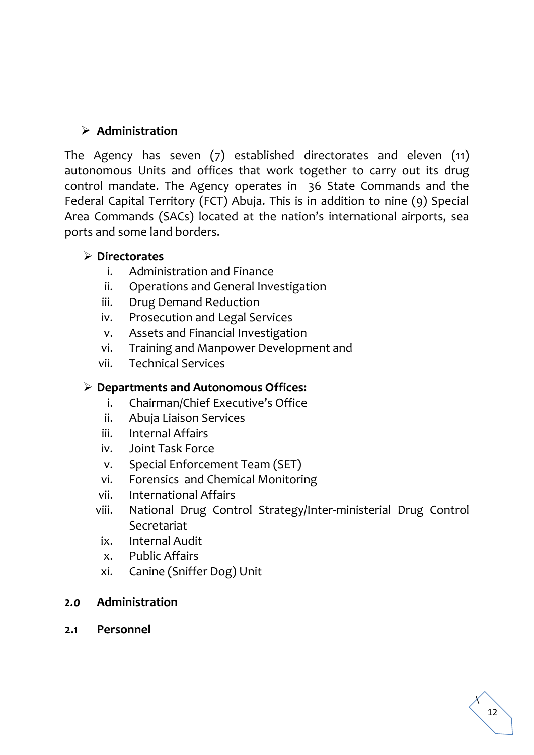- **Administration**

The Agency has seven (7) established directorates and eleven (11) autonomous Units and offices that work together to carry out its drug control mandate. The Agency operates in 36 State Commands and the Federal Capital Territory (FCT) Abuja. This is in addition to nine (9) Special Area Commands (SACs) located at the nation's international airports, sea ports and some land borders.

- **Directorates**
  - i. Administration and Finance
  - ii. Operations and General Investigation
  - iii. Drug Demand Reduction
  - iv. Prosecution and Legal Services
  - v. Assets and Financial Investigation
  - vi. Training and Manpower Development and
  - vii. Technical Services

- **Departments and Autonomous Offices:**
  - i. Chairman/Chief Executive's Office
  - ii. Abuja Liaison Services
  - iii. Internal Affairs
  - iv. Joint Task Force
  - v. Special Enforcement Team (SET)
  - vi. Forensics and Chemical Monitoring
  - vii. International Affairs
  - viii. National Drug Control Strategy/Inter-ministerial Drug Control Secretariat
  - ix. Internal Audit
  - x. Public Affairs
  - xi. Canine (Sniffer Dog) Unit

## 2.0 Administration

### 2.1 Personnel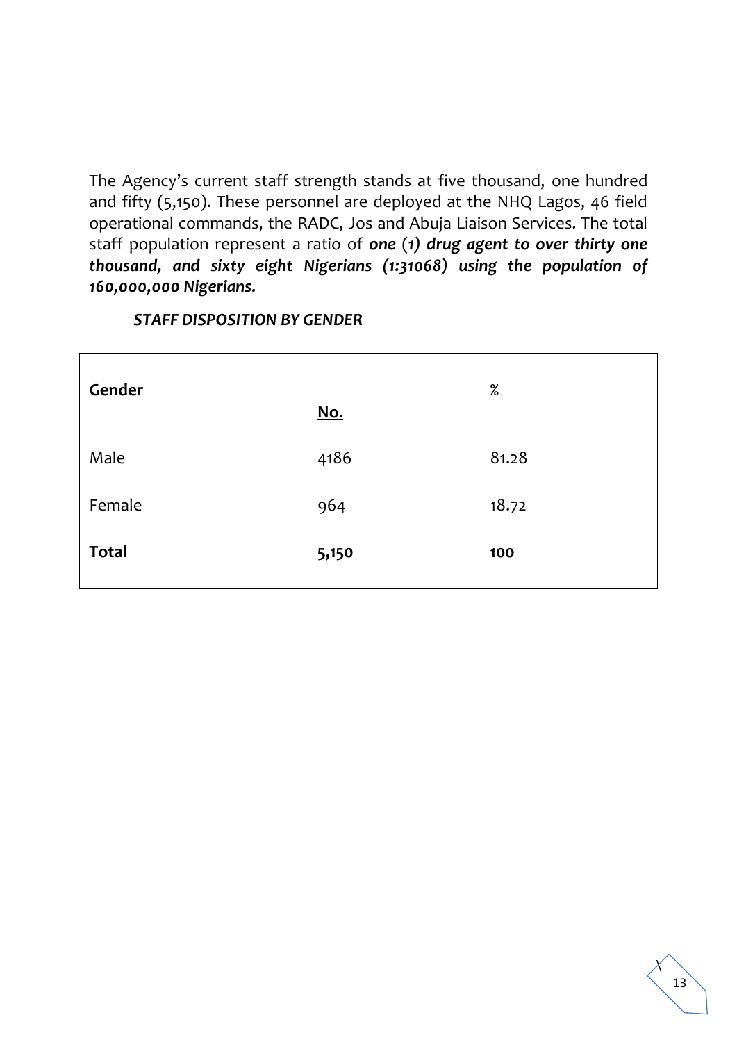The Agency's current staff strength stands at five thousand, one hundred and fifty (5,150). These personnel are deployed at the NHQ Lagos, 46 field operational commands, the RADC, Jos and Abuja Liaison Services. The total staff population represent a ratio of ***one* (*1) drug agent to over thirty one thousand, and sixty eight Nigerians (1:31068) using the population of 160,000,000 Nigerians.***

***STAFF DISPOSITION BY GENDER***

| Gender | No. | % |
|---|---|---|
| Male | 4186 | 81.28 |
| Female | 964 | 18.72 |
| **Total** | **5,150** | **100** |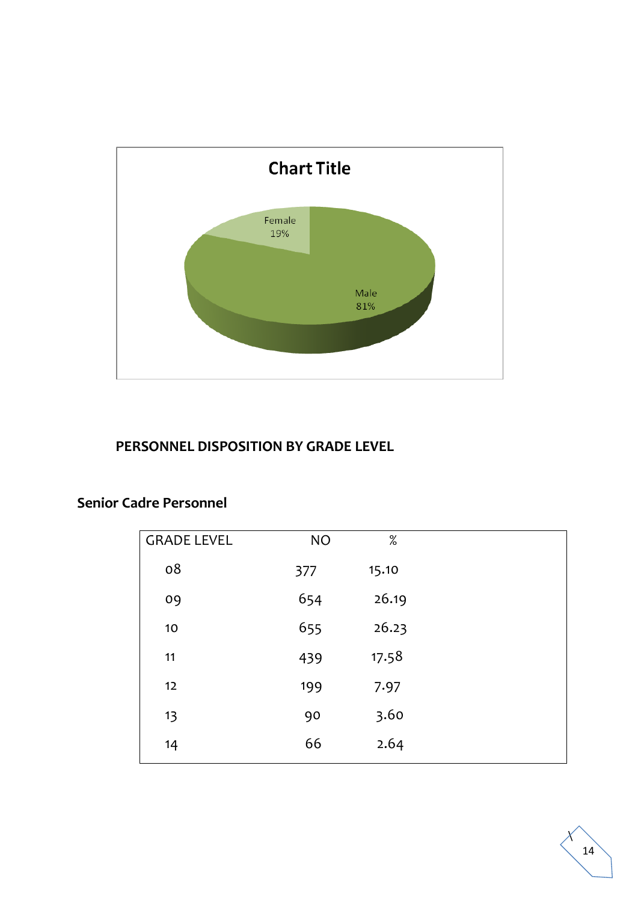Chart Title

Female 19%

Male 81%

**PERSONNEL DISPOSITION BY GRADE LEVEL**

**Senior Cadre Personnel**

| GRADE LEVEL | NO | % |
|---|---|---|
| 08 | 377 | 15.10 |
| 09 | 654 | 26.19 |
| 10 | 655 | 26.23 |
| 11 | 439 | 17.58 |
| 12 | 199 | 7.97 |
| 13 | 90 | 3.60 |
| 14 | 66 | 2.64 |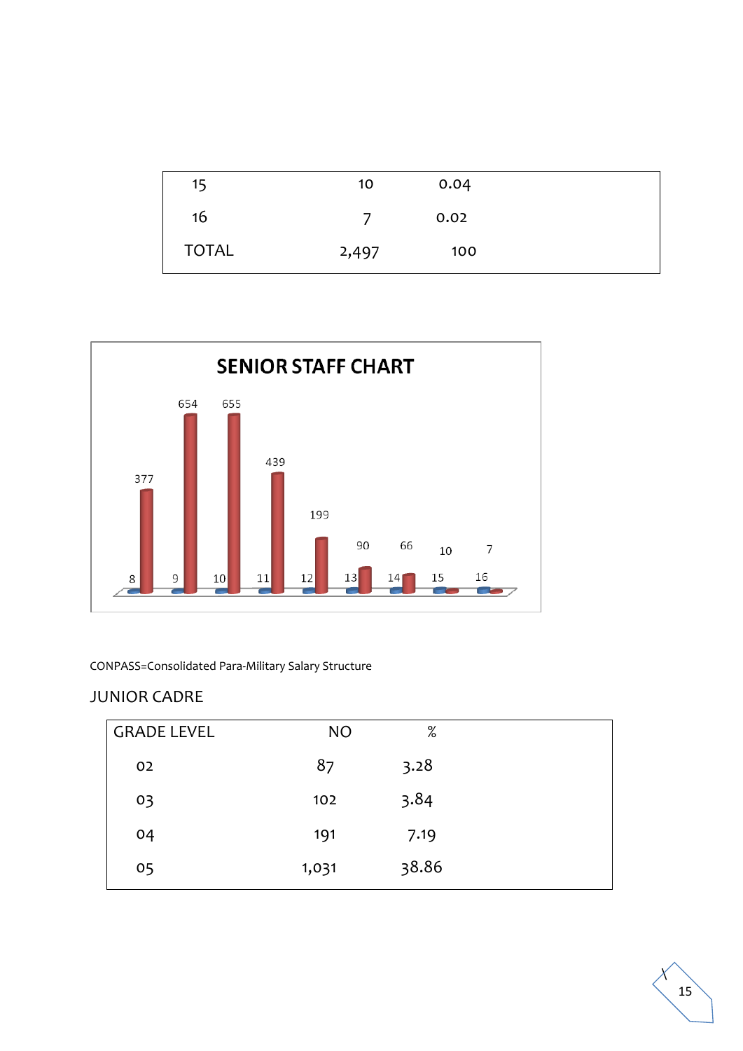| 15 | 10 | 0.04 |
|---|---|---|
| 16 | 7 | 0.02 |
| TOTAL | 2,497 | 100 |

**SENIOR STAFF CHART**

| Grade Level | 8 | 9 | 10 | 11 | 12 | 13 | 14 | 15 | 16 |
|---|---|---|---|---|---|---|---|---|---|
| No. | 377 | 654 | 655 | 439 | 199 | 90 | 66 | 10 | 7 |

CONPASS=Consolidated Para-Military Salary Structure

JUNIOR CADRE

| GRADE LEVEL | NO | % |
|---|---|---|
| 02 | 87 | 3.28 |
| 03 | 102 | 3.84 |
| 04 | 191 | 7.19 |
| 05 | 1,031 | 38.86 |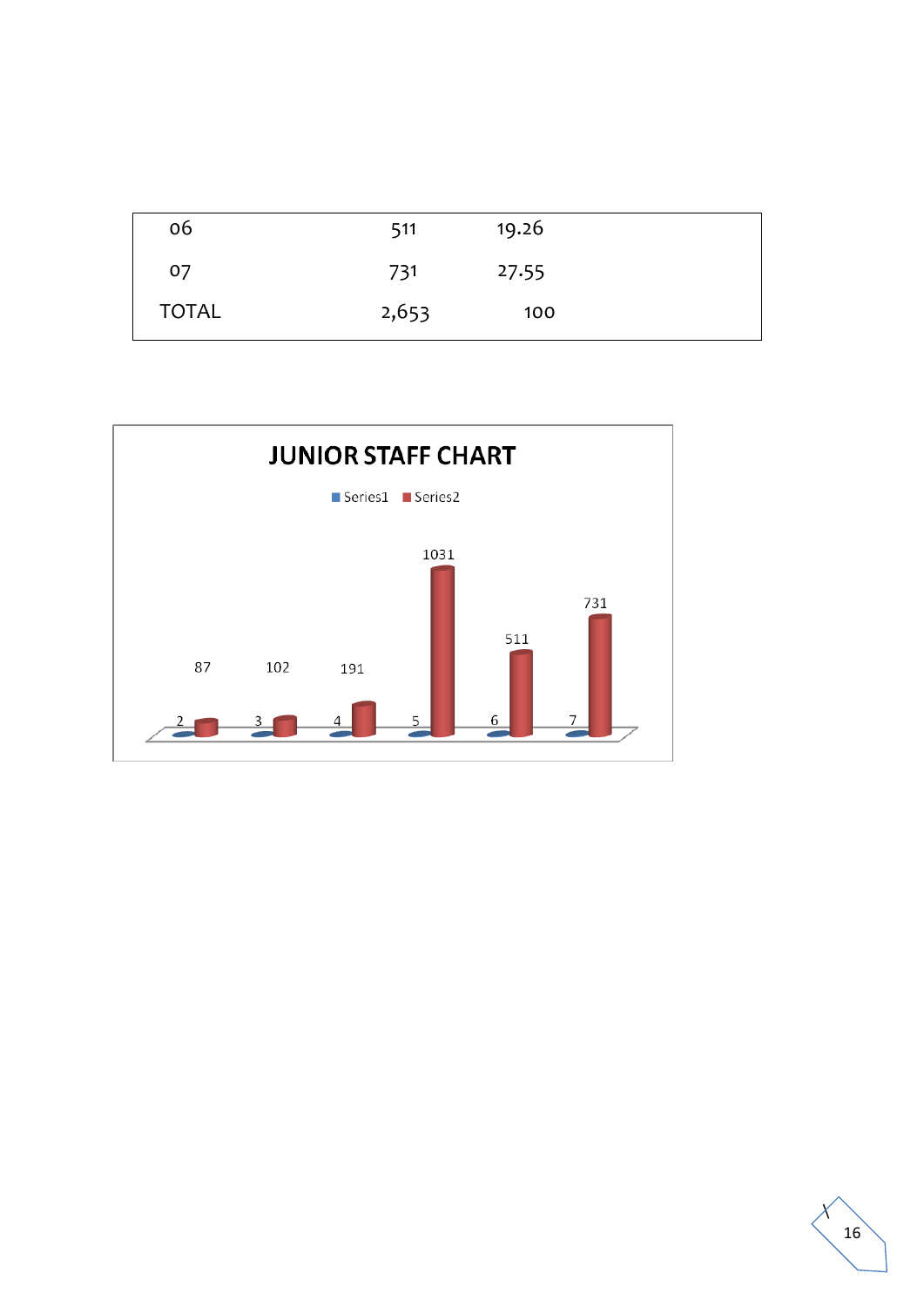| | | |
|---|---|---|
| 06 | 511 | 19.26 |
| 07 | 731 | 27.55 |
| TOTAL | 2,653 | 100 |

**JUNIOR STAFF CHART**

Series1 Series2

| | 2 | 3 | 4 | 5 | 6 | 7 |
|---|---|---|---|---|---|---|
| Series2 | 87 | 102 | 191 | 1031 | 511 | 731 |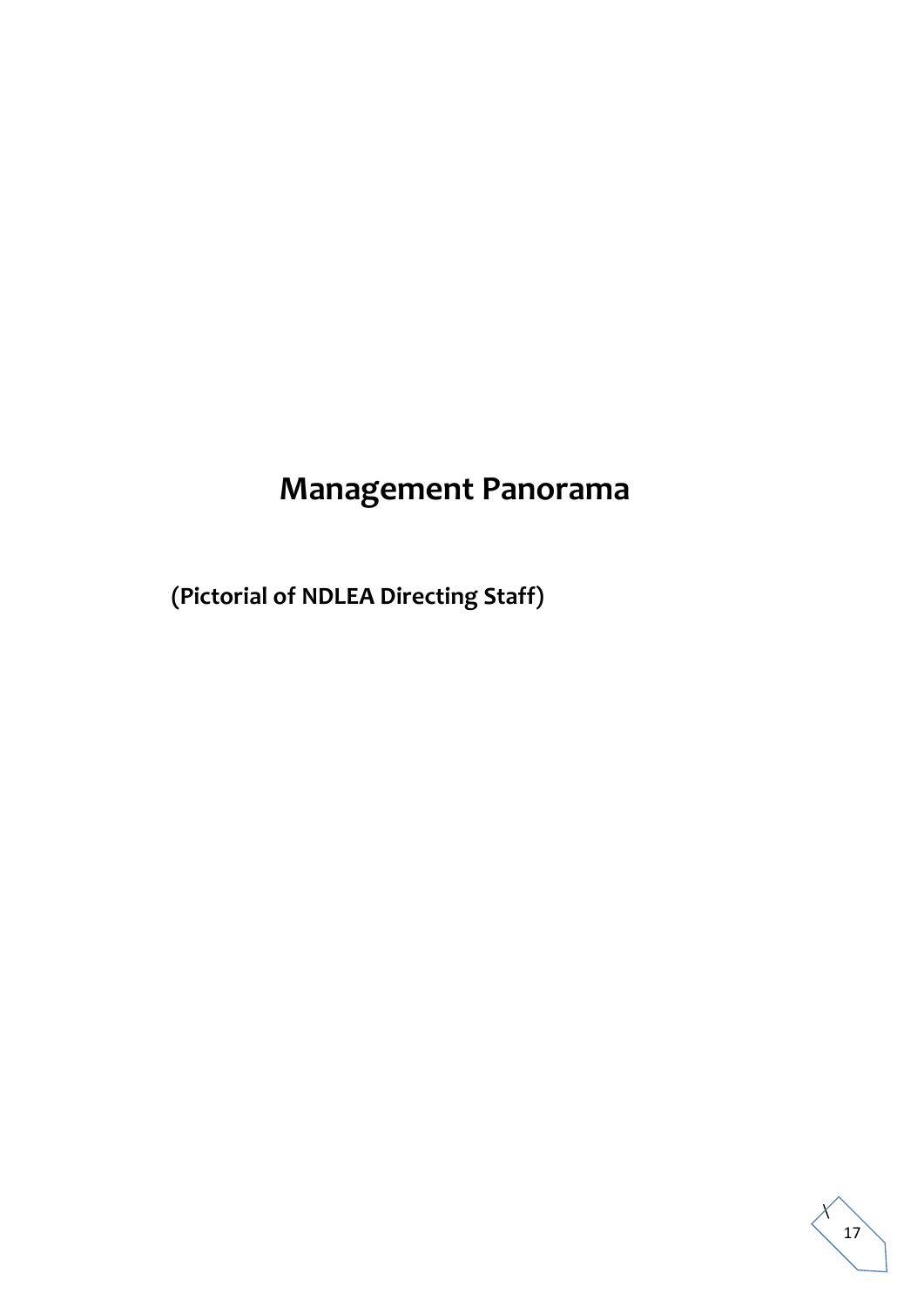# Management Panorama

**(Pictorial of NDLEA Directing Staff)**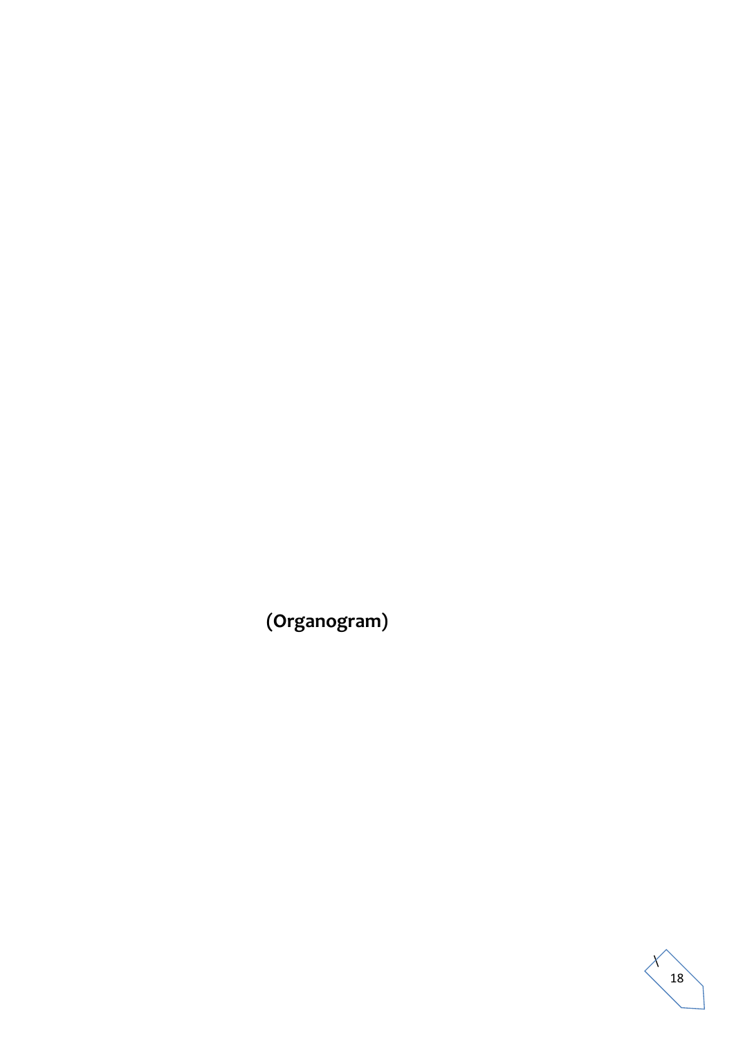**(Organogram)**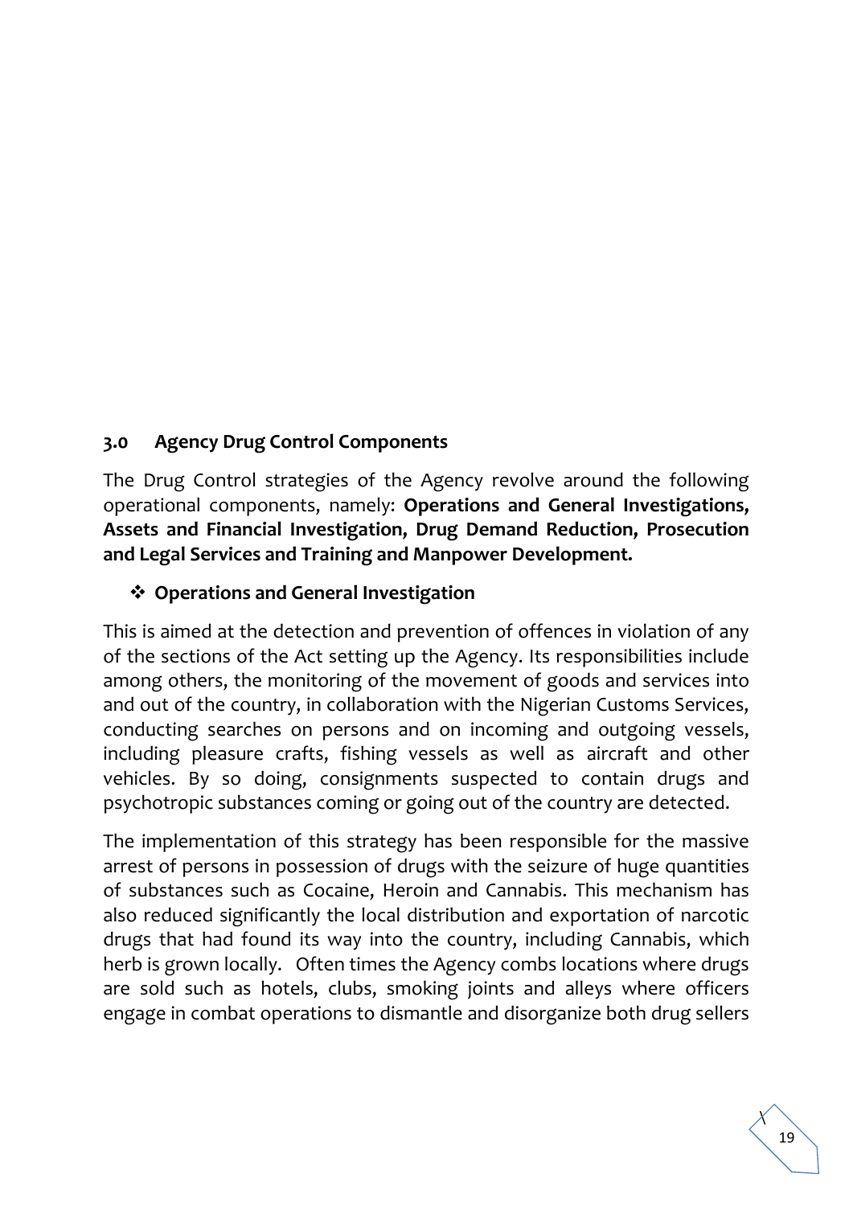## 3.0 Agency Drug Control Components

The Drug Control strategies of the Agency revolve around the following operational components, namely: **Operations and General Investigations, Assets and Financial Investigation, Drug Demand Reduction, Prosecution and Legal Services and Training and Manpower Development.**

- **Operations and General Investigation**

This is aimed at the detection and prevention of offences in violation of any of the sections of the Act setting up the Agency. Its responsibilities include among others, the monitoring of the movement of goods and services into and out of the country, in collaboration with the Nigerian Customs Services, conducting searches on persons and on incoming and outgoing vessels, including pleasure crafts, fishing vessels as well as aircraft and other vehicles. By so doing, consignments suspected to contain drugs and psychotropic substances coming or going out of the country are detected.

The implementation of this strategy has been responsible for the massive arrest of persons in possession of drugs with the seizure of huge quantities of substances such as Cocaine, Heroin and Cannabis. This mechanism has also reduced significantly the local distribution and exportation of narcotic drugs that had found its way into the country, including Cannabis, which herb is grown locally. Often times the Agency combs locations where drugs are sold such as hotels, clubs, smoking joints and alleys where officers engage in combat operations to dismantle and disorganize both drug sellers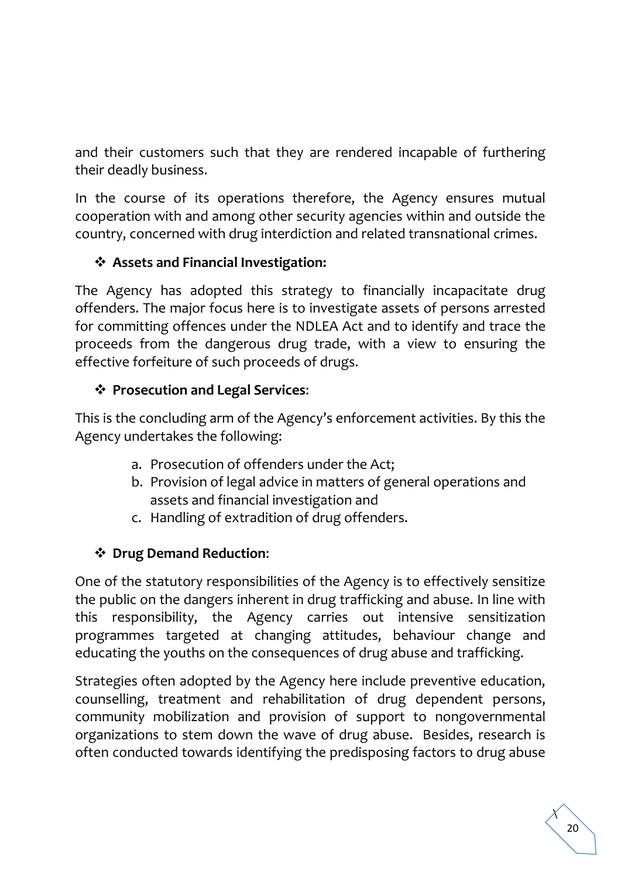and their customers such that they are rendered incapable of furthering their deadly business.

In the course of its operations therefore, the Agency ensures mutual cooperation with and among other security agencies within and outside the country, concerned with drug interdiction and related transnational crimes.

- **Assets and Financial Investigation:**

The Agency has adopted this strategy to financially incapacitate drug offenders. The major focus here is to investigate assets of persons arrested for committing offences under the NDLEA Act and to identify and trace the proceeds from the dangerous drug trade, with a view to ensuring the effective forfeiture of such proceeds of drugs.

- **Prosecution and Legal Services**:

This is the concluding arm of the Agency's enforcement activities. By this the Agency undertakes the following:

a. Prosecution of offenders under the Act;
b. Provision of legal advice in matters of general operations and assets and financial investigation and
c. Handling of extradition of drug offenders.

- **Drug Demand Reduction**:

One of the statutory responsibilities of the Agency is to effectively sensitize the public on the dangers inherent in drug trafficking and abuse. In line with this responsibility, the Agency carries out intensive sensitization programmes targeted at changing attitudes, behaviour change and educating the youths on the consequences of drug abuse and trafficking.

Strategies often adopted by the Agency here include preventive education, counselling, treatment and rehabilitation of drug dependent persons, community mobilization and provision of support to nongovernmental organizations to stem down the wave of drug abuse. Besides, research is often conducted towards identifying the predisposing factors to drug abuse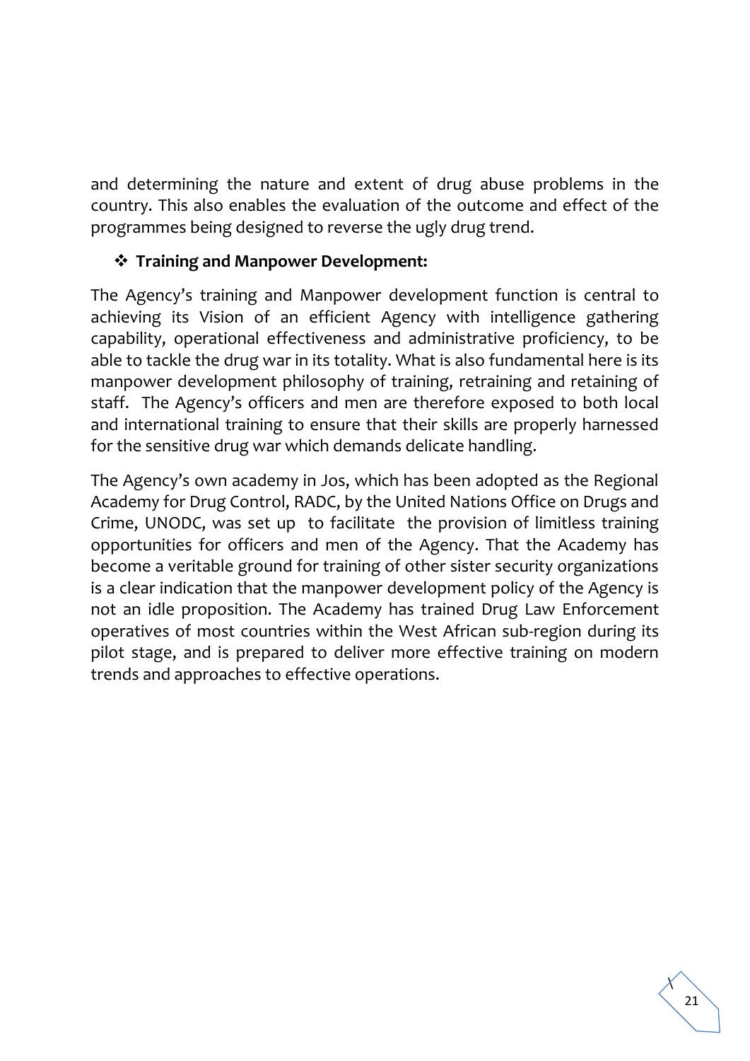and determining the nature and extent of drug abuse problems in the country. This also enables the evaluation of the outcome and effect of the programmes being designed to reverse the ugly drug trend.

- **Training and Manpower Development:**

The Agency's training and Manpower development function is central to achieving its Vision of an efficient Agency with intelligence gathering capability, operational effectiveness and administrative proficiency, to be able to tackle the drug war in its totality. What is also fundamental here is its manpower development philosophy of training, retraining and retaining of staff. The Agency's officers and men are therefore exposed to both local and international training to ensure that their skills are properly harnessed for the sensitive drug war which demands delicate handling.

The Agency's own academy in Jos, which has been adopted as the Regional Academy for Drug Control, RADC, by the United Nations Office on Drugs and Crime, UNODC, was set up to facilitate the provision of limitless training opportunities for officers and men of the Agency. That the Academy has become a veritable ground for training of other sister security organizations is a clear indication that the manpower development policy of the Agency is not an idle proposition. The Academy has trained Drug Law Enforcement operatives of most countries within the West African sub-region during its pilot stage, and is prepared to deliver more effective training on modern trends and approaches to effective operations.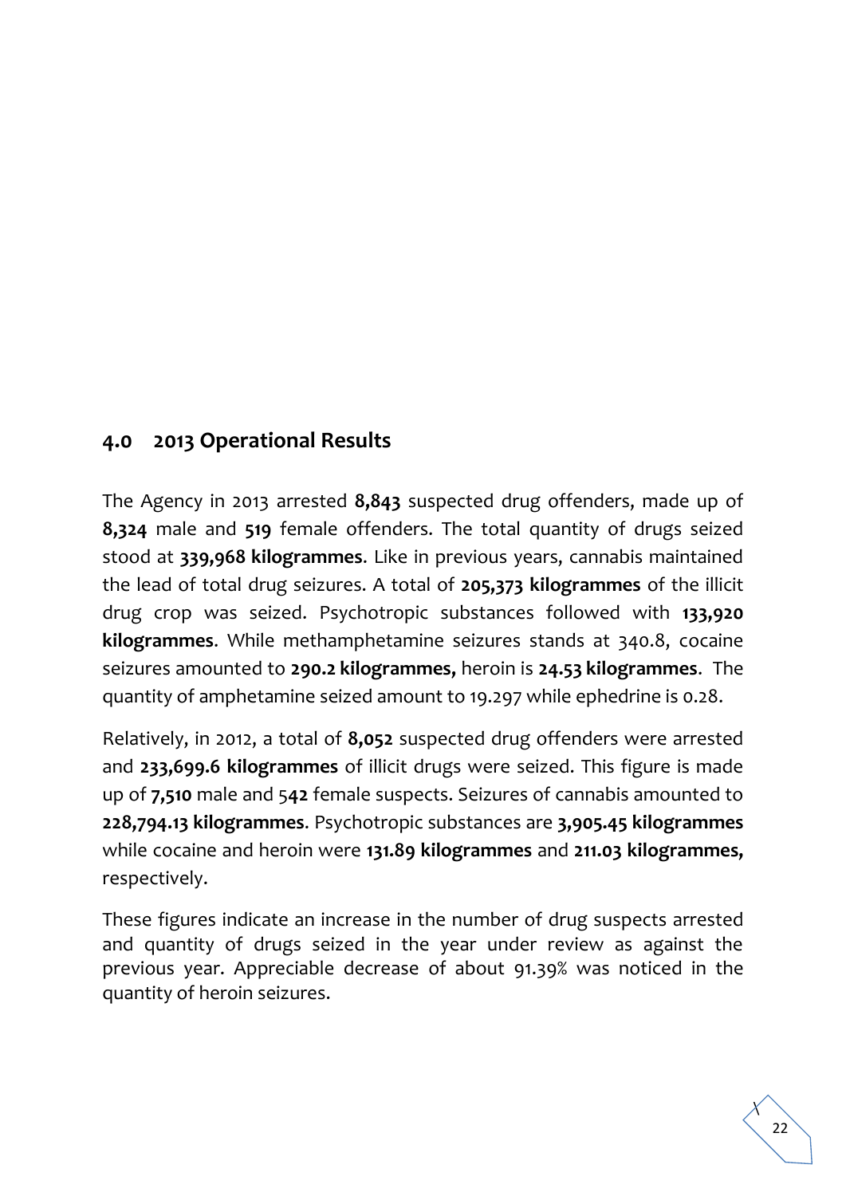## 4.0 2013 Operational Results

The Agency in 2013 arrested **8,843** suspected drug offenders, made up of **8,324** male and **519** female offenders. The total quantity of drugs seized stood at **339,968 kilogrammes**. Like in previous years, cannabis maintained the lead of total drug seizures. A total of **205,373 kilogrammes** of the illicit drug crop was seized. Psychotropic substances followed with **133,920 kilogrammes**. While methamphetamine seizures stands at 340.8, cocaine seizures amounted to **290.2 kilogrammes,** heroin is **24.53 kilogrammes**. The quantity of amphetamine seized amount to 19.297 while ephedrine is 0.28.

Relatively, in 2012, a total of **8,052** suspected drug offenders were arrested and **233,699.6 kilogrammes** of illicit drugs were seized. This figure is made up of **7,510** male and 5**42** female suspects. Seizures of cannabis amounted to **228,794.13 kilogrammes**. Psychotropic substances are **3,905.45 kilogrammes** while cocaine and heroin were **131.89 kilogrammes** and **211.03 kilogrammes,** respectively.

These figures indicate an increase in the number of drug suspects arrested and quantity of drugs seized in the year under review as against the previous year. Appreciable decrease of about 91.39% was noticed in the quantity of heroin seizures.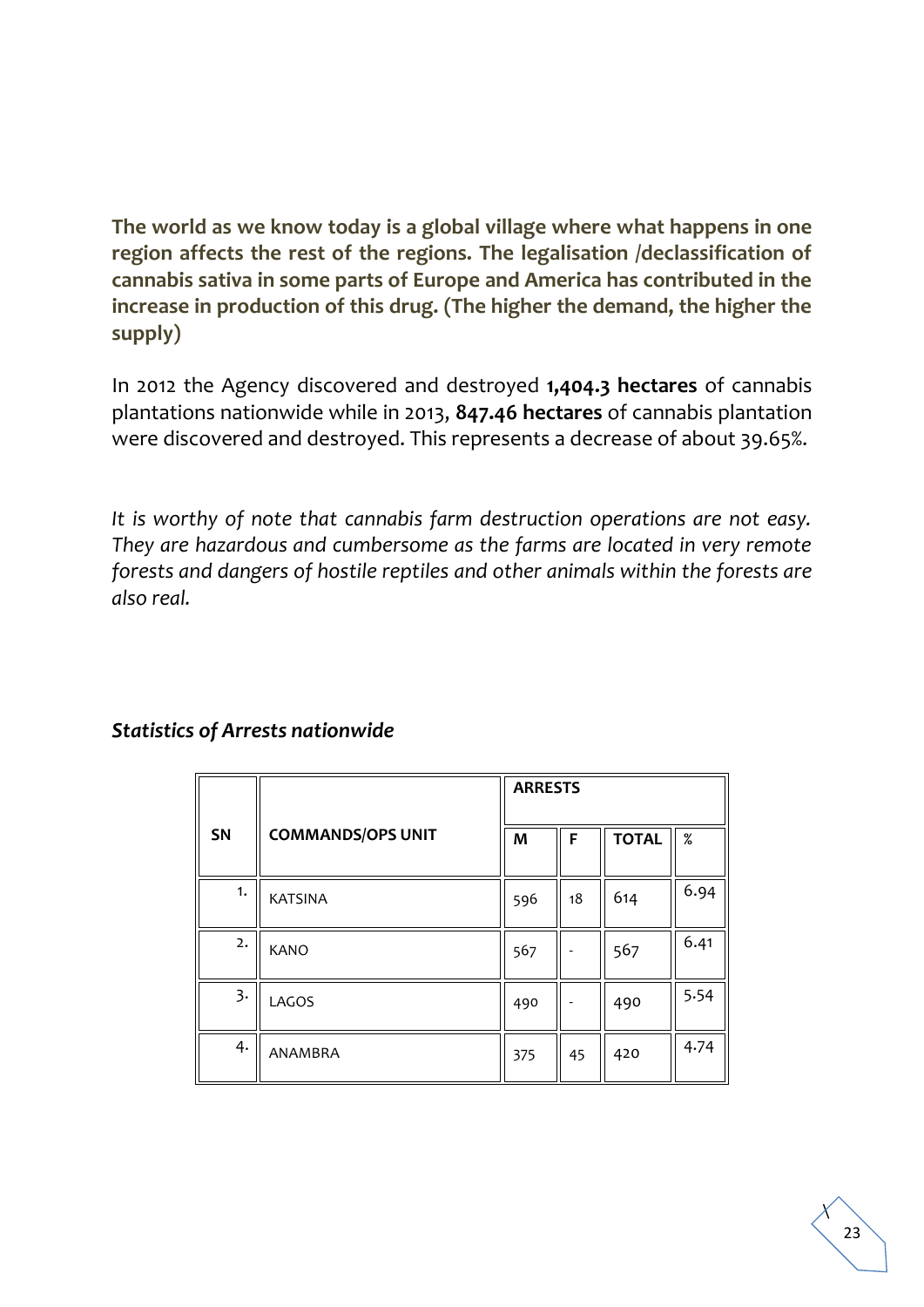**The world as we know today is a global village where what happens in one region affects the rest of the regions. The legalisation /declassification of cannabis sativa in some parts of Europe and America has contributed in the increase in production of this drug. (The higher the demand, the higher the supply)**

In 2012 the Agency discovered and destroyed **1,404.3 hectares** of cannabis plantations nationwide while in 2013, **847.46 hectares** of cannabis plantation were discovered and destroyed. This represents a decrease of about 39.65%.

*It is worthy of note that cannabis farm destruction operations are not easy. They are hazardous and cumbersome as the farms are located in very remote forests and dangers of hostile reptiles and other animals within the forests are also real.*

***Statistics of Arrests nationwide***

| SN | COMMANDS/OPS UNIT | ARRESTS | | | |
|---|---|---|---|---|---|
| | | M | F | TOTAL | % |
| 1. | KATSINA | 596 | 18 | 614 | 6.94 |
| 2. | KANO | 567 | - | 567 | 6.41 |
| 3. | LAGOS | 490 | - | 490 | 5.54 |
| 4. | ANAMBRA | 375 | 45 | 420 | 4.74 |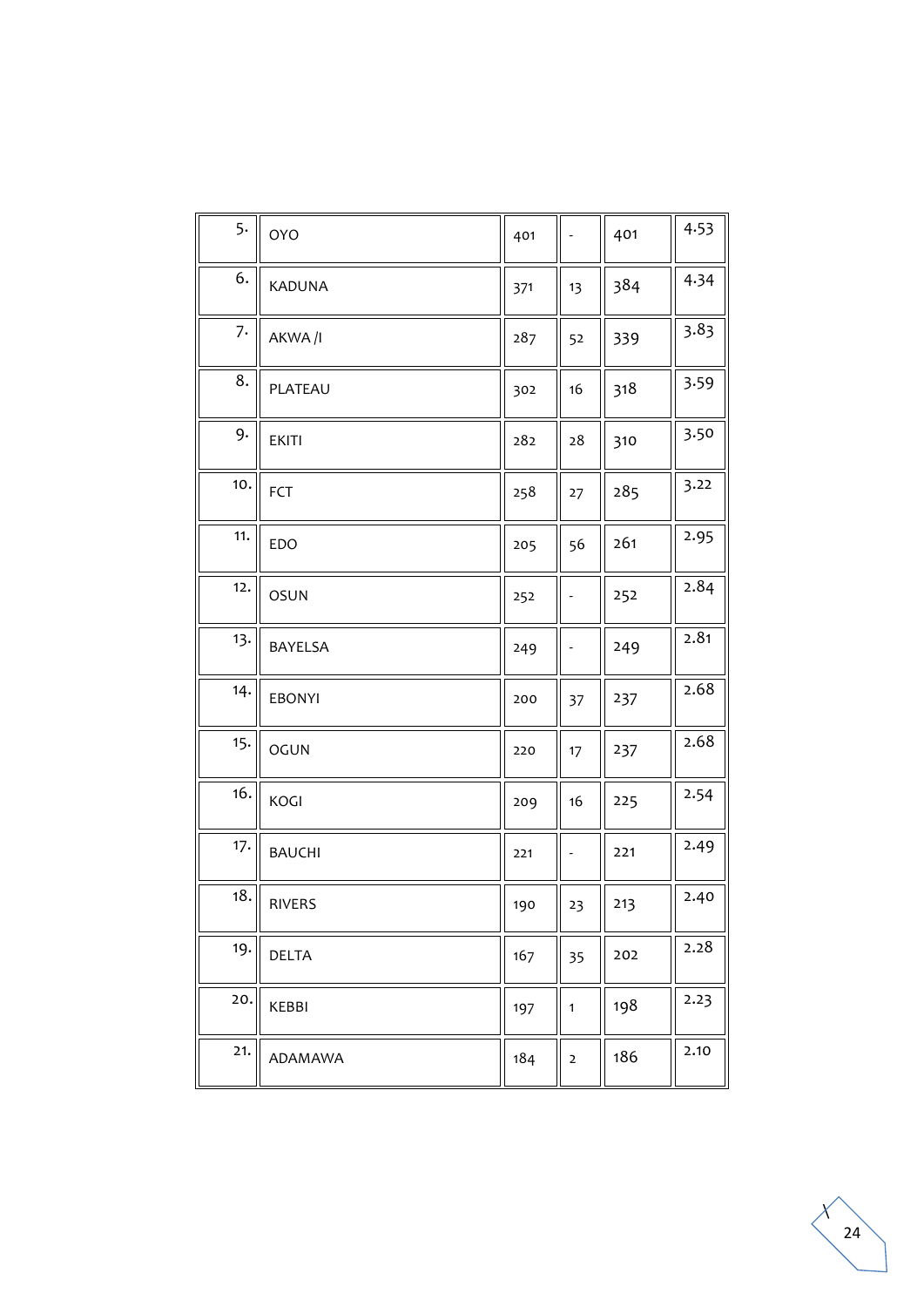| | | | | | |
|---|---|---|---|---|---|
| 5. | OYO | 401 | - | 401 | 4.53 |
| 6. | KADUNA | 371 | 13 | 384 | 4.34 |
| 7. | AKWA /I | 287 | 52 | 339 | 3.83 |
| 8. | PLATEAU | 302 | 16 | 318 | 3.59 |
| 9. | EKITI | 282 | 28 | 310 | 3.50 |
| 10. | FCT | 258 | 27 | 285 | 3.22 |
| 11. | EDO | 205 | 56 | 261 | 2.95 |
| 12. | OSUN | 252 | - | 252 | 2.84 |
| 13. | BAYELSA | 249 | - | 249 | 2.81 |
| 14. | EBONYI | 200 | 37 | 237 | 2.68 |
| 15. | OGUN | 220 | 17 | 237 | 2.68 |
| 16. | KOGI | 209 | 16 | 225 | 2.54 |
| 17. | BAUCHI | 221 | - | 221 | 2.49 |
| 18. | RIVERS | 190 | 23 | 213 | 2.40 |
| 19. | DELTA | 167 | 35 | 202 | 2.28 |
| 20. | KEBBI | 197 | 1 | 198 | 2.23 |
| 21. | ADAMAWA | 184 | 2 | 186 | 2.10 |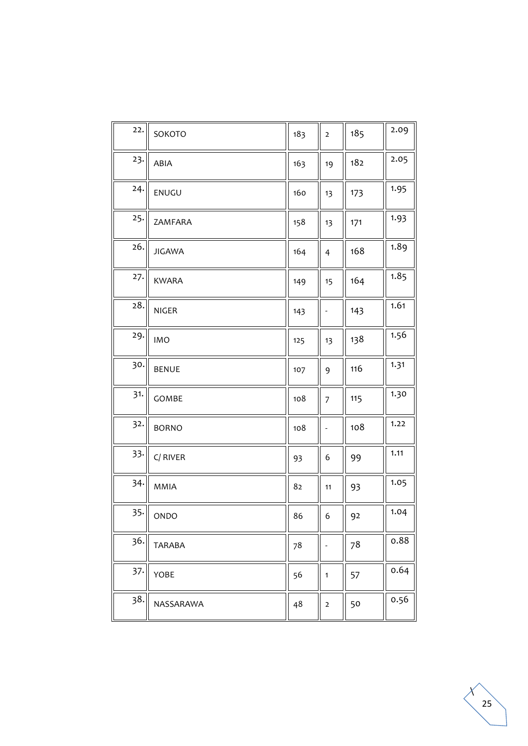| | | | | | |
|---|---|---|---|---|---|
| 22. | SOKOTO | 183 | 2 | 185 | 2.09 |
| 23. | ABIA | 163 | 19 | 182 | 2.05 |
| 24. | ENUGU | 160 | 13 | 173 | 1.95 |
| 25. | ZAMFARA | 158 | 13 | 171 | 1.93 |
| 26. | JIGAWA | 164 | 4 | 168 | 1.89 |
| 27. | KWARA | 149 | 15 | 164 | 1.85 |
| 28. | NIGER | 143 | - | 143 | 1.61 |
| 29. | IMO | 125 | 13 | 138 | 1.56 |
| 30. | BENUE | 107 | 9 | 116 | 1.31 |
| 31. | GOMBE | 108 | 7 | 115 | 1.30 |
| 32. | BORNO | 108 | - | 108 | 1.22 |
| 33. | C/ RIVER | 93 | 6 | 99 | 1.11 |
| 34. | MMIA | 82 | 11 | 93 | 1.05 |
| 35. | ONDO | 86 | 6 | 92 | 1.04 |
| 36. | TARABA | 78 | - | 78 | 0.88 |
| 37. | YOBE | 56 | 1 | 57 | 0.64 |
| 38. | NASSARAWA | 48 | 2 | 50 | 0.56 |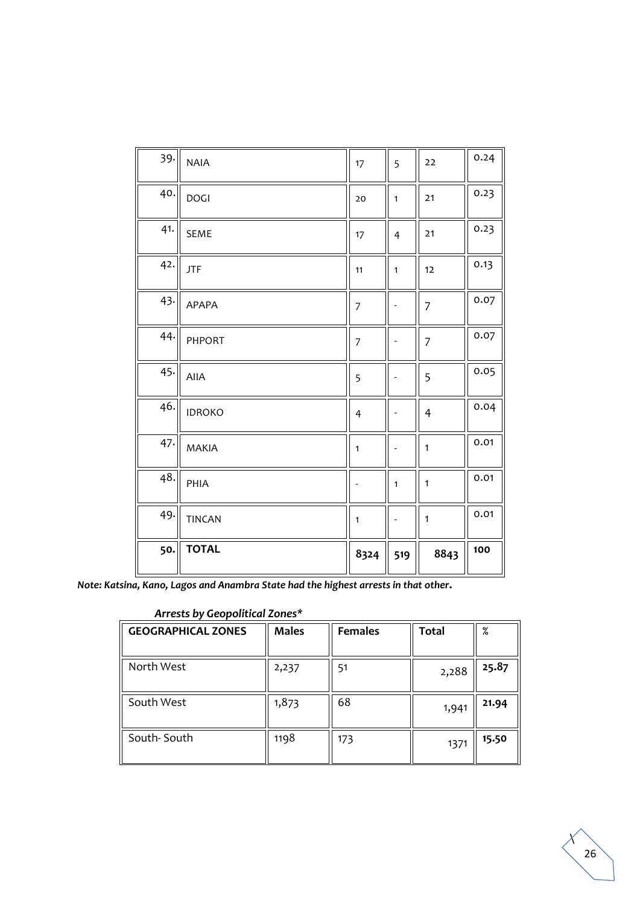| | | | | | |
|---|---|---|---|---|---|
| 39. | NAIA | 17 | 5 | 22 | 0.24 |
| 40. | DOGI | 20 | 1 | 21 | 0.23 |
| 41. | SEME | 17 | 4 | 21 | 0.23 |
| 42. | JTF | 11 | 1 | 12 | 0.13 |
| 43. | APAPA | 7 | - | 7 | 0.07 |
| 44. | PHPORT | 7 | - | 7 | 0.07 |
| 45. | AIIA | 5 | - | 5 | 0.05 |
| 46. | IDROKO | 4 | - | 4 | 0.04 |
| 47. | MAKIA | 1 | - | 1 | 0.01 |
| 48. | PHIA | - | 1 | 1 | 0.01 |
| 49. | TINCAN | 1 | - | 1 | 0.01 |
| **50.** | **TOTAL** | **8324** | **519** | **8843** | **100** |

***Note: Katsina, Kano, Lagos and Anambra State had the highest arrests in that other.***

***Arrests by Geopolitical Zones****

| **GEOGRAPHICAL ZONES** | **Males** | **Females** | **Total** | **%** |
|---|---|---|---|---|
| North West | 2,237 | 51 | 2,288 | **25.87** |
| South West | 1,873 | 68 | 1,941 | **21.94** |
| South- South | 1198 | 173 | 1371 | **15.50** |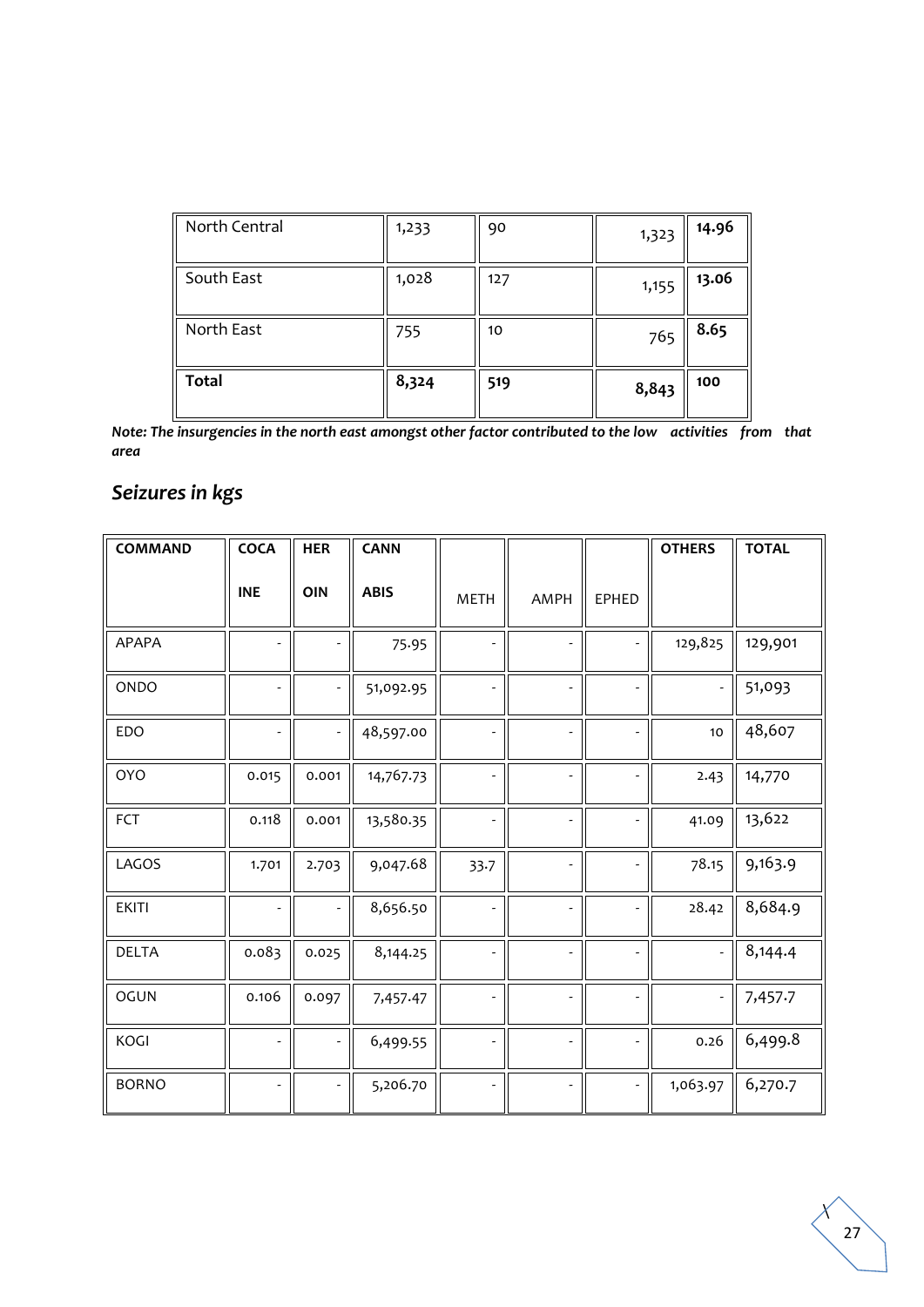| North Central | 1,233 | 90 | 1,323 | **14.96** |
|---|---|---|---|---|
| South East | 1,028 | 127 | 1,155 | **13.06** |
| North East | 755 | 10 | 765 | **8.65** |
| **Total** | **8,324** | **519** | **8,843** | **100** |

***Note: The insurgencies in the north east amongst other factor contributed to the low activities from that area***

## *Seizures in kgs*

| COMMAND | COCAINE | HEROIN | CANNABIS | METH | AMPH | EPHED | OTHERS | TOTAL |
|---|---|---|---|---|---|---|---|---|
| APAPA | - | - | 75.95 | - | - | - | 129,825 | 129,901 |
| ONDO | - | - | 51,092.95 | - | - | - | - | 51,093 |
| EDO | - | - | 48,597.00 | - | - | - | 10 | 48,607 |
| OYO | 0.015 | 0.001 | 14,767.73 | - | - | - | 2.43 | 14,770 |
| FCT | 0.118 | 0.001 | 13,580.35 | - | - | - | 41.09 | 13,622 |
| LAGOS | 1.701 | 2.703 | 9,047.68 | 33.7 | - | - | 78.15 | 9,163.9 |
| EKITI | - | - | 8,656.50 | - | - | - | 28.42 | 8,684.9 |
| DELTA | 0.083 | 0.025 | 8,144.25 | - | - | - | - | 8,144.4 |
| OGUN | 0.106 | 0.097 | 7,457.47 | - | - | - | - | 7,457.7 |
| KOGI | - | - | 6,499.55 | - | - | - | 0.26 | 6,499.8 |
| BORNO | - | - | 5,206.70 | - | - | - | 1,063.97 | 6,270.7 |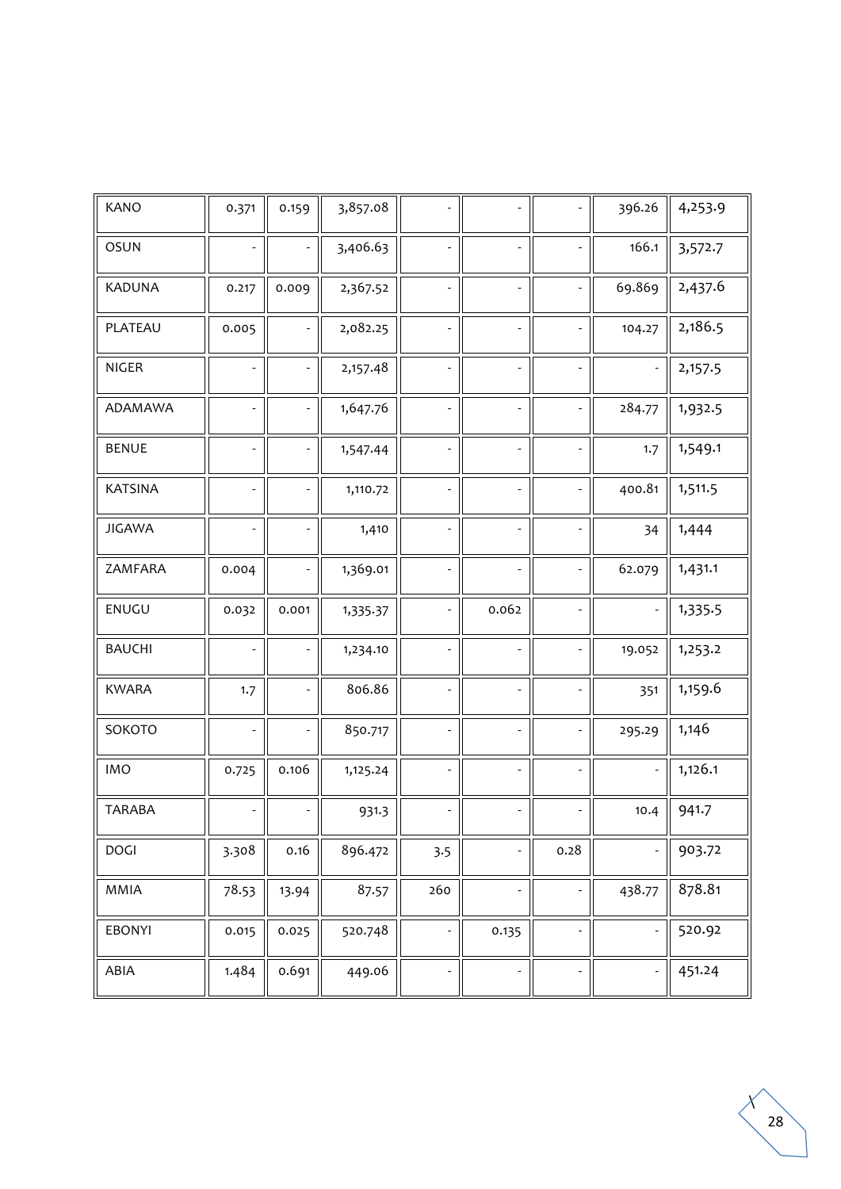| KANO | 0.371 | 0.159 | 3,857.08 | - | - | - | 396.26 | 4,253.9 |
|---|---|---|---|---|---|---|---|---|
| OSUN | - | - | 3,406.63 | - | - | - | 166.1 | 3,572.7 |
| KADUNA | 0.217 | 0.009 | 2,367.52 | - | - | - | 69.869 | 2,437.6 |
| PLATEAU | 0.005 | - | 2,082.25 | - | - | - | 104.27 | 2,186.5 |
| NIGER | - | - | 2,157.48 | - | - | - | - | 2,157.5 |
| ADAMAWA | - | - | 1,647.76 | - | - | - | 284.77 | 1,932.5 |
| BENUE | - | - | 1,547.44 | - | - | - | 1.7 | 1,549.1 |
| KATSINA | - | - | 1,110.72 | - | - | - | 400.81 | 1,511.5 |
| JIGAWA | - | - | 1,410 | - | - | - | 34 | 1,444 |
| ZAMFARA | 0.004 | - | 1,369.01 | - | - | - | 62.079 | 1,431.1 |
| ENUGU | 0.032 | 0.001 | 1,335.37 | - | 0.062 | - | - | 1,335.5 |
| BAUCHI | - | - | 1,234.10 | - | - | - | 19.052 | 1,253.2 |
| KWARA | 1.7 | - | 806.86 | - | - | - | 351 | 1,159.6 |
| SOKOTO | - | - | 850.717 | - | - | - | 295.29 | 1,146 |
| IMO | 0.725 | 0.106 | 1,125.24 | - | - | - | - | 1,126.1 |
| TARABA | - | - | 931.3 | - | - | - | 10.4 | 941.7 |
| DOGI | 3.308 | 0.16 | 896.472 | 3.5 | - | 0.28 | - | 903.72 |
| MMIA | 78.53 | 13.94 | 87.57 | 260 | - | - | 438.77 | 878.81 |
| EBONYI | 0.015 | 0.025 | 520.748 | - | 0.135 | - | - | 520.92 |
| ABIA | 1.484 | 0.691 | 449.06 | - | - | - | - | 451.24 |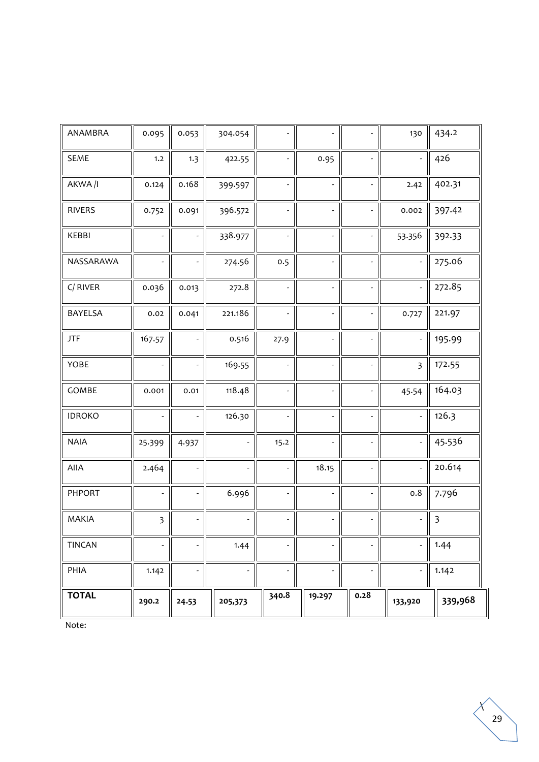| | | | | | | | | |
|---|---|---|---|---|---|---|---|---|
| ANAMBRA | 0.095 | 0.053 | 304.054 | - | - | - | 130 | 434.2 |
| SEME | 1.2 | 1.3 | 422.55 | - | 0.95 | - | - | 426 |
| AKWA /I | 0.124 | 0.168 | 399.597 | - | - | - | 2.42 | 402.31 |
| RIVERS | 0.752 | 0.091 | 396.572 | - | - | - | 0.002 | 397.42 |
| KEBBI | - | - | 338.977 | - | - | - | 53.356 | 392.33 |
| NASSARAWA | - | - | 274.56 | 0.5 | - | - | - | 275.06 |
| C/ RIVER | 0.036 | 0.013 | 272.8 | - | - | - | - | 272.85 |
| BAYELSA | 0.02 | 0.041 | 221.186 | - | - | - | 0.727 | 221.97 |
| JTF | 167.57 | - | 0.516 | 27.9 | - | - | - | 195.99 |
| YOBE | - | - | 169.55 | - | - | - | 3 | 172.55 |
| GOMBE | 0.001 | 0.01 | 118.48 | - | - | - | 45.54 | 164.03 |
| IDROKO | - | - | 126.30 | - | - | - | - | 126.3 |
| NAIA | 25.399 | 4.937 | - | 15.2 | - | - | - | 45.536 |
| AIIA | 2.464 | - | - | - | 18.15 | - | - | 20.614 |
| PHPORT | - | - | 6.996 | - | - | - | 0.8 | 7.796 |
| MAKIA | 3 | - | - | - | - | - | - | 3 |
| TINCAN | - | - | 1.44 | - | - | - | - | 1.44 |
| PHIA | 1.142 | - | - | - | - | - | - | 1.142 |
| **TOTAL** | **290.2** | **24.53** | **205,373** | **340.8** | **19.297** | **0.28** | **133,920** | **339,968** |

Note: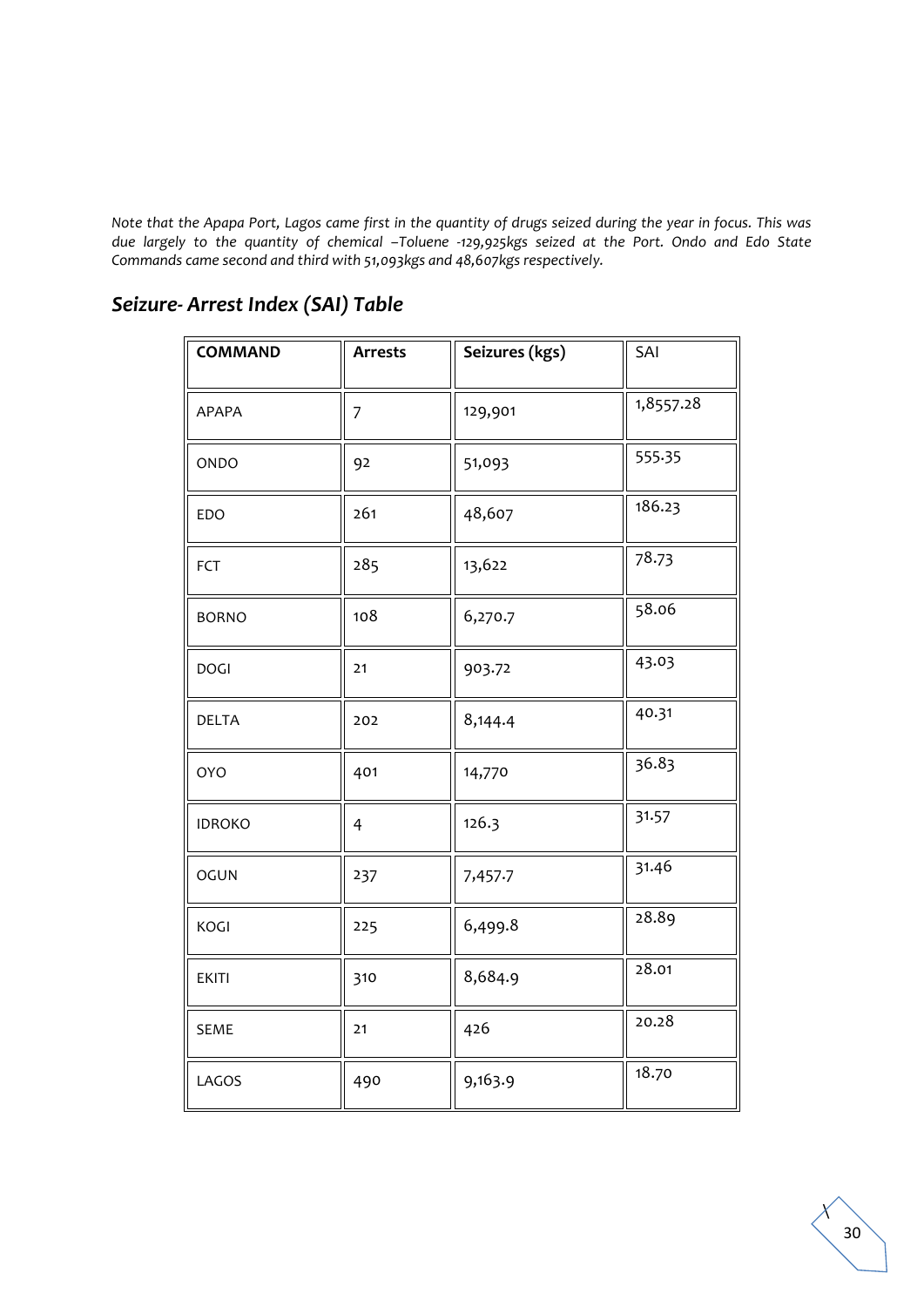*Note that the Apapa Port, Lagos came first in the quantity of drugs seized during the year in focus. This was due largely to the quantity of chemical –Toluene -129,925kgs seized at the Port. Ondo and Edo State Commands came second and third with 51,093kgs and 48,607kgs respectively.*

## *Seizure- Arrest Index (SAI) Table*

| COMMAND | Arrests | Seizures (kgs) | SAI |
|---|---|---|---|
| APAPA | 7 | 129,901 | 1,8557.28 |
| ONDO | 92 | 51,093 | 555.35 |
| EDO | 261 | 48,607 | 186.23 |
| FCT | 285 | 13,622 | 78.73 |
| BORNO | 108 | 6,270.7 | 58.06 |
| DOGI | 21 | 903.72 | 43.03 |
| DELTA | 202 | 8,144.4 | 40.31 |
| OYO | 401 | 14,770 | 36.83 |
| IDROKO | 4 | 126.3 | 31.57 |
| OGUN | 237 | 7,457.7 | 31.46 |
| KOGI | 225 | 6,499.8 | 28.89 |
| EKITI | 310 | 8,684.9 | 28.01 |
| SEME | 21 | 426 | 20.28 |
| LAGOS | 490 | 9,163.9 | 18.70 |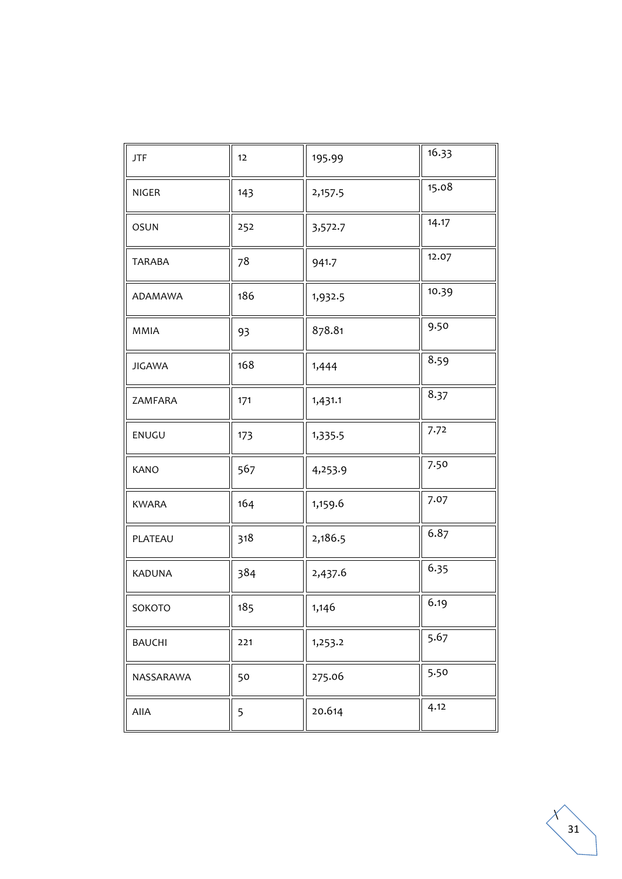| JTF | 12 | 195.99 | 16.33 |
|---|---|---|---|
| NIGER | 143 | 2,157.5 | 15.08 |
| OSUN | 252 | 3,572.7 | 14.17 |
| TARABA | 78 | 941.7 | 12.07 |
| ADAMAWA | 186 | 1,932.5 | 10.39 |
| MMIA | 93 | 878.81 | 9.50 |
| JIGAWA | 168 | 1,444 | 8.59 |
| ZAMFARA | 171 | 1,431.1 | 8.37 |
| ENUGU | 173 | 1,335.5 | 7.72 |
| KANO | 567 | 4,253.9 | 7.50 |
| KWARA | 164 | 1,159.6 | 7.07 |
| PLATEAU | 318 | 2,186.5 | 6.87 |
| KADUNA | 384 | 2,437.6 | 6.35 |
| SOKOTO | 185 | 1,146 | 6.19 |
| BAUCHI | 221 | 1,253.2 | 5.67 |
| NASSARAWA | 50 | 275.06 | 5.50 |
| AIIA | 5 | 20.614 | 4.12 |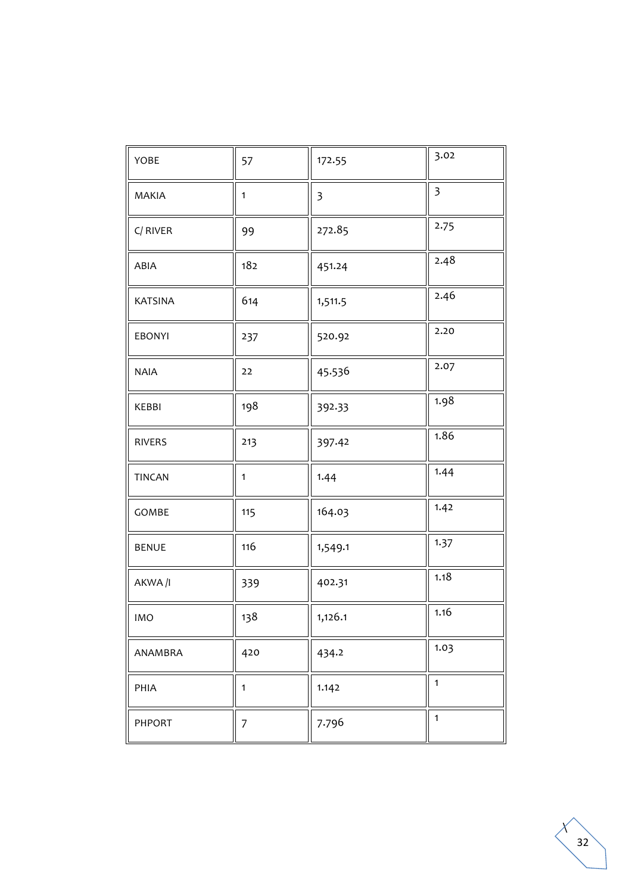| YOBE | 57 | 172.55 | 3.02 |
|---|---|---|---|
| MAKIA | 1 | 3 | 3 |
| C/ RIVER | 99 | 272.85 | 2.75 |
| ABIA | 182 | 451.24 | 2.48 |
| KATSINA | 614 | 1,511.5 | 2.46 |
| EBONYI | 237 | 520.92 | 2.20 |
| NAIA | 22 | 45.536 | 2.07 |
| KEBBI | 198 | 392.33 | 1.98 |
| RIVERS | 213 | 397.42 | 1.86 |
| TINCAN | 1 | 1.44 | 1.44 |
| GOMBE | 115 | 164.03 | 1.42 |
| BENUE | 116 | 1,549.1 | 1.37 |
| AKWA /I | 339 | 402.31 | 1.18 |
| IMO | 138 | 1,126.1 | 1.16 |
| ANAMBRA | 420 | 434.2 | 1.03 |
| PHIA | 1 | 1.142 | 1 |
| PHPORT | 7 | 7.796 | 1 |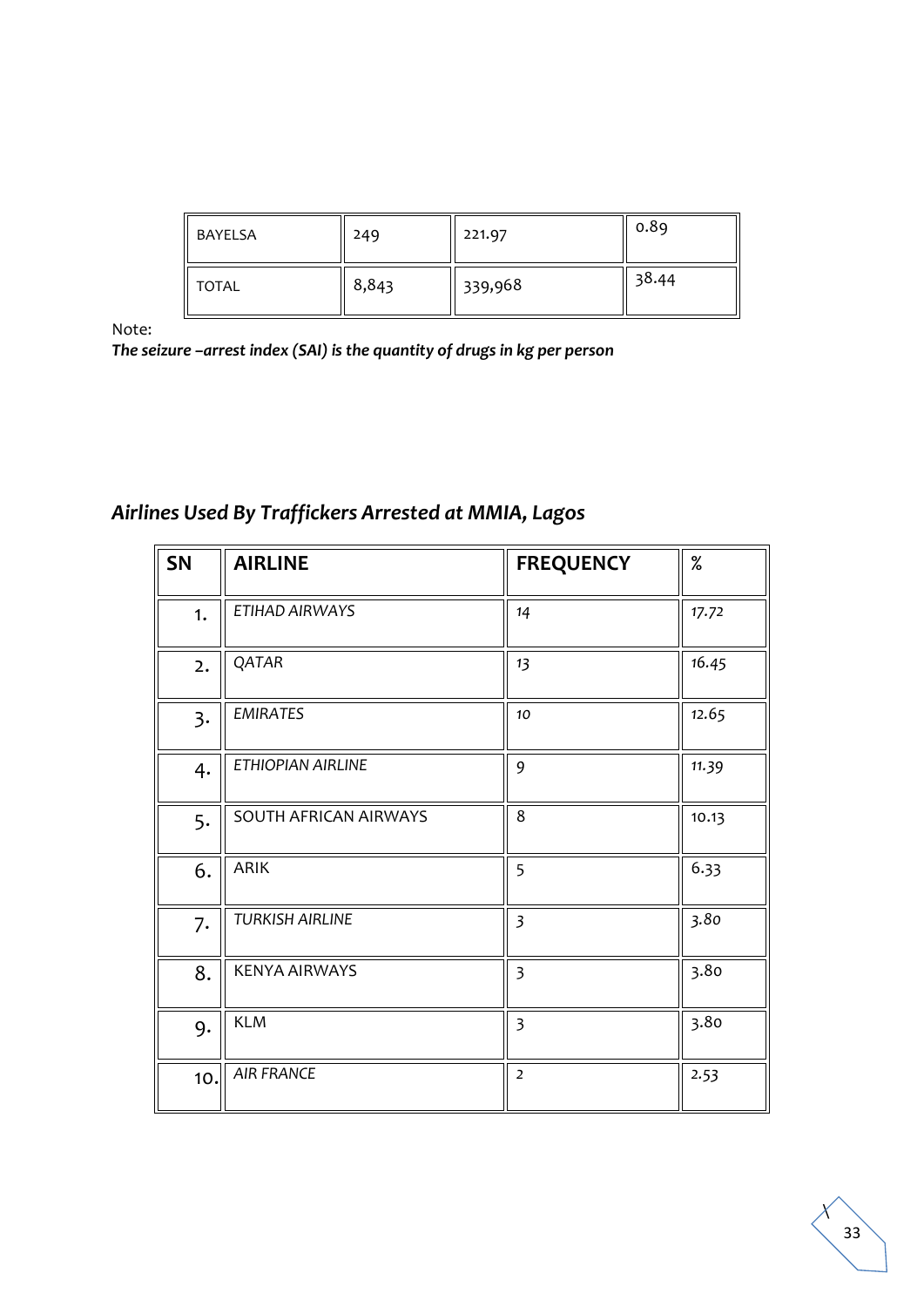| BAYELSA | 249 | 221.97 | 0.89 |
|---|---|---|---|
| TOTAL | 8,843 | 339,968 | 38.44 |

Note:
***The seizure –arrest index (SAI) is the quantity of drugs in kg per person***

## *Airlines Used By Traffickers Arrested at MMIA, Lagos*

| SN | AIRLINE | FREQUENCY | % |
|---|---|---|---|
| 1. | *ETIHAD AIRWAYS* | *14* | *17.72* |
| 2. | *QATAR* | *13* | *16.45* |
| 3. | *EMIRATES* | *10* | *12.65* |
| 4. | *ETHIOPIAN AIRLINE* | *9* | *11.39* |
| 5. | SOUTH AFRICAN AIRWAYS | 8 | 10.13 |
| 6. | ARIK | 5 | 6.33 |
| 7. | *TURKISH AIRLINE* | *3* | *3.80* |
| 8. | KENYA AIRWAYS | 3 | 3.80 |
| 9. | KLM | 3 | 3.80 |
| 10. | *AIR FRANCE* | *2* | *2.53* |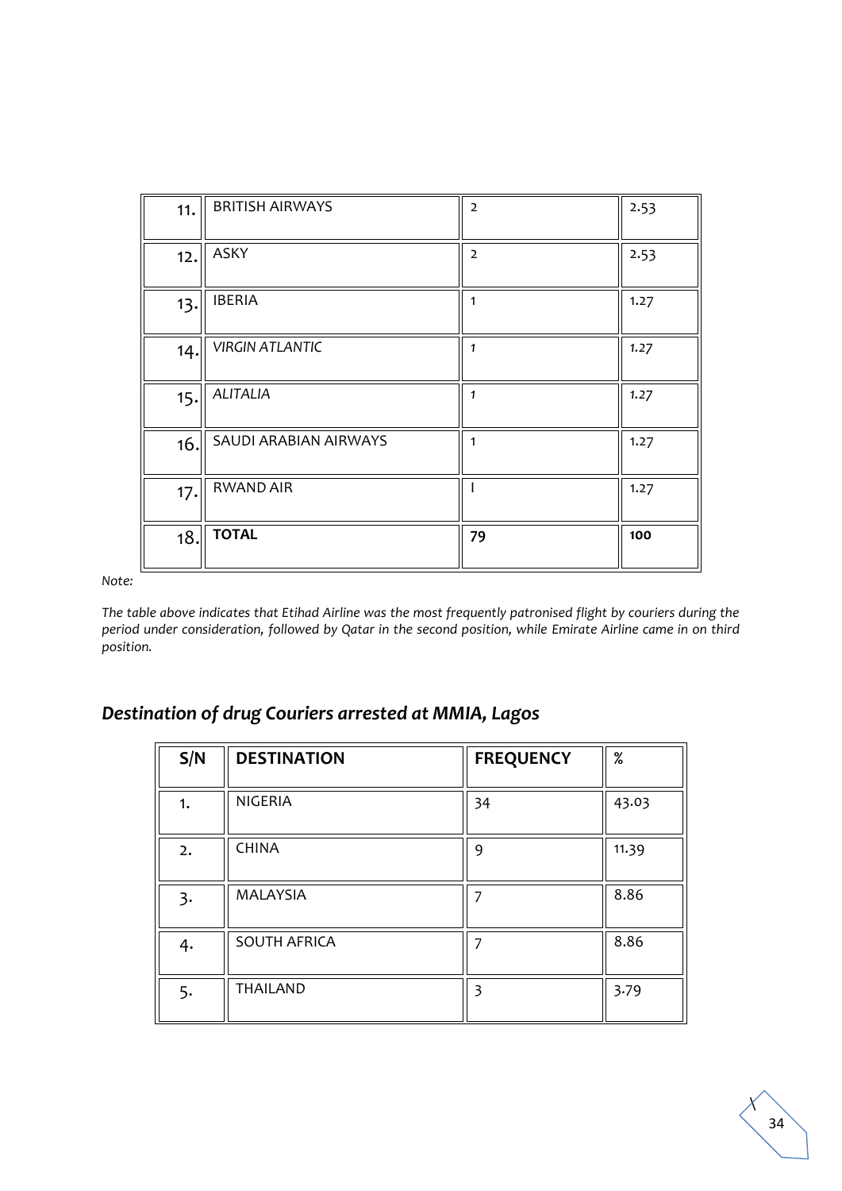| 11. | BRITISH AIRWAYS | 2 | 2.53 |
|---|---|---|---|
| 12. | ASKY | 2 | 2.53 |
| 13. | IBERIA | 1 | 1.27 |
| 14. | *VIRGIN ATLANTIC* | *1* | *1.27* |
| 15. | *ALITALIA* | *1* | *1.27* |
| 16. | SAUDI ARABIAN AIRWAYS | 1 | 1.27 |
| 17. | RWAND AIR | I | 1.27 |
| 18. | **TOTAL** | **79** | **100** |

*Note:*

*The table above indicates that Etihad Airline was the most frequently patronised flight by couriers during the period under consideration, followed by Qatar in the second position, while Emirate Airline came in on third position.*

## *Destination of drug Couriers arrested at MMIA, Lagos*

| S/N | DESTINATION | FREQUENCY | % |
|---|---|---|---|
| 1. | NIGERIA | 34 | 43.03 |
| 2. | CHINA | 9 | 11.39 |
| 3. | MALAYSIA | 7 | 8.86 |
| 4. | SOUTH AFRICA | 7 | 8.86 |
| 5. | THAILAND | 3 | 3.79 |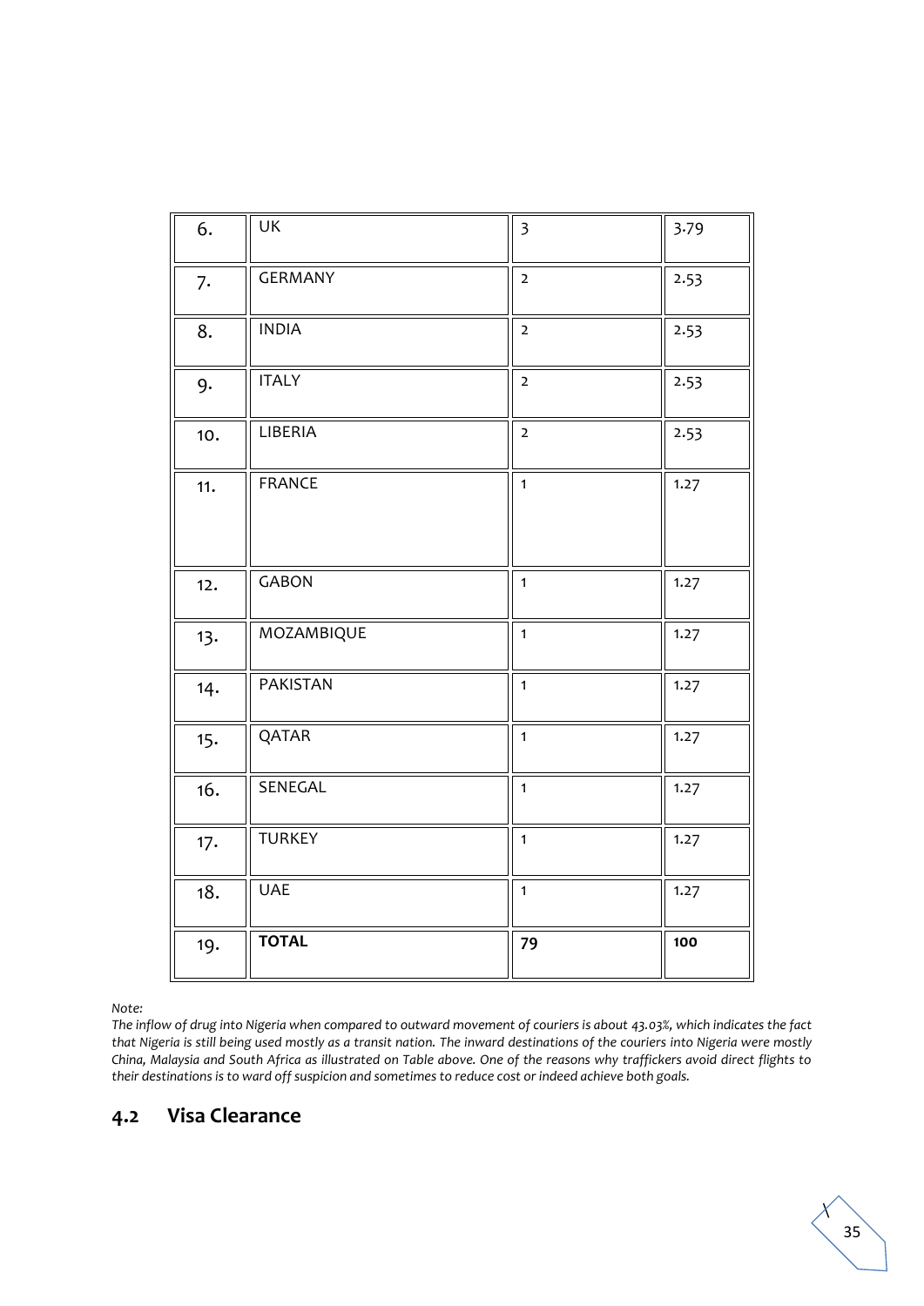| | | | |
|---|---|---|---|
| 6. | UK | 3 | 3.79 |
| 7. | GERMANY | 2 | 2.53 |
| 8. | INDIA | 2 | 2.53 |
| 9. | ITALY | 2 | 2.53 |
| 10. | LIBERIA | 2 | 2.53 |
| 11. | FRANCE | 1 | 1.27 |
| 12. | GABON | 1 | 1.27 |
| 13. | MOZAMBIQUE | 1 | 1.27 |
| 14. | PAKISTAN | 1 | 1.27 |
| 15. | QATAR | 1 | 1.27 |
| 16. | SENEGAL | 1 | 1.27 |
| 17. | TURKEY | 1 | 1.27 |
| 18. | UAE | 1 | 1.27 |
| 19. | **TOTAL** | **79** | **100** |

*Note:*
*The inflow of drug into Nigeria when compared to outward movement of couriers is about 43.03%, which indicates the fact that Nigeria is still being used mostly as a transit nation. The inward destinations of the couriers into Nigeria were mostly China, Malaysia and South Africa as illustrated on Table above. One of the reasons why traffickers avoid direct flights to their destinations is to ward off suspicion and sometimes to reduce cost or indeed achieve both goals.*

## 4.2 Visa Clearance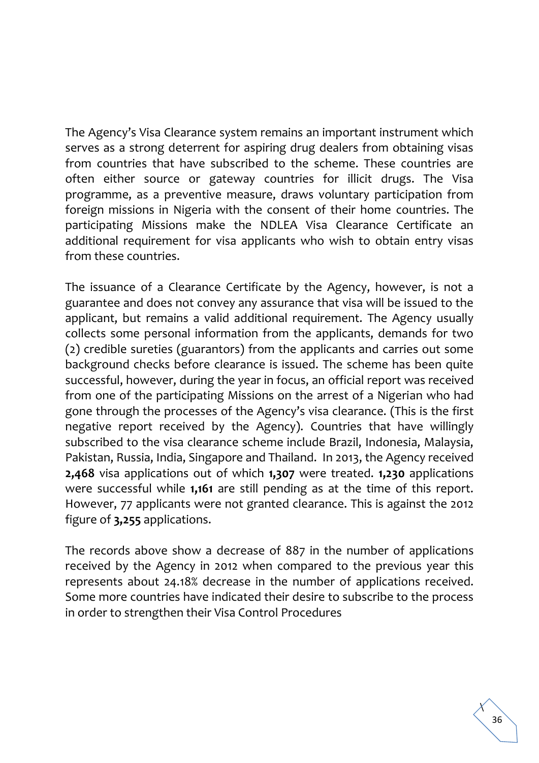The Agency's Visa Clearance system remains an important instrument which serves as a strong deterrent for aspiring drug dealers from obtaining visas from countries that have subscribed to the scheme. These countries are often either source or gateway countries for illicit drugs. The Visa programme, as a preventive measure, draws voluntary participation from foreign missions in Nigeria with the consent of their home countries. The participating Missions make the NDLEA Visa Clearance Certificate an additional requirement for visa applicants who wish to obtain entry visas from these countries.

The issuance of a Clearance Certificate by the Agency, however, is not a guarantee and does not convey any assurance that visa will be issued to the applicant, but remains a valid additional requirement. The Agency usually collects some personal information from the applicants, demands for two (2) credible sureties (guarantors) from the applicants and carries out some background checks before clearance is issued. The scheme has been quite successful, however, during the year in focus, an official report was received from one of the participating Missions on the arrest of a Nigerian who had gone through the processes of the Agency's visa clearance. (This is the first negative report received by the Agency). Countries that have willingly subscribed to the visa clearance scheme include Brazil, Indonesia, Malaysia, Pakistan, Russia, India, Singapore and Thailand. In 2013, the Agency received **2,468** visa applications out of which **1,307** were treated. **1,230** applications were successful while **1,161** are still pending as at the time of this report. However, 77 applicants were not granted clearance. This is against the 2012 figure of **3,255** applications.

The records above show a decrease of 887 in the number of applications received by the Agency in 2012 when compared to the previous year this represents about 24.18% decrease in the number of applications received. Some more countries have indicated their desire to subscribe to the process in order to strengthen their Visa Control Procedures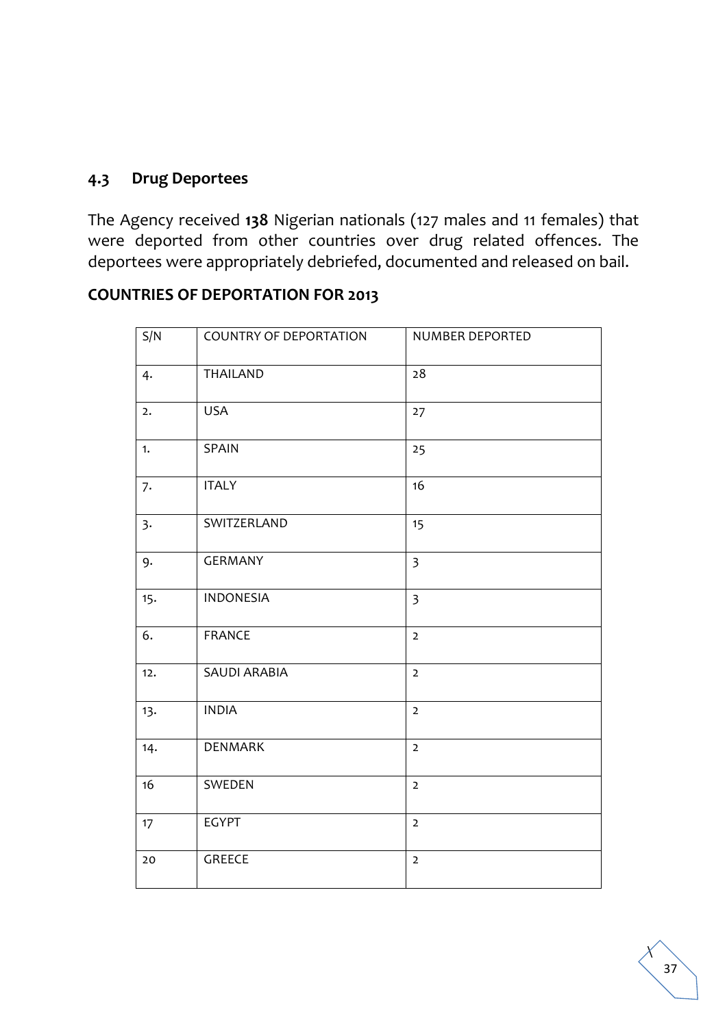### 4.3 Drug Deportees

The Agency received **138** Nigerian nationals (127 males and 11 females) that were deported from other countries over drug related offences. The deportees were appropriately debriefed, documented and released on bail.

**COUNTRIES OF DEPORTATION FOR 2013**

| S/N | COUNTRY OF DEPORTATION | NUMBER DEPORTED |
|---|---|---|
| 4. | THAILAND | 28 |
| 2. | USA | 27 |
| 1. | SPAIN | 25 |
| 7. | ITALY | 16 |
| 3. | SWITZERLAND | 15 |
| 9. | GERMANY | 3 |
| 15. | INDONESIA | 3 |
| 6. | FRANCE | 2 |
| 12. | SAUDI ARABIA | 2 |
| 13. | INDIA | 2 |
| 14. | DENMARK | 2 |
| 16 | SWEDEN | 2 |
| 17 | EGYPT | 2 |
| 20 | GREECE | 2 |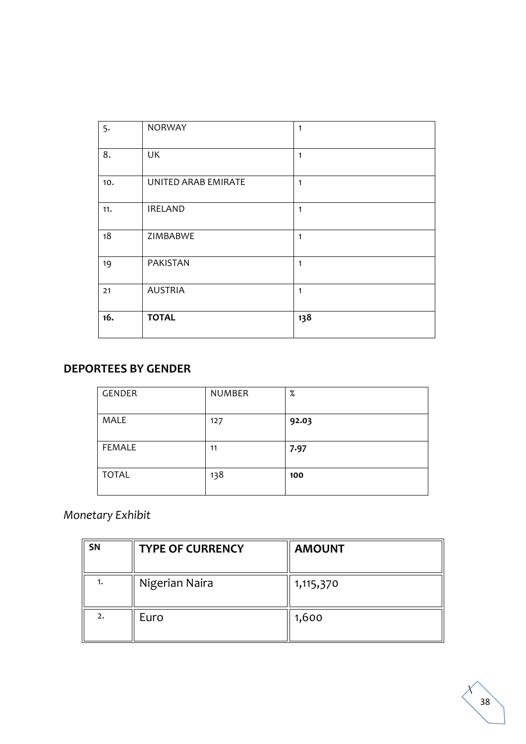| 5. | NORWAY | 1 |
|---|---|---|
| 8. | UK | 1 |
| 10. | UNITED ARAB EMIRATE | 1 |
| 11. | IRELAND | 1 |
| 18 | ZIMBABWE | 1 |
| 19 | PAKISTAN | 1 |
| 21 | AUSTRIA | 1 |
| **16.** | **TOTAL** | **138** |

## DEPORTEES BY GENDER

| GENDER | NUMBER | % |
|---|---|---|
| MALE | 127 | **92.03** |
| FEMALE | 11 | **7.97** |
| TOTAL | 138 | **100** |

*Monetary Exhibit*

| SN | TYPE OF CURRENCY | AMOUNT |
|---|---|---|
| 1. | Nigerian Naira | 1,115,370 |
| 2. | Euro | 1,600 |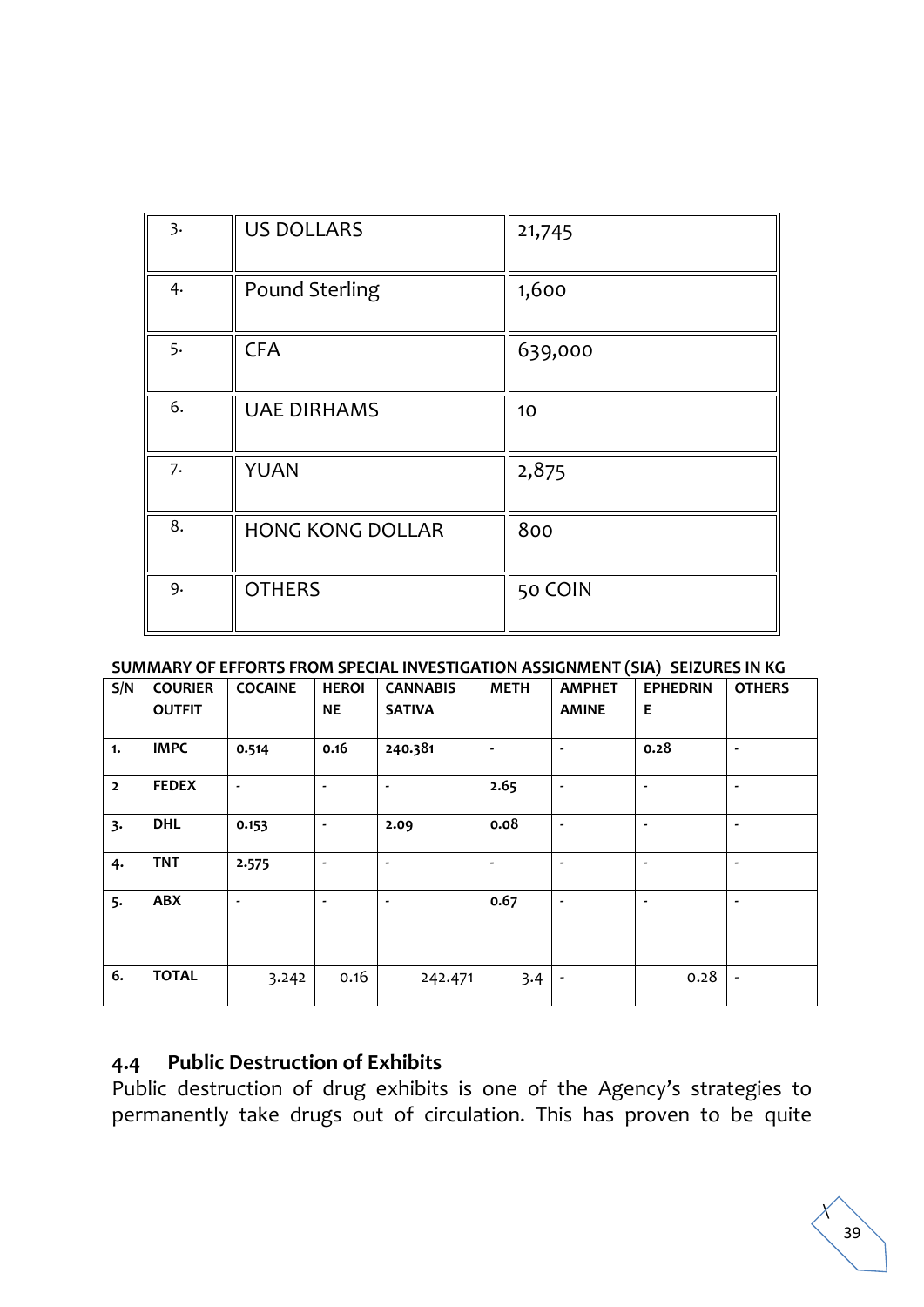| | | |
|---|---|---|
| 3. | US DOLLARS | 21,745 |
| 4. | Pound Sterling | 1,600 |
| 5. | CFA | 639,000 |
| 6. | UAE DIRHAMS | 10 |
| 7. | YUAN | 2,875 |
| 8. | HONG KONG DOLLAR | 800 |
| 9. | OTHERS | 50 COIN |

**SUMMARY OF EFFORTS FROM SPECIAL INVESTIGATION ASSIGNMENT (SIA) SEIZURES IN KG**

| S/N | COURIER OUTFIT | COCAINE | HEROINE | CANNABIS SATIVA | METH | AMPHETAMINE | EPHEDRINE | OTHERS |
|---|---|---|---|---|---|---|---|---|
| 1. | IMPC | 0.514 | 0.16 | 240.381 | - | - | 0.28 | - |
| 2 | FEDEX | - | - | - | 2.65 | - | - | - |
| 3. | DHL | 0.153 | - | 2.09 | 0.08 | - | - | - |
| 4. | TNT | 2.575 | - | - | - | - | - | - |
| 5. | ABX | - | - | - | 0.67 | - | - | - |
| 6. | TOTAL | 3.242 | 0.16 | 242.471 | 3.4 | - | 0.28 | - |

## 4.4 Public Destruction of Exhibits

Public destruction of drug exhibits is one of the Agency's strategies to permanently take drugs out of circulation. This has proven to be quite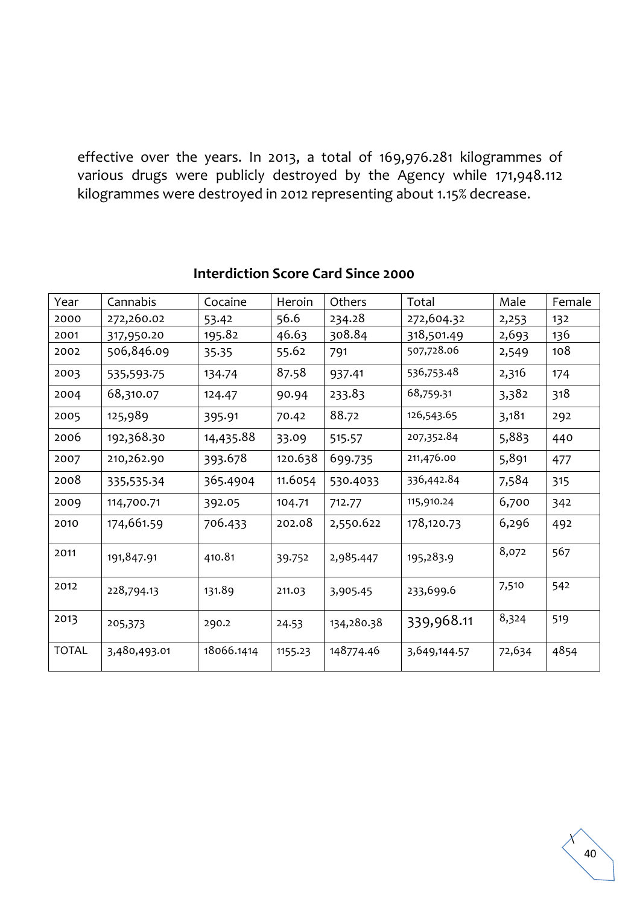effective over the years. In 2013, a total of 169,976.281 kilogrammes of various drugs were publicly destroyed by the Agency while 171,948.112 kilogrammes were destroyed in 2012 representing about 1.15% decrease.

**Interdiction Score Card Since 2000**

| Year | Cannabis | Cocaine | Heroin | Others | Total | Male | Female |
|---|---|---|---|---|---|---|---|
| 2000 | 272,260.02 | 53.42 | 56.6 | 234.28 | 272,604.32 | 2,253 | 132 |
| 2001 | 317,950.20 | 195.82 | 46.63 | 308.84 | 318,501.49 | 2,693 | 136 |
| 2002 | 506,846.09 | 35.35 | 55.62 | 791 | 507,728.06 | 2,549 | 108 |
| 2003 | 535,593.75 | 134.74 | 87.58 | 937.41 | 536,753.48 | 2,316 | 174 |
| 2004 | 68,310.07 | 124.47 | 90.94 | 233.83 | 68,759.31 | 3,382 | 318 |
| 2005 | 125,989 | 395.91 | 70.42 | 88.72 | 126,543.65 | 3,181 | 292 |
| 2006 | 192,368.30 | 14,435.88 | 33.09 | 515.57 | 207,352.84 | 5,883 | 440 |
| 2007 | 210,262.90 | 393.678 | 120.638 | 699.735 | 211,476.00 | 5,891 | 477 |
| 2008 | 335,535.34 | 365.4904 | 11.6054 | 530.4033 | 336,442.84 | 7,584 | 315 |
| 2009 | 114,700.71 | 392.05 | 104.71 | 712.77 | 115,910.24 | 6,700 | 342 |
| 2010 | 174,661.59 | 706.433 | 202.08 | 2,550.622 | 178,120.73 | 6,296 | 492 |
| 2011 | 191,847.91 | 410.81 | 39.752 | 2,985.447 | 195,283.9 | 8,072 | 567 |
| 2012 | 228,794.13 | 131.89 | 211.03 | 3,905.45 | 233,699.6 | 7,510 | 542 |
| 2013 | 205,373 | 290.2 | 24.53 | 134,280.38 | 339,968.11 | 8,324 | 519 |
| TOTAL | 3,480,493.01 | 18066.1414 | 1155.23 | 148774.46 | 3,649,144.57 | 72,634 | 4854 |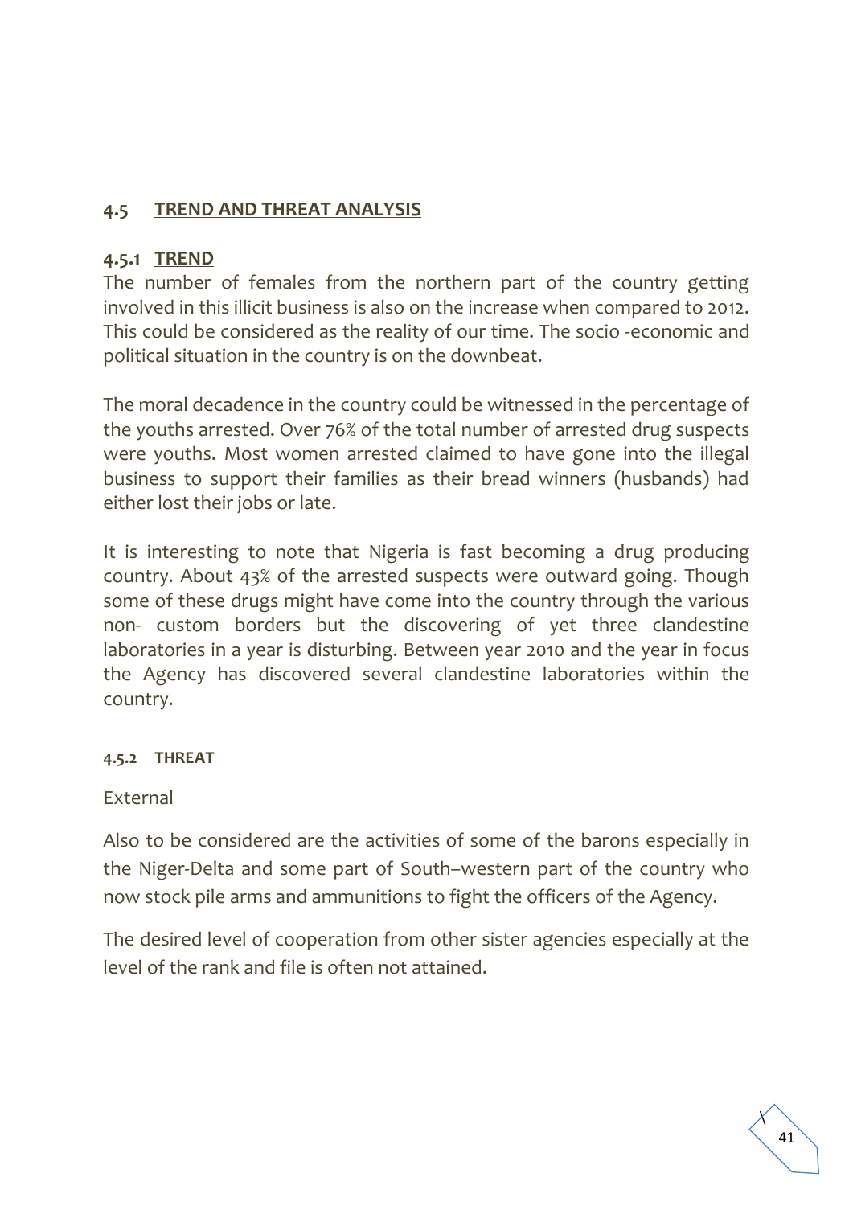## 4.5 TREND AND THREAT ANALYSIS

### 4.5.1 TREND

The number of females from the northern part of the country getting involved in this illicit business is also on the increase when compared to 2012. This could be considered as the reality of our time. The socio -economic and political situation in the country is on the downbeat.

The moral decadence in the country could be witnessed in the percentage of the youths arrested. Over 76% of the total number of arrested drug suspects were youths. Most women arrested claimed to have gone into the illegal business to support their families as their bread winners (husbands) had either lost their jobs or late.

It is interesting to note that Nigeria is fast becoming a drug producing country. About 43% of the arrested suspects were outward going. Though some of these drugs might have come into the country through the various non- custom borders but the discovering of yet three clandestine laboratories in a year is disturbing. Between year 2010 and the year in focus the Agency has discovered several clandestine laboratories within the country.

### 4.5.2 THREAT

External

Also to be considered are the activities of some of the barons especially in the Niger-Delta and some part of South–western part of the country who now stock pile arms and ammunitions to fight the officers of the Agency.

The desired level of cooperation from other sister agencies especially at the level of the rank and file is often not attained.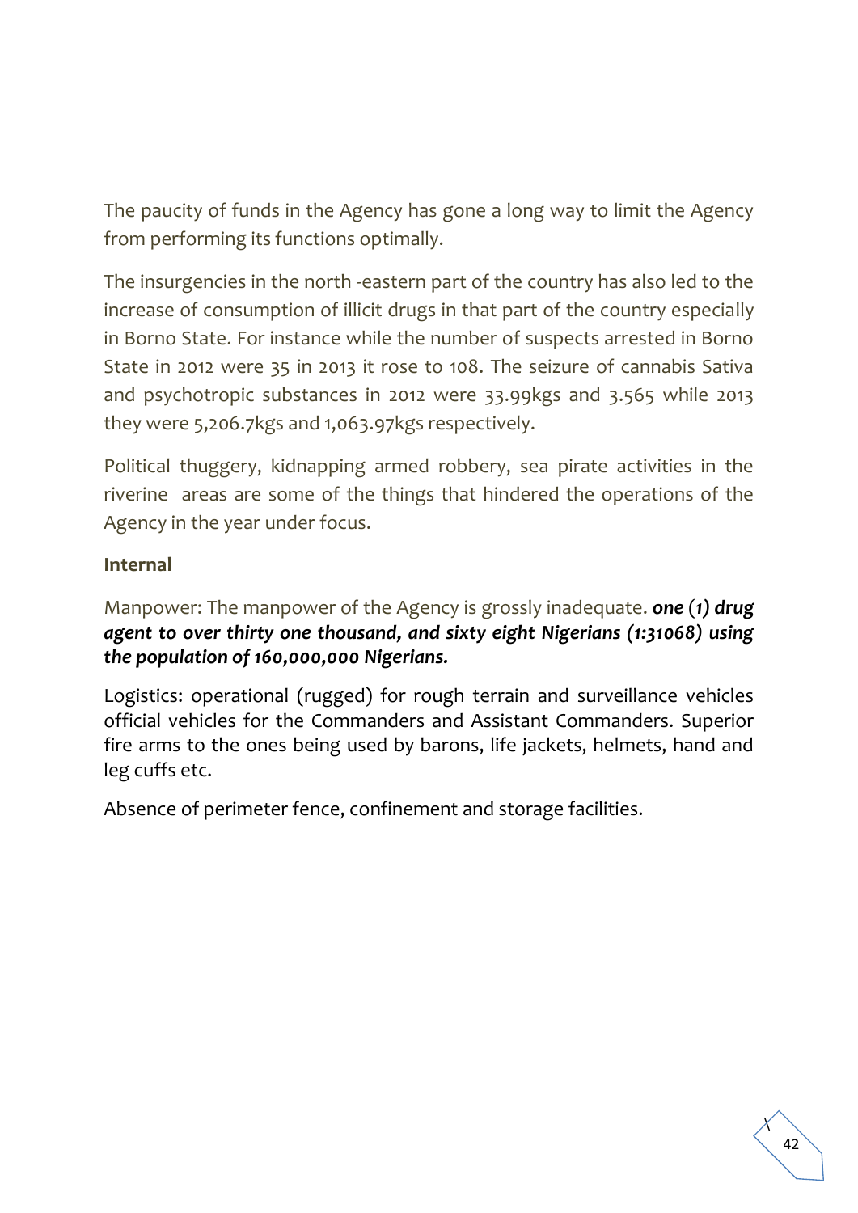The paucity of funds in the Agency has gone a long way to limit the Agency from performing its functions optimally.

The insurgencies in the north -eastern part of the country has also led to the increase of consumption of illicit drugs in that part of the country especially in Borno State. For instance while the number of suspects arrested in Borno State in 2012 were 35 in 2013 it rose to 108. The seizure of cannabis Sativa and psychotropic substances in 2012 were 33.99kgs and 3.565 while 2013 they were 5,206.7kgs and 1,063.97kgs respectively.

Political thuggery, kidnapping armed robbery, sea pirate activities in the riverine areas are some of the things that hindered the operations of the Agency in the year under focus.

**Internal**

Manpower: The manpower of the Agency is grossly inadequate. ***one (1) drug agent to over thirty one thousand, and sixty eight Nigerians (1:31068) using the population of 160,000,000 Nigerians.***

Logistics: operational (rugged) for rough terrain and surveillance vehicles official vehicles for the Commanders and Assistant Commanders. Superior fire arms to the ones being used by barons, life jackets, helmets, hand and leg cuffs etc.

Absence of perimeter fence, confinement and storage facilities.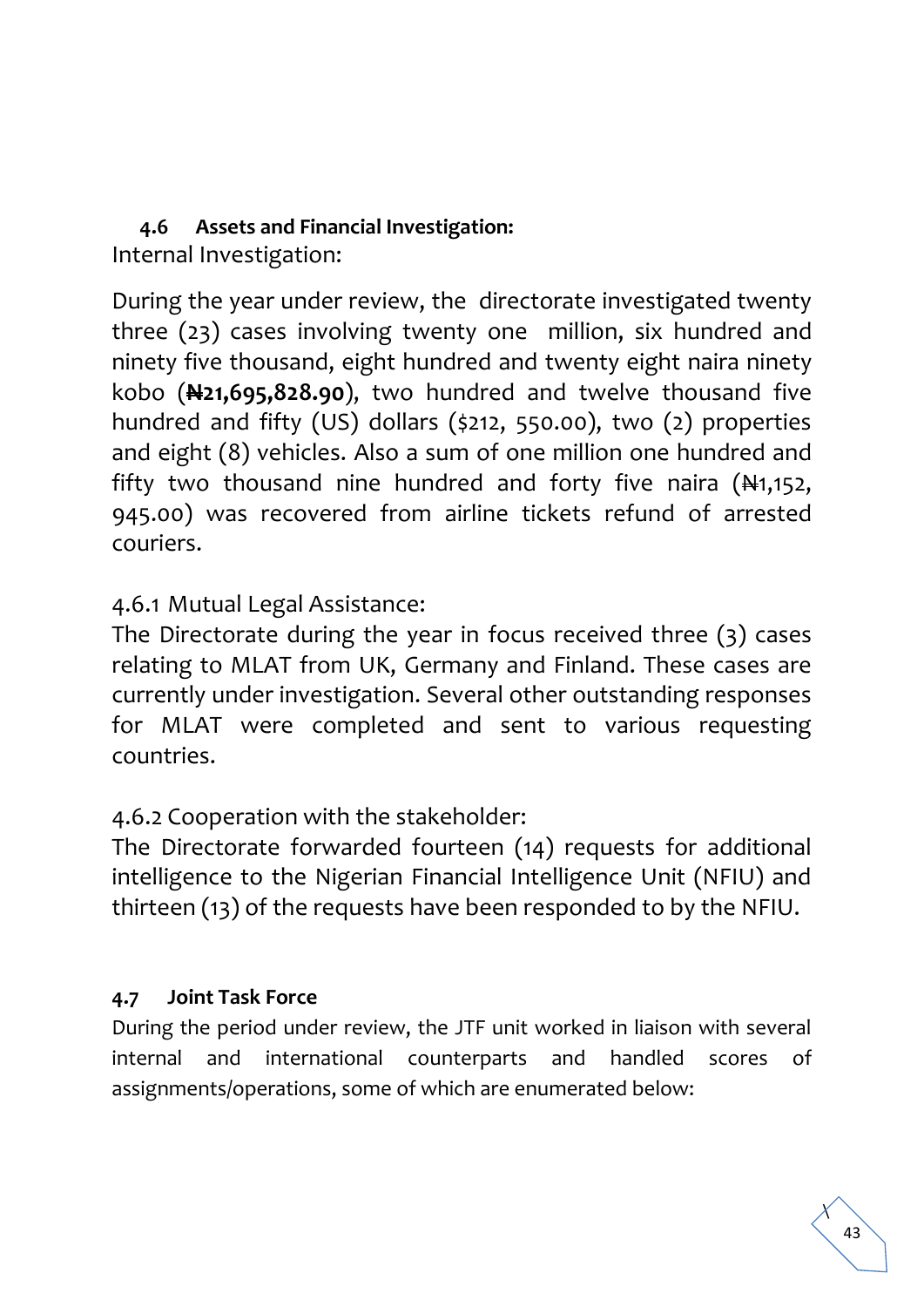### 4.6 Assets and Financial Investigation:

Internal Investigation:

During the year under review, the directorate investigated twenty three (23) cases involving twenty one million, six hundred and ninety five thousand, eight hundred and twenty eight naira ninety kobo (**₦21,695,828.90**), two hundred and twelve thousand five hundred and fifty (US) dollars ($212, 550.00), two (2) properties and eight (8) vehicles. Also a sum of one million one hundred and fifty two thousand nine hundred and forty five naira (₦1,152, 945.00) was recovered from airline tickets refund of arrested couriers.

#### 4.6.1 Mutual Legal Assistance:

The Directorate during the year in focus received three (3) cases relating to MLAT from UK, Germany and Finland. These cases are currently under investigation. Several other outstanding responses for MLAT were completed and sent to various requesting countries.

#### 4.6.2 Cooperation with the stakeholder:

The Directorate forwarded fourteen (14) requests for additional intelligence to the Nigerian Financial Intelligence Unit (NFIU) and thirteen (13) of the requests have been responded to by the NFIU.

### 4.7 Joint Task Force

During the period under review, the JTF unit worked in liaison with several internal and international counterparts and handled scores of assignments/operations, some of which are enumerated below: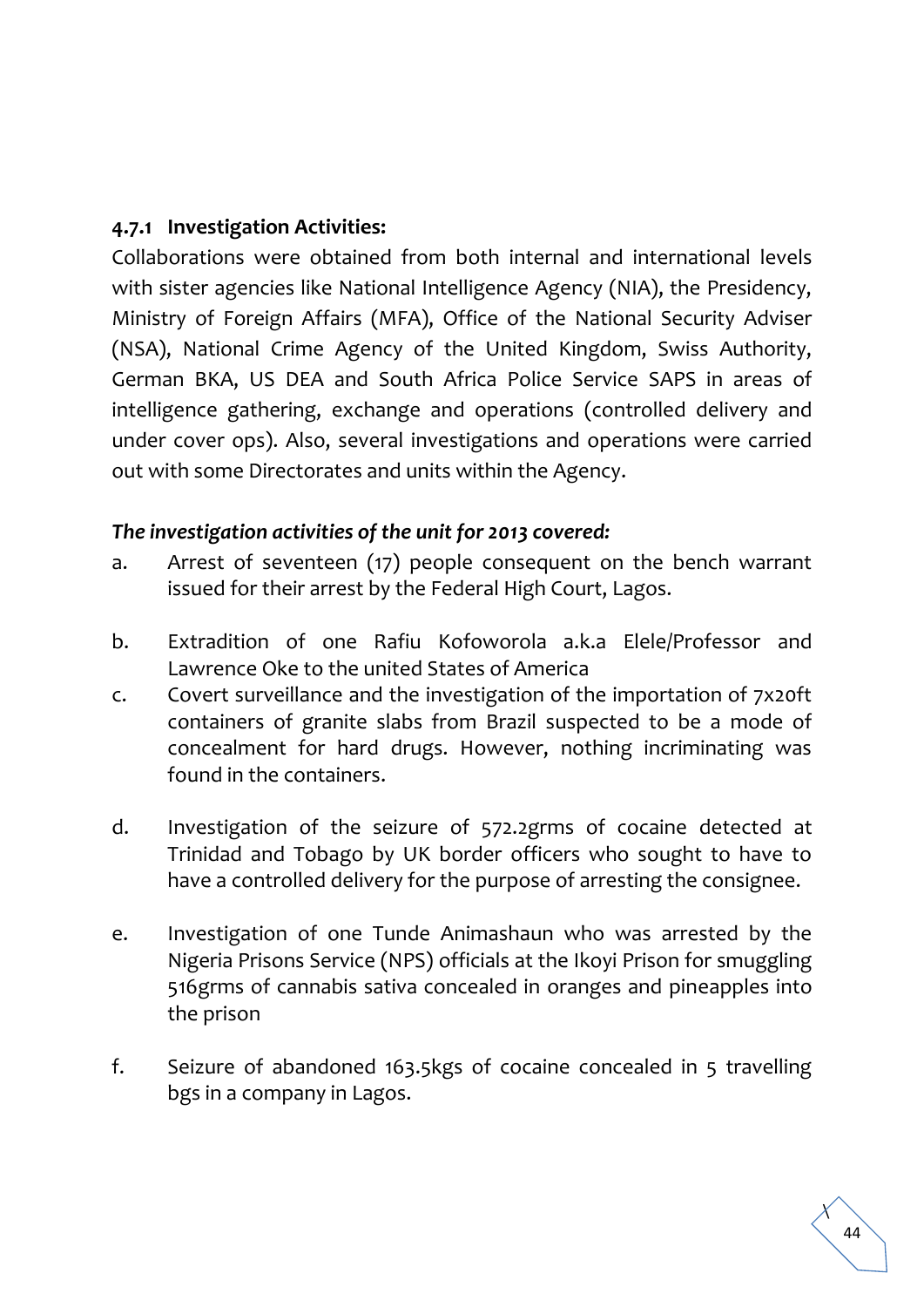### 4.7.1 Investigation Activities:

Collaborations were obtained from both internal and international levels with sister agencies like National Intelligence Agency (NIA), the Presidency, Ministry of Foreign Affairs (MFA), Office of the National Security Adviser (NSA), National Crime Agency of the United Kingdom, Swiss Authority, German BKA, US DEA and South Africa Police Service SAPS in areas of intelligence gathering, exchange and operations (controlled delivery and under cover ops). Also, several investigations and operations were carried out with some Directorates and units within the Agency.

***The investigation activities of the unit for 2013 covered:***

a. Arrest of seventeen (17) people consequent on the bench warrant issued for their arrest by the Federal High Court, Lagos.

b. Extradition of one Rafiu Kofoworola a.k.a Elele/Professor and Lawrence Oke to the united States of America

c. Covert surveillance and the investigation of the importation of 7x20ft containers of granite slabs from Brazil suspected to be a mode of concealment for hard drugs. However, nothing incriminating was found in the containers.

d. Investigation of the seizure of 572.2grms of cocaine detected at Trinidad and Tobago by UK border officers who sought to have to have a controlled delivery for the purpose of arresting the consignee.

e. Investigation of one Tunde Animashaun who was arrested by the Nigeria Prisons Service (NPS) officials at the Ikoyi Prison for smuggling 516grms of cannabis sativa concealed in oranges and pineapples into the prison

f. Seizure of abandoned 163.5kgs of cocaine concealed in 5 travelling bgs in a company in Lagos.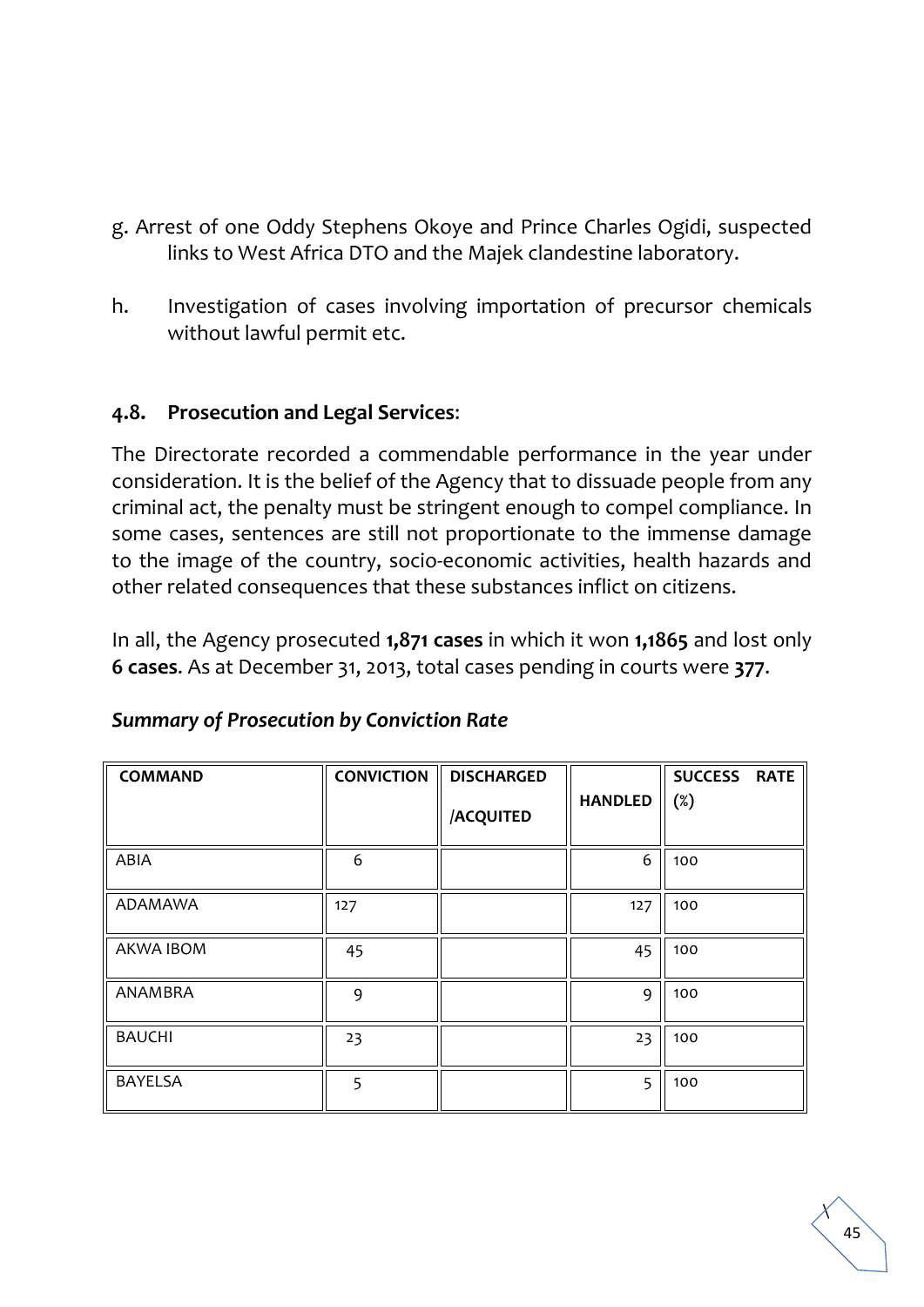g. Arrest of one Oddy Stephens Okoye and Prince Charles Ogidi, suspected links to West Africa DTO and the Majek clandestine laboratory.

h. Investigation of cases involving importation of precursor chemicals without lawful permit etc.

### 4.8. Prosecution and Legal Services:

The Directorate recorded a commendable performance in the year under consideration. It is the belief of the Agency that to dissuade people from any criminal act, the penalty must be stringent enough to compel compliance. In some cases, sentences are still not proportionate to the immense damage to the image of the country, socio-economic activities, health hazards and other related consequences that these substances inflict on citizens.

In all, the Agency prosecuted **1,871 cases** in which it won **1,1865** and lost only **6 cases**. As at December 31, 2013, total cases pending in courts were **377**.

***Summary of Prosecution by Conviction Rate***

| COMMAND | CONVICTION | DISCHARGED /ACQUITED | HANDLED | SUCCESS RATE (%) |
|---|---|---|---|---|
| ABIA | 6 | | 6 | 100 |
| ADAMAWA | 127 | | 127 | 100 |
| AKWA IBOM | 45 | | 45 | 100 |
| ANAMBRA | 9 | | 9 | 100 |
| BAUCHI | 23 | | 23 | 100 |
| BAYELSA | 5 | | 5 | 100 |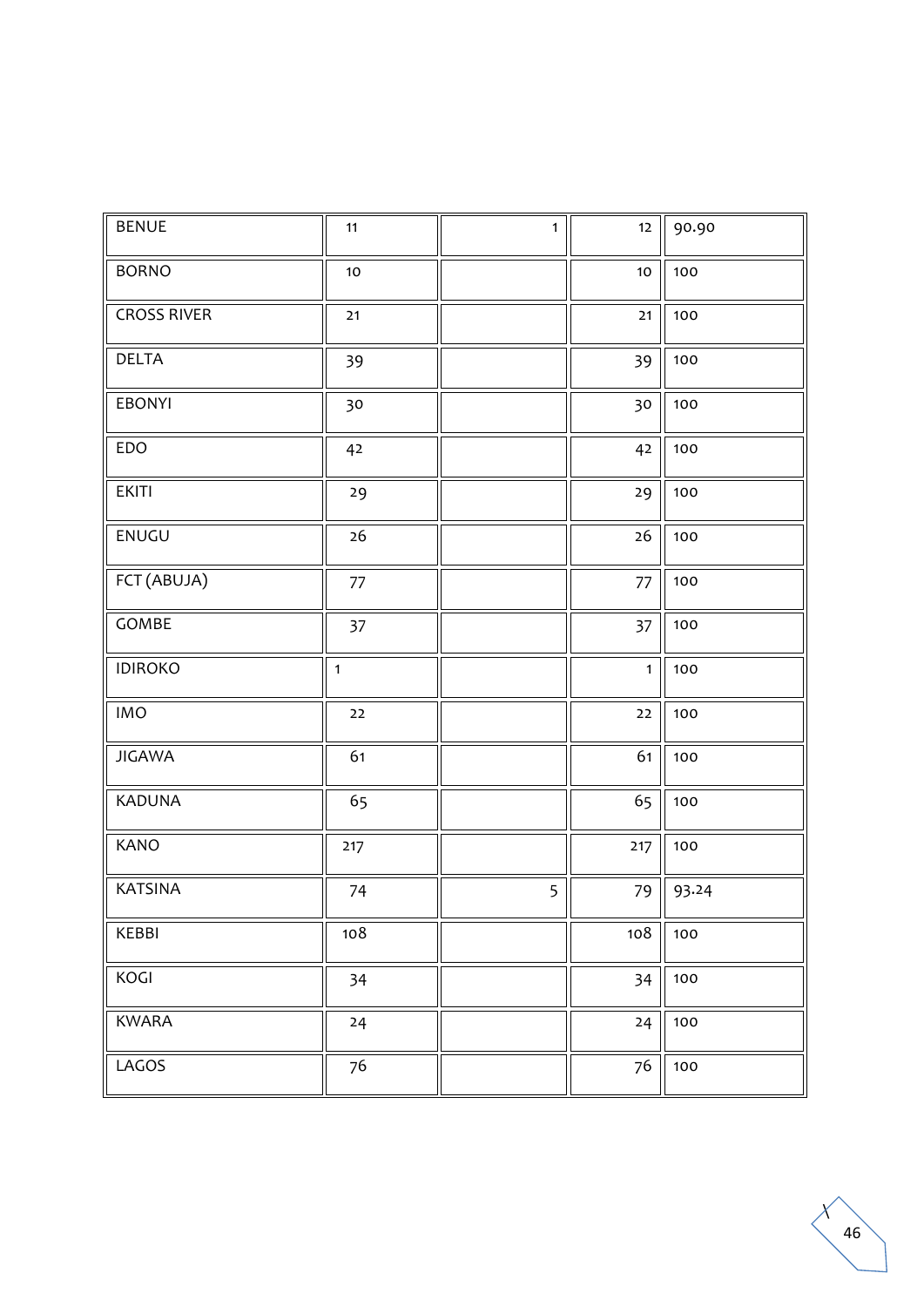| | | | | |
|---|---|---|---|---|
| BENUE | 11 | 1 | 12 | 90.90 |
| BORNO | 10 | | 10 | 100 |
| CROSS RIVER | 21 | | 21 | 100 |
| DELTA | 39 | | 39 | 100 |
| EBONYI | 30 | | 30 | 100 |
| EDO | 42 | | 42 | 100 |
| EKITI | 29 | | 29 | 100 |
| ENUGU | 26 | | 26 | 100 |
| FCT (ABUJA) | 77 | | 77 | 100 |
| GOMBE | 37 | | 37 | 100 |
| IDIROKO | 1 | | 1 | 100 |
| IMO | 22 | | 22 | 100 |
| JIGAWA | 61 | | 61 | 100 |
| KADUNA | 65 | | 65 | 100 |
| KANO | 217 | | 217 | 100 |
| KATSINA | 74 | 5 | 79 | 93.24 |
| KEBBI | 108 | | 108 | 100 |
| KOGI | 34 | | 34 | 100 |
| KWARA | 24 | | 24 | 100 |
| LAGOS | 76 | | 76 | 100 |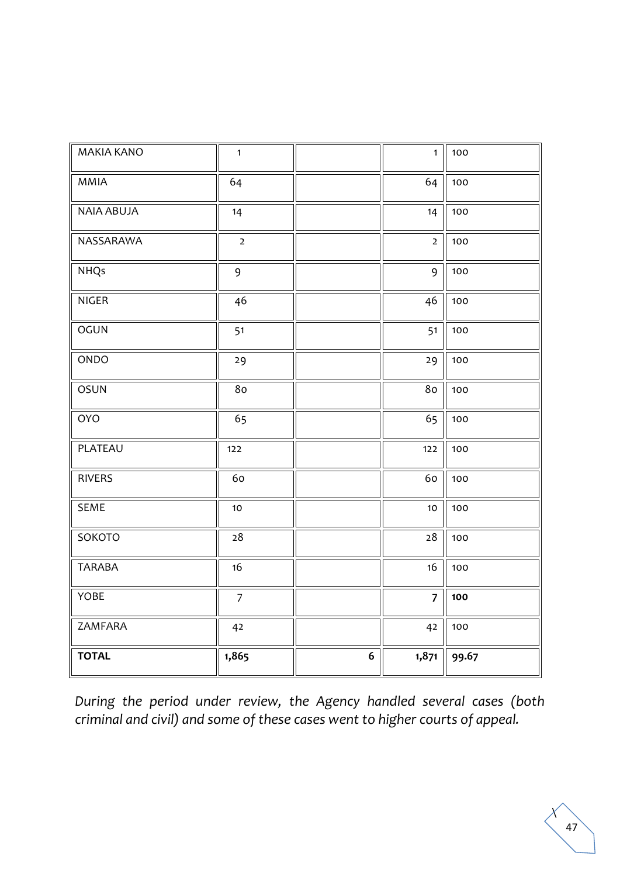| | | | | |
|---|---|---|---|---|
| MAKIA KANO | 1 | | 1 | 100 |
| MMIA | 64 | | 64 | 100 |
| NAIA ABUJA | 14 | | 14 | 100 |
| NASSARAWA | 2 | | 2 | 100 |
| NHQs | 9 | | 9 | 100 |
| NIGER | 46 | | 46 | 100 |
| OGUN | 51 | | 51 | 100 |
| ONDO | 29 | | 29 | 100 |
| OSUN | 80 | | 80 | 100 |
| OYO | 65 | | 65 | 100 |
| PLATEAU | 122 | | 122 | 100 |
| RIVERS | 60 | | 60 | 100 |
| SEME | 10 | | 10 | 100 |
| SOKOTO | 28 | | 28 | 100 |
| TARABA | 16 | | 16 | 100 |
| YOBE | 7 | | **7** | **100** |
| ZAMFARA | 42 | | 42 | 100 |
| **TOTAL** | **1,865** | **6** | **1,871** | **99.67** |

*During the period under review, the Agency handled several cases (both criminal and civil) and some of these cases went to higher courts of appeal.*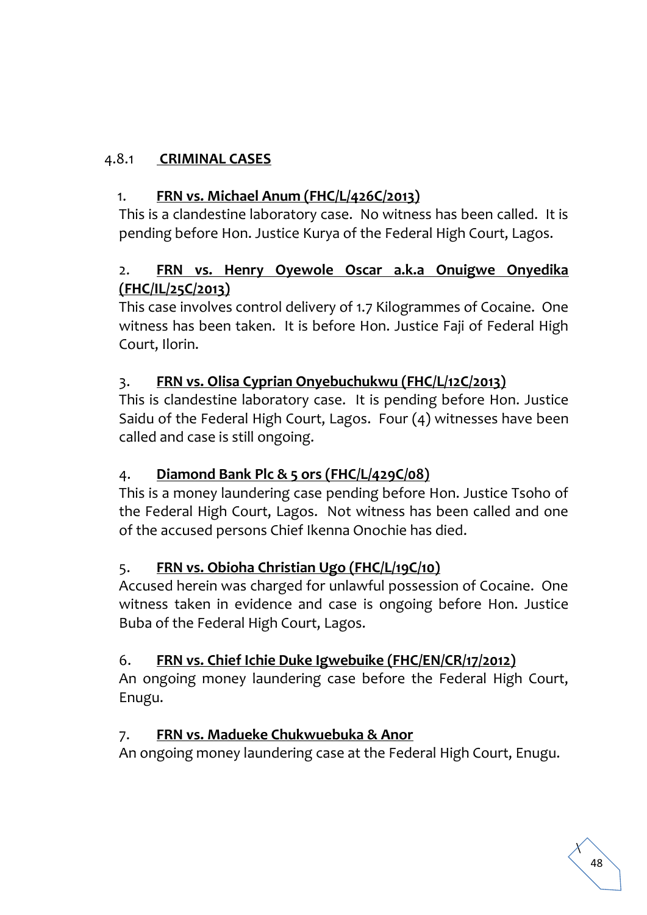### 4.8.1 **CRIMINAL CASES**

1. **FRN vs. Michael Anum (FHC/L/426C/2013)**

This is a clandestine laboratory case. No witness has been called. It is pending before Hon. Justice Kurya of the Federal High Court, Lagos.

2. **FRN vs. Henry Oyewole Oscar a.k.a Onuigwe Onyedika (FHC/IL/25C/2013)**

This case involves control delivery of 1.7 Kilogrammes of Cocaine. One witness has been taken. It is before Hon. Justice Faji of Federal High Court, Ilorin.

3. **FRN vs. Olisa Cyprian Onyebuchukwu (FHC/L/12C/2013)**

This is clandestine laboratory case. It is pending before Hon. Justice Saidu of the Federal High Court, Lagos. Four (4) witnesses have been called and case is still ongoing.

4. **Diamond Bank Plc & 5 ors (FHC/L/429C/08)**

This is a money laundering case pending before Hon. Justice Tsoho of the Federal High Court, Lagos. Not witness has been called and one of the accused persons Chief Ikenna Onochie has died.

5. **FRN vs. Obioha Christian Ugo (FHC/L/19C/10)**

Accused herein was charged for unlawful possession of Cocaine. One witness taken in evidence and case is ongoing before Hon. Justice Buba of the Federal High Court, Lagos.

6. **FRN vs. Chief Ichie Duke Igwebuike (FHC/EN/CR/17/2012)**

An ongoing money laundering case before the Federal High Court, Enugu.

7. **FRN vs. Madueke Chukwuebuka & Anor**

An ongoing money laundering case at the Federal High Court, Enugu.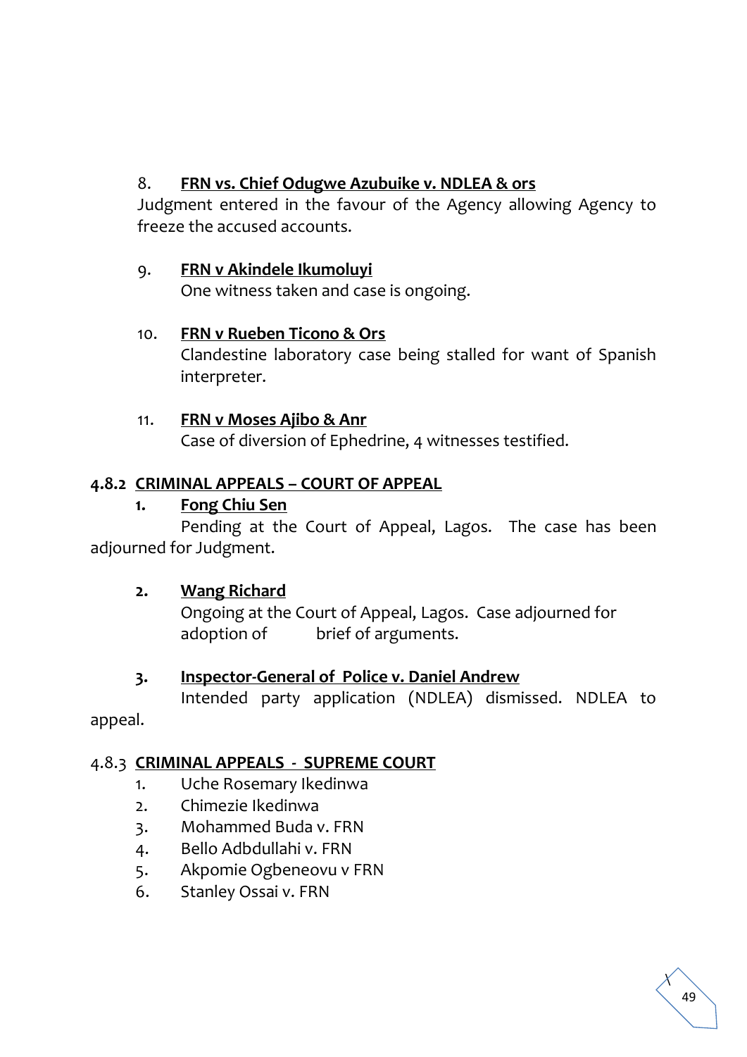8. **FRN vs. Chief Odugwe Azubuike v. NDLEA & ors**
Judgment entered in the favour of the Agency allowing Agency to freeze the accused accounts.

9. **FRN v Akindele Ikumoluyi**
One witness taken and case is ongoing.

10. **FRN v Rueben Ticono & Ors**
Clandestine laboratory case being stalled for want of Spanish interpreter.

11. **FRN v Moses Ajibo & Anr**
Case of diversion of Ephedrine, 4 witnesses testified.

### 4.8.2 CRIMINAL APPEALS – COURT OF APPEAL

1. **Fong Chiu Sen**
Pending at the Court of Appeal, Lagos. The case has been adjourned for Judgment.

2. **Wang Richard**
Ongoing at the Court of Appeal, Lagos. Case adjourned for adoption of brief of arguments.

3. **Inspector-General of Police v. Daniel Andrew**
Intended party application (NDLEA) dismissed. NDLEA to appeal.

### 4.8.3 CRIMINAL APPEALS - SUPREME COURT

1. Uche Rosemary Ikedinwa
2. Chimezie Ikedinwa
3. Mohammed Buda v. FRN
4. Bello Adbdullahi v. FRN
5. Akpomie Ogbeneovu v FRN
6. Stanley Ossai v. FRN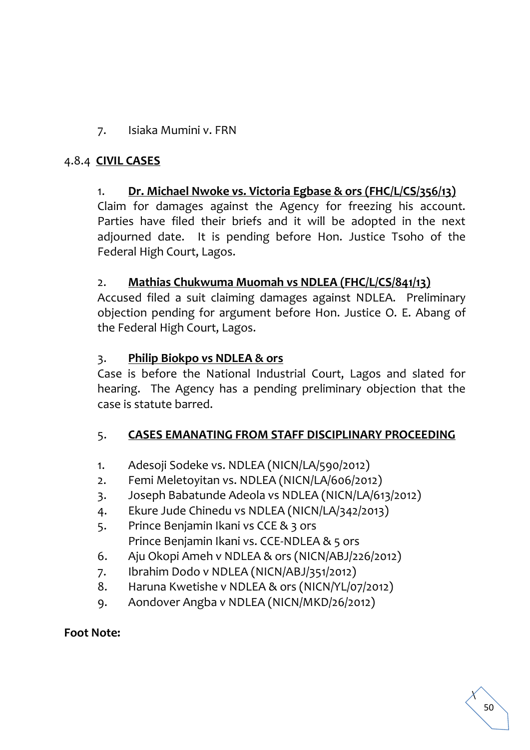7. Isiaka Mumini v. FRN

### 4.8.4 CIVIL CASES

1. **Dr. Michael Nwoke vs. Victoria Egbase & ors (FHC/L/CS/356/13)**
   Claim for damages against the Agency for freezing his account. Parties have filed their briefs and it will be adopted in the next adjourned date. It is pending before Hon. Justice Tsoho of the Federal High Court, Lagos.

2. **Mathias Chukwuma Muomah vs NDLEA (FHC/L/CS/841/13)**
   Accused filed a suit claiming damages against NDLEA. Preliminary objection pending for argument before Hon. Justice O. E. Abang of the Federal High Court, Lagos.

3. **Philip Biokpo vs NDLEA & ors**
   Case is before the National Industrial Court, Lagos and slated for hearing. The Agency has a pending preliminary objection that the case is statute barred.

5. **CASES EMANATING FROM STAFF DISCIPLINARY PROCEEDING**

1. Adesoji Sodeke vs. NDLEA (NICN/LA/590/2012)
2. Femi Meletoyitan vs. NDLEA (NICN/LA/606/2012)
3. Joseph Babatunde Adeola vs NDLEA (NICN/LA/613/2012)
4. Ekure Jude Chinedu vs NDLEA (NICN/LA/342/2013)
5. Prince Benjamin Ikani vs CCE & 3 ors
   Prince Benjamin Ikani vs. CCE-NDLEA & 5 ors
6. Aju Okopi Ameh v NDLEA & ors (NICN/ABJ/226/2012)
7. Ibrahim Dodo v NDLEA (NICN/ABJ/351/2012)
8. Haruna Kwetishe v NDLEA & ors (NICN/YL/07/2012)
9. Aondover Angba v NDLEA (NICN/MKD/26/2012)

**Foot Note:**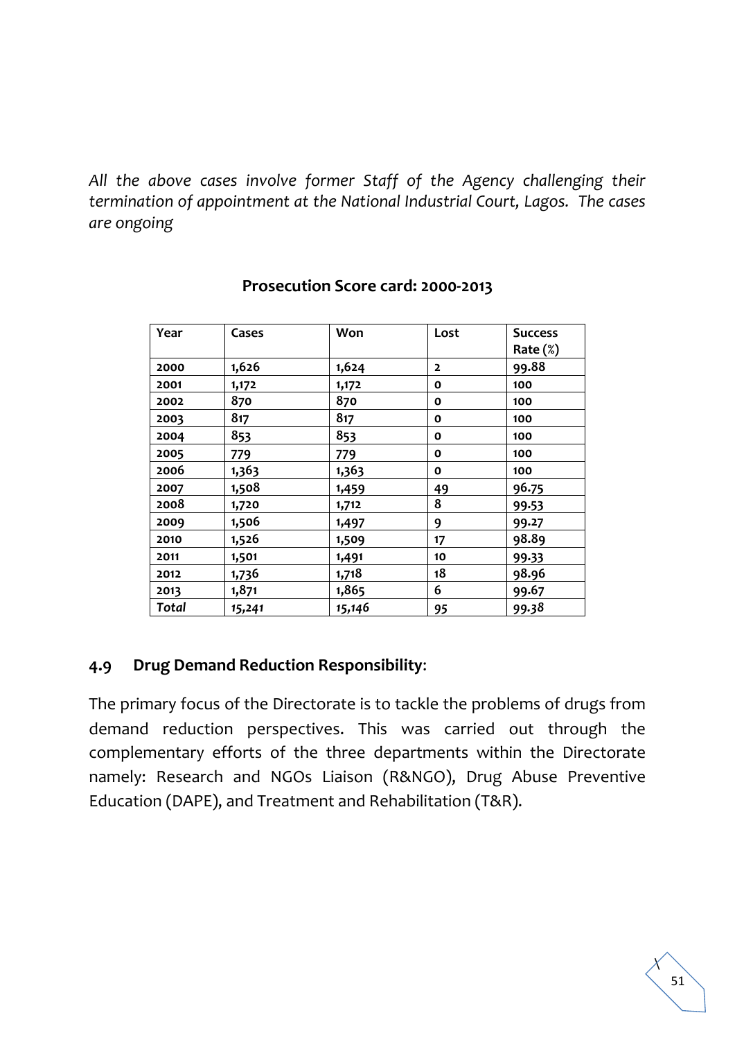*All the above cases involve former Staff of the Agency challenging their termination of appointment at the National Industrial Court, Lagos. The cases are ongoing*

**Prosecution Score card: 2000-2013**

| Year | Cases | Won | Lost | Success Rate (%) |
|---|---|---|---|---|
| **2000** | 1,626 | 1,624 | **2** | 99.88 |
| **2001** | 1,172 | 1,172 | **0** | **100** |
| **2002** | 870 | 870 | **0** | **100** |
| **2003** | 817 | 817 | **0** | **100** |
| **2004** | 853 | 853 | **0** | **100** |
| **2005** | 779 | 779 | **0** | **100** |
| **2006** | 1,363 | 1,363 | **0** | **100** |
| **2007** | 1,508 | 1,459 | 49 | 96.75 |
| **2008** | 1,720 | 1,712 | 8 | 99.53 |
| **2009** | 1,506 | 1,497 | 9 | 99.27 |
| **2010** | 1,526 | 1,509 | 17 | 98.89 |
| **2011** | 1,501 | 1,491 | **10** | 99.33 |
| **2012** | 1,736 | 1,718 | 18 | 98.96 |
| **2013** | 1,871 | 1,865 | 6 | 99.67 |
| ***Total*** | ***15,241*** | ***15,146*** | **95** | **99.38** |

### 4.9 Drug Demand Reduction Responsibility:

The primary focus of the Directorate is to tackle the problems of drugs from demand reduction perspectives. This was carried out through the complementary efforts of the three departments within the Directorate namely: Research and NGOs Liaison (R&NGO), Drug Abuse Preventive Education (DAPE), and Treatment and Rehabilitation (T&R).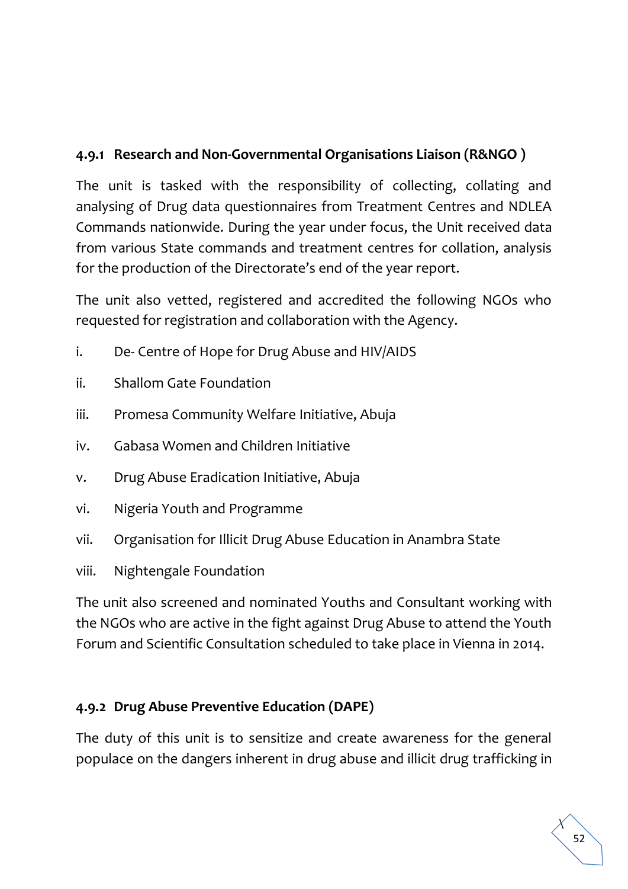#### 4.9.1 Research and Non-Governmental Organisations Liaison (R&NGO )

The unit is tasked with the responsibility of collecting, collating and analysing of Drug data questionnaires from Treatment Centres and NDLEA Commands nationwide. During the year under focus, the Unit received data from various State commands and treatment centres for collation, analysis for the production of the Directorate's end of the year report.

The unit also vetted, registered and accredited the following NGOs who requested for registration and collaboration with the Agency.

i. De- Centre of Hope for Drug Abuse and HIV/AIDS

ii. Shallom Gate Foundation

iii. Promesa Community Welfare Initiative, Abuja

iv. Gabasa Women and Children Initiative

v. Drug Abuse Eradication Initiative, Abuja

vi. Nigeria Youth and Programme

vii. Organisation for Illicit Drug Abuse Education in Anambra State

viii. Nightengale Foundation

The unit also screened and nominated Youths and Consultant working with the NGOs who are active in the fight against Drug Abuse to attend the Youth Forum and Scientific Consultation scheduled to take place in Vienna in 2014.

#### 4.9.2 Drug Abuse Preventive Education (DAPE)

The duty of this unit is to sensitize and create awareness for the general populace on the dangers inherent in drug abuse and illicit drug trafficking in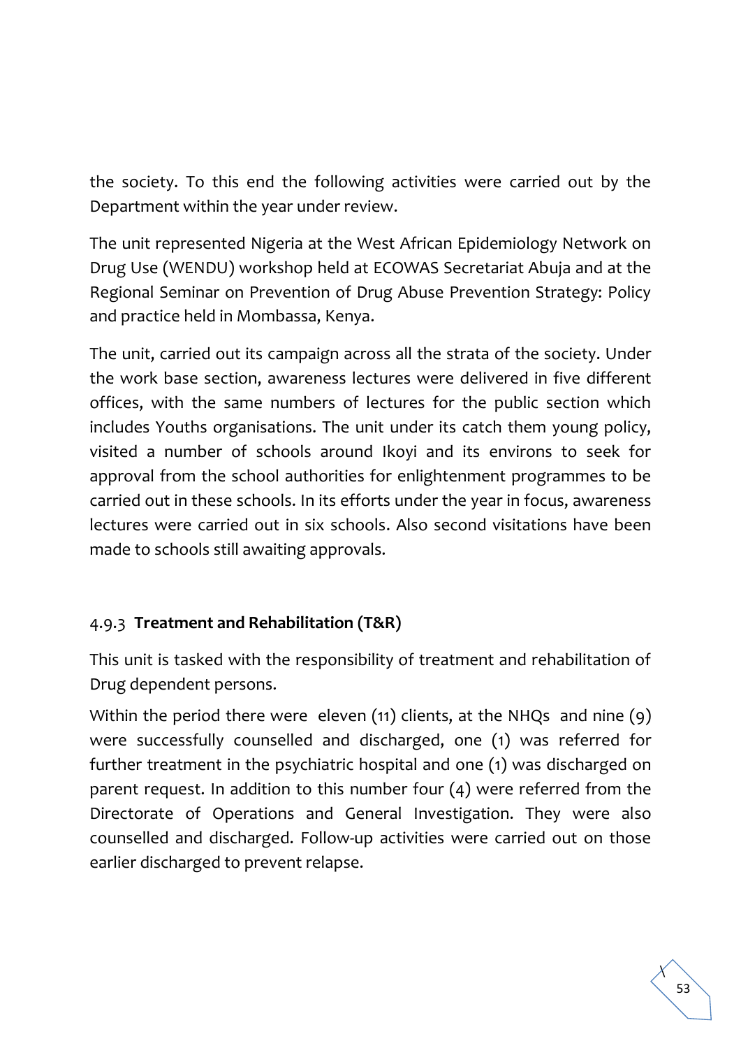the society. To this end the following activities were carried out by the Department within the year under review.

The unit represented Nigeria at the West African Epidemiology Network on Drug Use (WENDU) workshop held at ECOWAS Secretariat Abuja and at the Regional Seminar on Prevention of Drug Abuse Prevention Strategy: Policy and practice held in Mombassa, Kenya.

The unit, carried out its campaign across all the strata of the society. Under the work base section, awareness lectures were delivered in five different offices, with the same numbers of lectures for the public section which includes Youths organisations. The unit under its catch them young policy, visited a number of schools around Ikoyi and its environs to seek for approval from the school authorities for enlightenment programmes to be carried out in these schools. In its efforts under the year in focus, awareness lectures were carried out in six schools. Also second visitations have been made to schools still awaiting approvals.

### 4.9.3 **Treatment and Rehabilitation (T&R)**

This unit is tasked with the responsibility of treatment and rehabilitation of Drug dependent persons.

Within the period there were eleven (11) clients, at the NHQs and nine (9) were successfully counselled and discharged, one (1) was referred for further treatment in the psychiatric hospital and one (1) was discharged on parent request. In addition to this number four (4) were referred from the Directorate of Operations and General Investigation. They were also counselled and discharged. Follow-up activities were carried out on those earlier discharged to prevent relapse.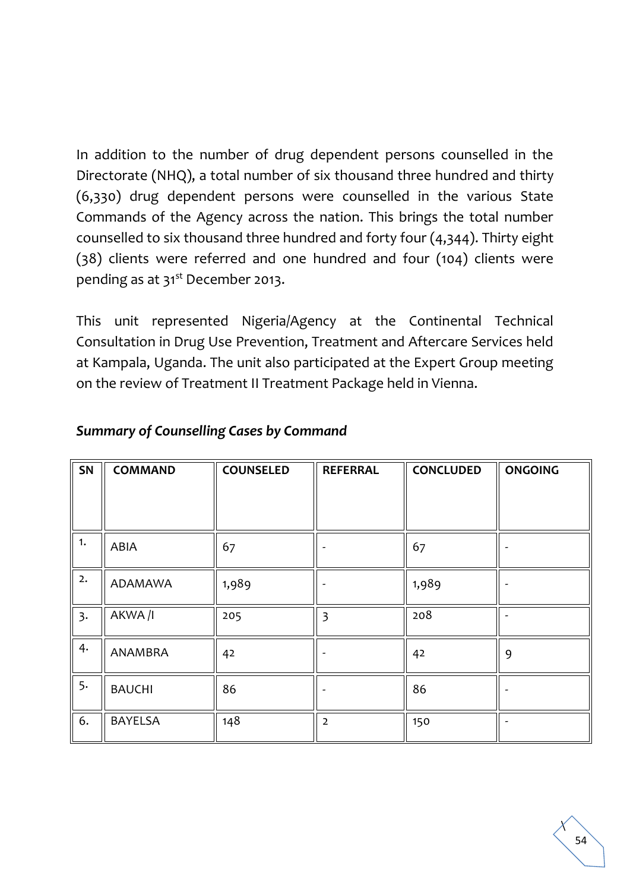In addition to the number of drug dependent persons counselled in the Directorate (NHQ), a total number of six thousand three hundred and thirty (6,330) drug dependent persons were counselled in the various State Commands of the Agency across the nation. This brings the total number counselled to six thousand three hundred and forty four (4,344). Thirty eight (38) clients were referred and one hundred and four (104) clients were pending as at 31st December 2013.

This unit represented Nigeria/Agency at the Continental Technical Consultation in Drug Use Prevention, Treatment and Aftercare Services held at Kampala, Uganda. The unit also participated at the Expert Group meeting on the review of Treatment II Treatment Package held in Vienna.

***Summary of Counselling Cases by Command***

| SN | COMMAND | COUNSELED | REFERRAL | CONCLUDED | ONGOING |
|---|---|---|---|---|---|
| 1. | ABIA | 67 | - | 67 | - |
| 2. | ADAMAWA | 1,989 | - | 1,989 | - |
| 3. | AKWA /I | 205 | 3 | 208 | - |
| 4. | ANAMBRA | 42 | - | 42 | 9 |
| 5. | BAUCHI | 86 | - | 86 | - |
| 6. | BAYELSA | 148 | 2 | 150 | - |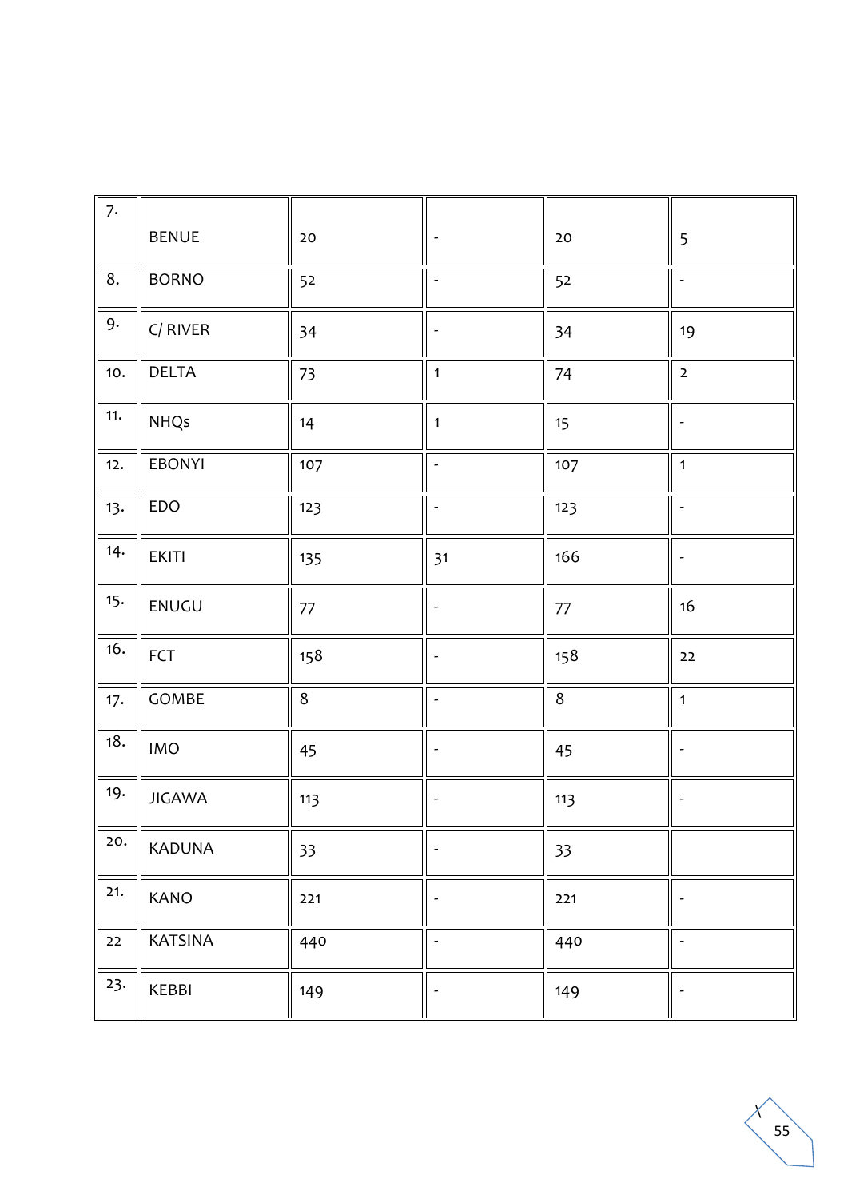| 7. | BENUE | 20 | - | 20 | 5 |
|---|---|---|---|---|---|
| 8. | BORNO | 52 | - | 52 | - |
| 9. | C/ RIVER | 34 | - | 34 | 19 |
| 10. | DELTA | 73 | 1 | 74 | 2 |
| 11. | NHQs | 14 | 1 | 15 | - |
| 12. | EBONYI | 107 | - | 107 | 1 |
| 13. | EDO | 123 | - | 123 | - |
| 14. | EKITI | 135 | 31 | 166 | - |
| 15. | ENUGU | 77 | - | 77 | 16 |
| 16. | FCT | 158 | - | 158 | 22 |
| 17. | GOMBE | 8 | - | 8 | 1 |
| 18. | IMO | 45 | - | 45 | - |
| 19. | JIGAWA | 113 | - | 113 | - |
| 20. | KADUNA | 33 | - | 33 | |
| 21. | KANO | 221 | - | 221 | - |
| 22 | KATSINA | 440 | - | 440 | - |
| 23. | KEBBI | 149 | - | 149 | - |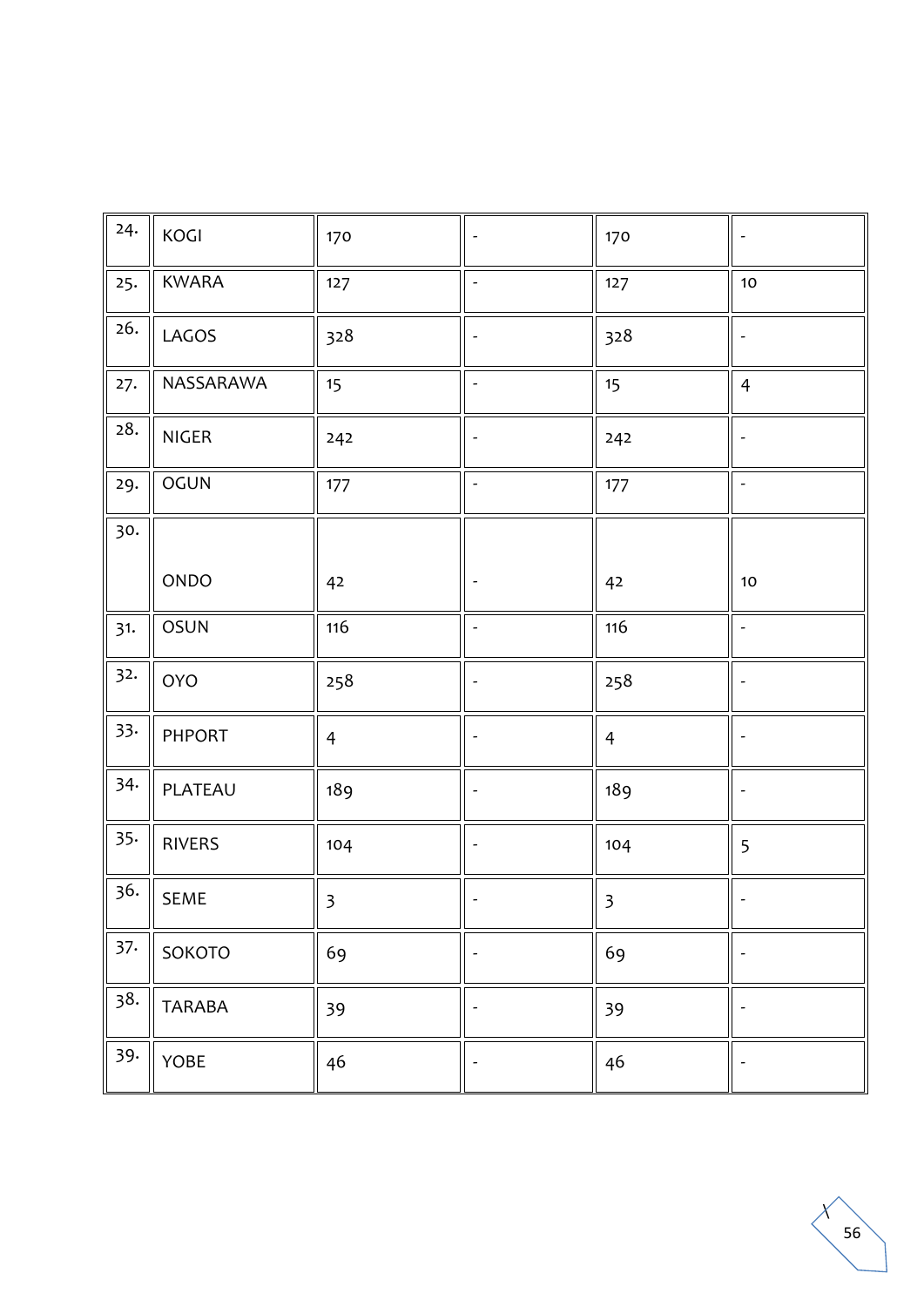| 24. | KOGI | 170 | - | 170 | - |
|---|---|---|---|---|---|
| 25. | KWARA | 127 | - | 127 | 10 |
| 26. | LAGOS | 328 | - | 328 | - |
| 27. | NASSARAWA | 15 | - | 15 | 4 |
| 28. | NIGER | 242 | - | 242 | - |
| 29. | OGUN | 177 | - | 177 | - |
| 30. | ONDO | 42 | - | 42 | 10 |
| 31. | OSUN | 116 | - | 116 | - |
| 32. | OYO | 258 | - | 258 | - |
| 33. | PHPORT | 4 | - | 4 | - |
| 34. | PLATEAU | 189 | - | 189 | - |
| 35. | RIVERS | 104 | - | 104 | 5 |
| 36. | SEME | 3 | - | 3 | - |
| 37. | SOKOTO | 69 | - | 69 | - |
| 38. | TARABA | 39 | - | 39 | - |
| 39. | YOBE | 46 | - | 46 | - |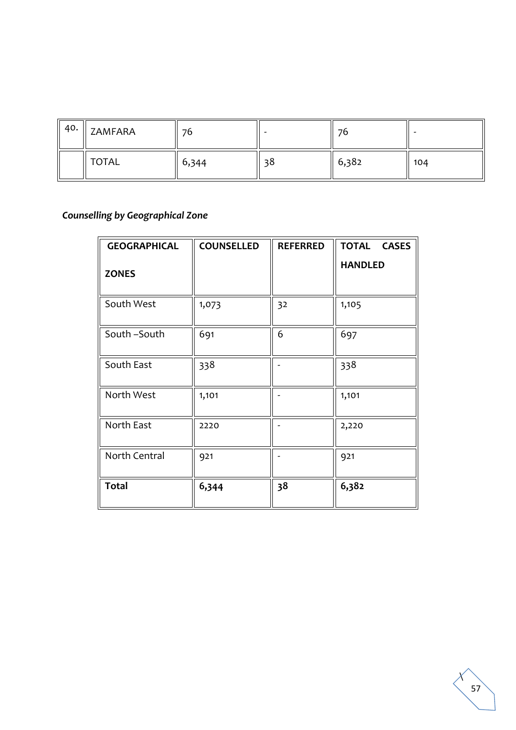| 40. | ZAMFARA | 76 | - | 76 | - |
|---|---|---|---|---|---|
| | TOTAL | 6,344 | 38 | 6,382 | 104 |

***Counselling by Geographical Zone***

| GEOGRAPHICAL ZONES | COUNSELLED | REFERRED | TOTAL CASES HANDLED |
|---|---|---|---|
| South West | 1,073 | 32 | 1,105 |
| South –South | 691 | 6 | 697 |
| South East | 338 | - | 338 |
| North West | 1,101 | - | 1,101 |
| North East | 2220 | - | 2,220 |
| North Central | 921 | - | 921 |
| **Total** | **6,344** | **38** | **6,382** |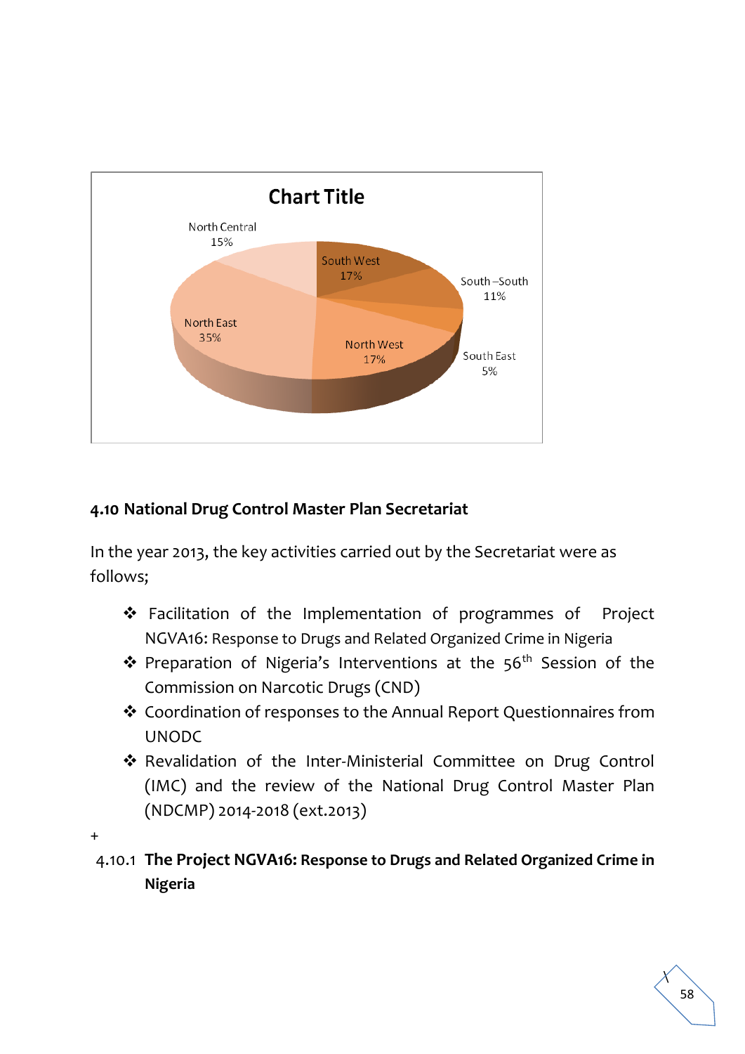**Chart Title**

| Region | Percentage |
|---|---|
| North Central | 15% |
| South West | 17% |
| South –South | 11% |
| South East | 5% |
| North West | 17% |
| North East | 35% |

### 4.10 National Drug Control Master Plan Secretariat

In the year 2013, the key activities carried out by the Secretariat were as follows;

- Facilitation of the Implementation of programmes of Project NGVA16: Response to Drugs and Related Organized Crime in Nigeria
- Preparation of Nigeria's Interventions at the 56th Session of the Commission on Narcotic Drugs (CND)
- Coordination of responses to the Annual Report Questionnaires from UNODC
- Revalidation of the Inter-Ministerial Committee on Drug Control (IMC) and the review of the National Drug Control Master Plan (NDCMP) 2014-2018 (ext.2013)

+

#### 4.10.1 The Project NGVA16: Response to Drugs and Related Organized Crime in Nigeria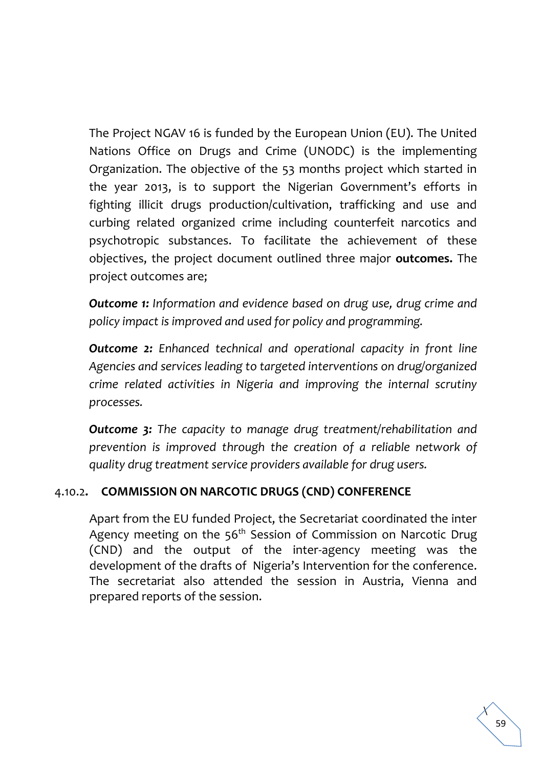The Project NGAV 16 is funded by the European Union (EU). The United Nations Office on Drugs and Crime (UNODC) is the implementing Organization. The objective of the 53 months project which started in the year 2013, is to support the Nigerian Government's efforts in fighting illicit drugs production/cultivation, trafficking and use and curbing related organized crime including counterfeit narcotics and psychotropic substances. To facilitate the achievement of these objectives, the project document outlined three major **outcomes.** The project outcomes are;

***Outcome 1:*** *Information and evidence based on drug use, drug crime and policy impact is improved and used for policy and programming.*

***Outcome 2:*** *Enhanced technical and operational capacity in front line Agencies and services leading to targeted interventions on drug/organized crime related activities in Nigeria and improving the internal scrutiny processes.*

***Outcome 3:*** *The capacity to manage drug treatment/rehabilitation and prevention is improved through the creation of a reliable network of quality drug treatment service providers available for drug users.*

### 4.10.2. COMMISSION ON NARCOTIC DRUGS (CND) CONFERENCE

Apart from the EU funded Project, the Secretariat coordinated the inter Agency meeting on the 56th Session of Commission on Narcotic Drug (CND) and the output of the inter-agency meeting was the development of the drafts of Nigeria's Intervention for the conference. The secretariat also attended the session in Austria, Vienna and prepared reports of the session.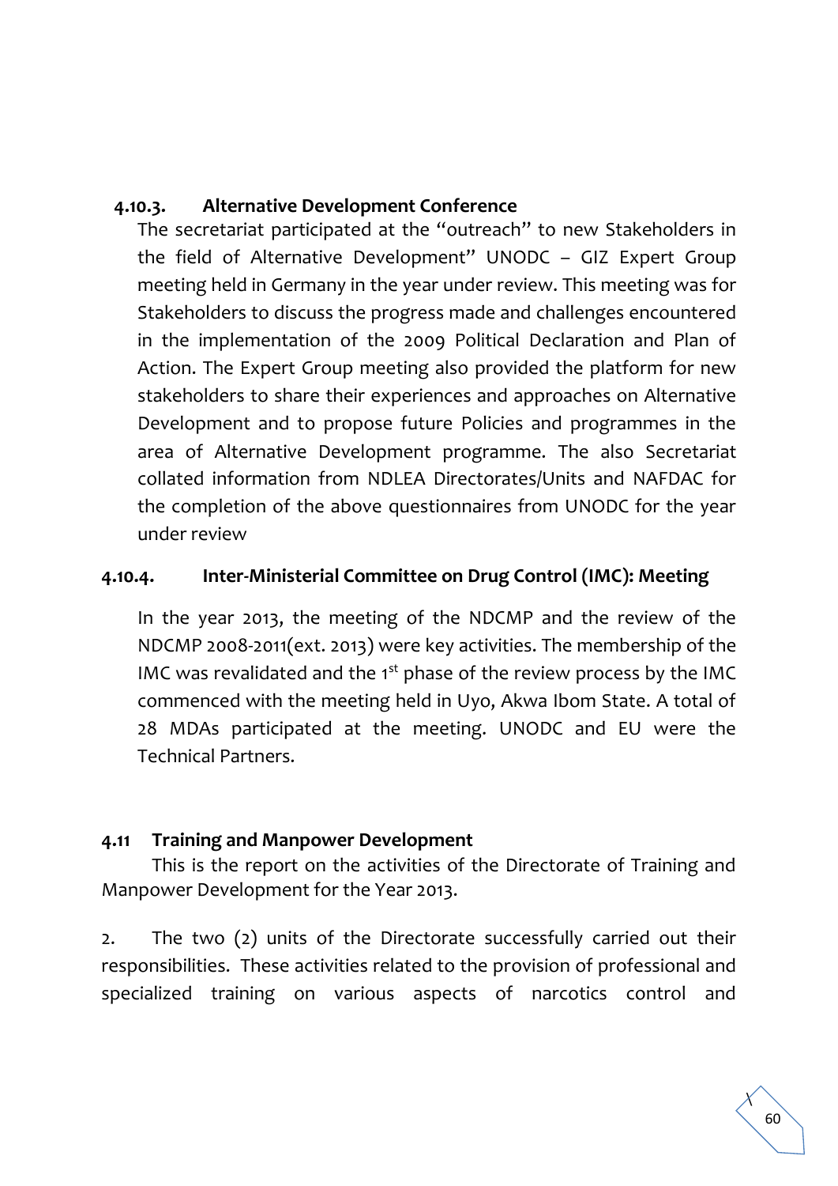#### 4.10.3. Alternative Development Conference

The secretariat participated at the "outreach" to new Stakeholders in the field of Alternative Development" UNODC – GIZ Expert Group meeting held in Germany in the year under review. This meeting was for Stakeholders to discuss the progress made and challenges encountered in the implementation of the 2009 Political Declaration and Plan of Action. The Expert Group meeting also provided the platform for new stakeholders to share their experiences and approaches on Alternative Development and to propose future Policies and programmes in the area of Alternative Development programme. The also Secretariat collated information from NDLEA Directorates/Units and NAFDAC for the completion of the above questionnaires from UNODC for the year under review

#### 4.10.4. Inter-Ministerial Committee on Drug Control (IMC): Meeting

In the year 2013, the meeting of the NDCMP and the review of the NDCMP 2008-2011(ext. 2013) were key activities. The membership of the IMC was revalidated and the 1st phase of the review process by the IMC commenced with the meeting held in Uyo, Akwa Ibom State. A total of 28 MDAs participated at the meeting. UNODC and EU were the Technical Partners.

### 4.11 Training and Manpower Development

This is the report on the activities of the Directorate of Training and Manpower Development for the Year 2013.

2. The two (2) units of the Directorate successfully carried out their responsibilities. These activities related to the provision of professional and specialized training on various aspects of narcotics control and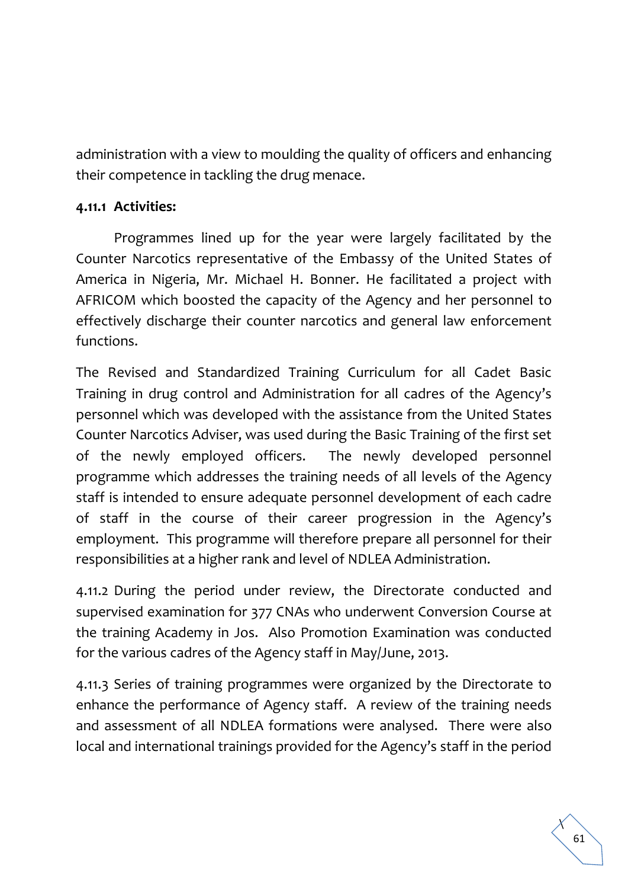administration with a view to moulding the quality of officers and enhancing their competence in tackling the drug menace.

#### 4.11.1 Activities:

Programmes lined up for the year were largely facilitated by the Counter Narcotics representative of the Embassy of the United States of America in Nigeria, Mr. Michael H. Bonner. He facilitated a project with AFRICOM which boosted the capacity of the Agency and her personnel to effectively discharge their counter narcotics and general law enforcement functions.

The Revised and Standardized Training Curriculum for all Cadet Basic Training in drug control and Administration for all cadres of the Agency's personnel which was developed with the assistance from the United States Counter Narcotics Adviser, was used during the Basic Training of the first set of the newly employed officers. The newly developed personnel programme which addresses the training needs of all levels of the Agency staff is intended to ensure adequate personnel development of each cadre of staff in the course of their career progression in the Agency's employment. This programme will therefore prepare all personnel for their responsibilities at a higher rank and level of NDLEA Administration.

4.11.2 During the period under review, the Directorate conducted and supervised examination for 377 CNAs who underwent Conversion Course at the training Academy in Jos. Also Promotion Examination was conducted for the various cadres of the Agency staff in May/June, 2013.

4.11.3 Series of training programmes were organized by the Directorate to enhance the performance of Agency staff. A review of the training needs and assessment of all NDLEA formations were analysed. There were also local and international trainings provided for the Agency's staff in the period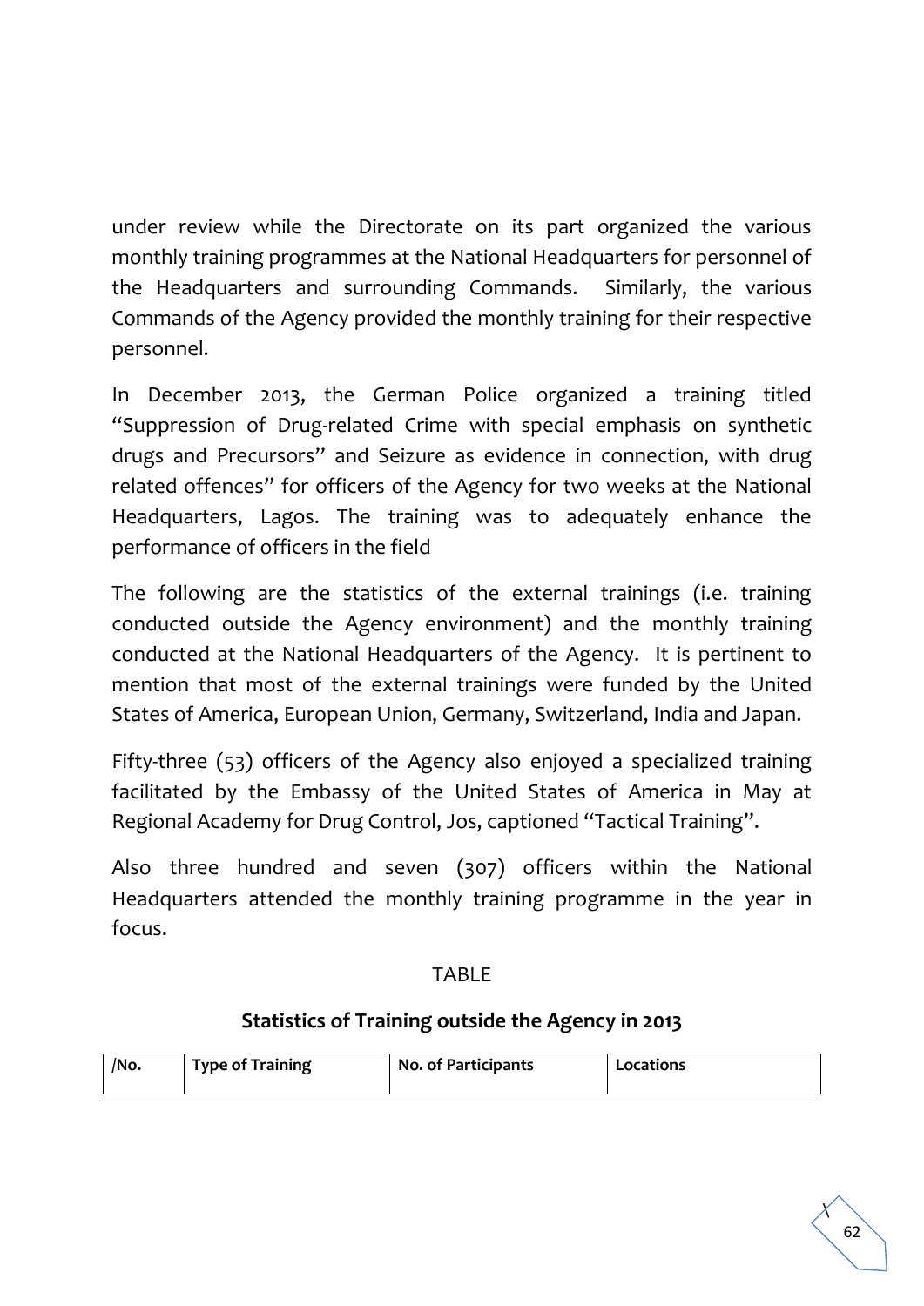under review while the Directorate on its part organized the various monthly training programmes at the National Headquarters for personnel of the Headquarters and surrounding Commands. Similarly, the various Commands of the Agency provided the monthly training for their respective personnel.

In December 2013, the German Police organized a training titled "Suppression of Drug-related Crime with special emphasis on synthetic drugs and Precursors" and Seizure as evidence in connection, with drug related offences" for officers of the Agency for two weeks at the National Headquarters, Lagos. The training was to adequately enhance the performance of officers in the field

The following are the statistics of the external trainings (i.e. training conducted outside the Agency environment) and the monthly training conducted at the National Headquarters of the Agency. It is pertinent to mention that most of the external trainings were funded by the United States of America, European Union, Germany, Switzerland, India and Japan.

Fifty-three (53) officers of the Agency also enjoyed a specialized training facilitated by the Embassy of the United States of America in May at Regional Academy for Drug Control, Jos, captioned "Tactical Training".

Also three hundred and seven (307) officers within the National Headquarters attended the monthly training programme in the year in focus.

TABLE

**Statistics of Training outside the Agency in 2013**

| /No. | Type of Training | No. of Participants | Locations |
|---|---|---|---|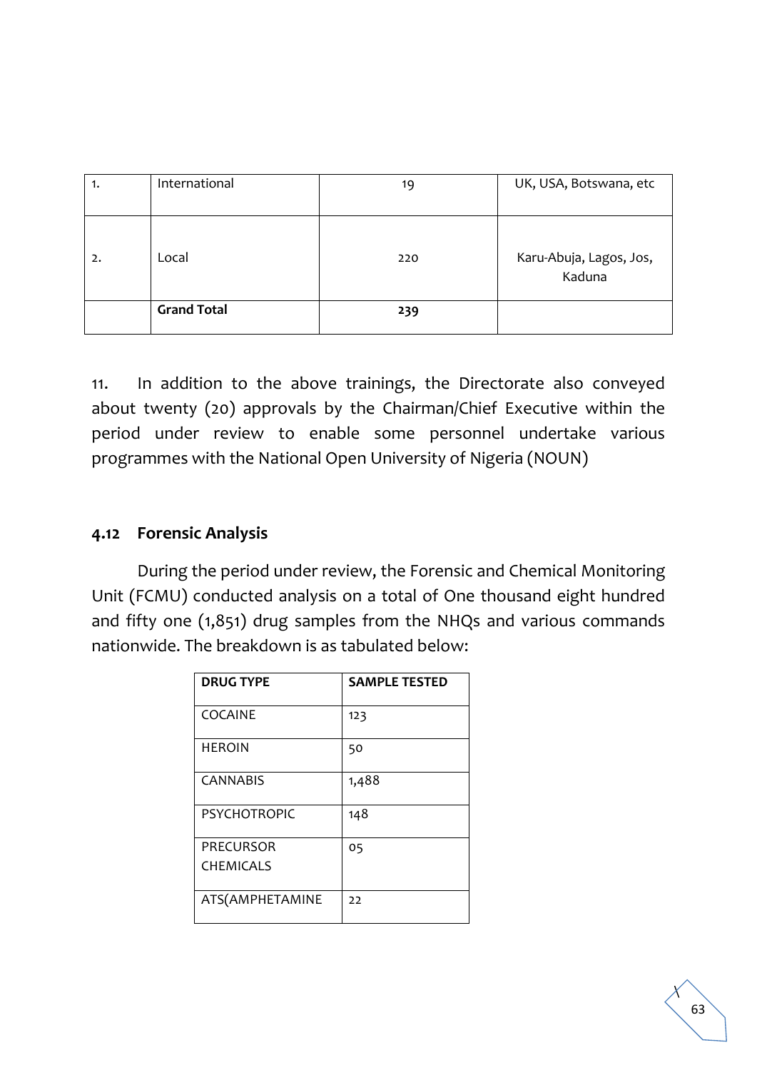| | | | |
|---|---|---|---|
| 1. | International | 19 | UK, USA, Botswana, etc |
| 2. | Local | 220 | Karu-Abuja, Lagos, Jos, Kaduna |
| | **Grand Total** | **239** | |

11. In addition to the above trainings, the Directorate also conveyed about twenty (20) approvals by the Chairman/Chief Executive within the period under review to enable some personnel undertake various programmes with the National Open University of Nigeria (NOUN)

### 4.12 Forensic Analysis

During the period under review, the Forensic and Chemical Monitoring Unit (FCMU) conducted analysis on a total of One thousand eight hundred and fifty one (1,851) drug samples from the NHQs and various commands nationwide. The breakdown is as tabulated below:

| DRUG TYPE | SAMPLE TESTED |
|---|---|
| COCAINE | 123 |
| HEROIN | 50 |
| CANNABIS | 1,488 |
| PSYCHOTROPIC | 148 |
| PRECURSOR CHEMICALS | 05 |
| ATS(AMPHETAMINE | 22 |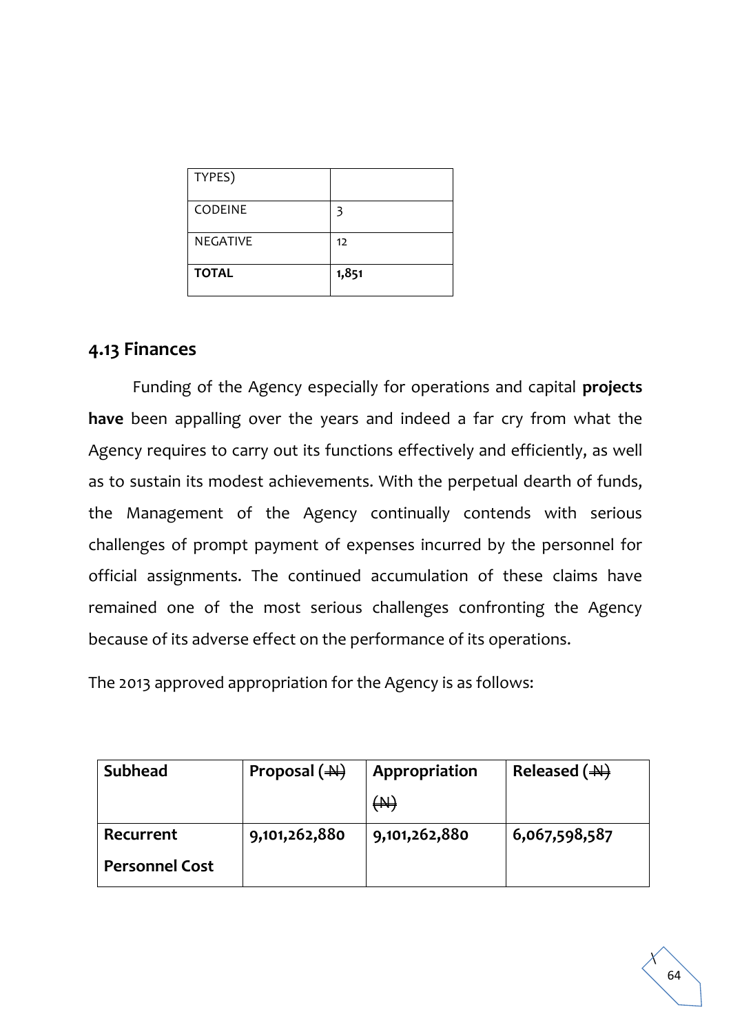| TYPES) | |
|---|---|
| CODEINE | 3 |
| NEGATIVE | 12 |
| **TOTAL** | **1,851** |

## 4.13 Finances

Funding of the Agency especially for operations and capital **projects have** been appalling over the years and indeed a far cry from what the Agency requires to carry out its functions effectively and efficiently, as well as to sustain its modest achievements. With the perpetual dearth of funds, the Management of the Agency continually contends with serious challenges of prompt payment of expenses incurred by the personnel for official assignments. The continued accumulation of these claims have remained one of the most serious challenges confronting the Agency because of its adverse effect on the performance of its operations.

The 2013 approved appropriation for the Agency is as follows:

| Subhead | Proposal (₦) | Appropriation (₦) | Released (₦) |
|---|---|---|---|
| **Recurrent Personnel Cost** | **9,101,262,880** | **9,101,262,880** | **6,067,598,587** |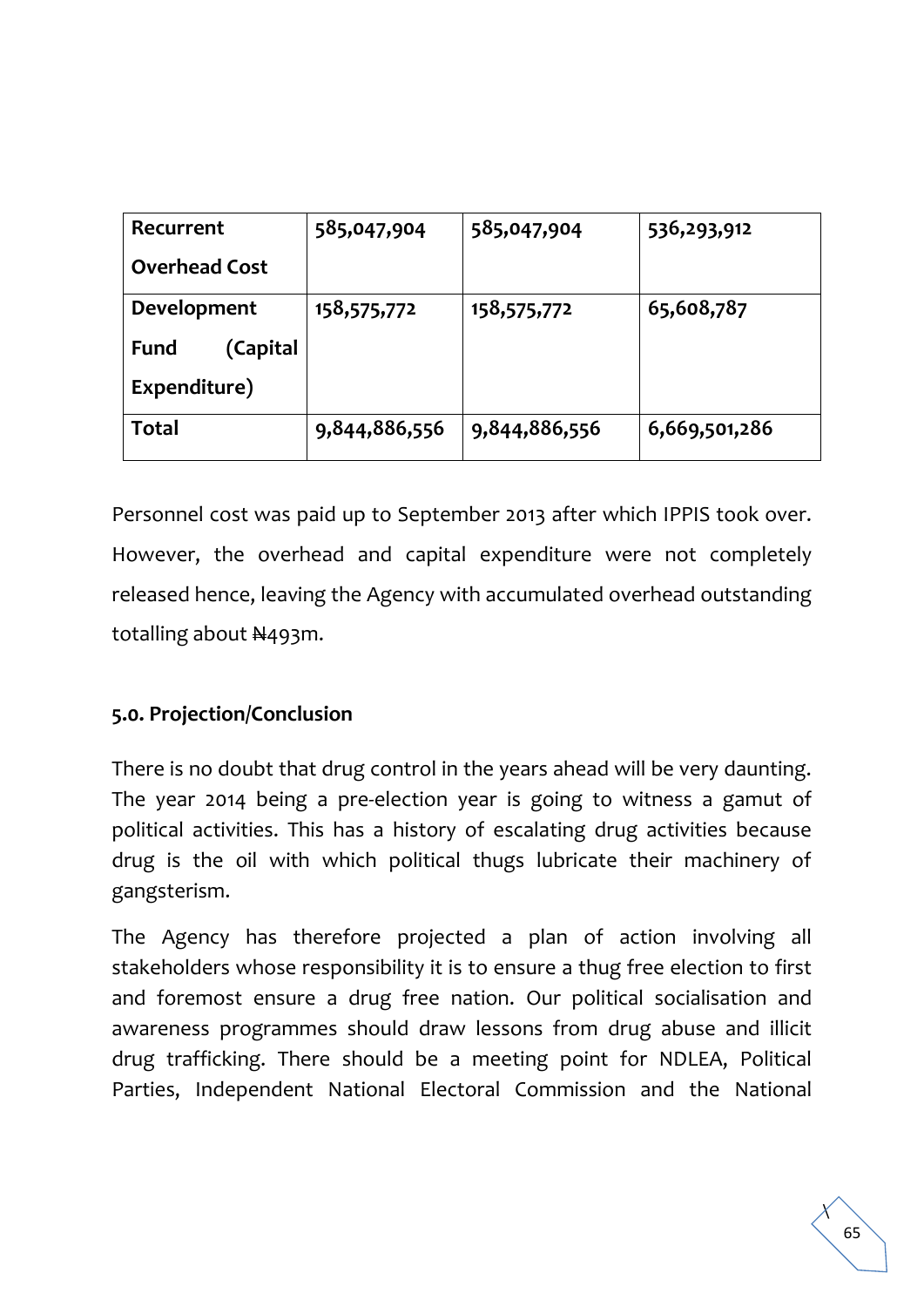| Recurrent Overhead Cost | 585,047,904 | 585,047,904 | 536,293,912 |
|---|---|---|---|
| Development Fund (Capital Expenditure) | 158,575,772 | 158,575,772 | 65,608,787 |
| Total | 9,844,886,556 | 9,844,886,556 | 6,669,501,286 |

Personnel cost was paid up to September 2013 after which IPPIS took over. However, the overhead and capital expenditure were not completely released hence, leaving the Agency with accumulated overhead outstanding totalling about ₦493m.

**5.0. Projection/Conclusion**

There is no doubt that drug control in the years ahead will be very daunting. The year 2014 being a pre-election year is going to witness a gamut of political activities. This has a history of escalating drug activities because drug is the oil with which political thugs lubricate their machinery of gangsterism.

The Agency has therefore projected a plan of action involving all stakeholders whose responsibility it is to ensure a thug free election to first and foremost ensure a drug free nation. Our political socialisation and awareness programmes should draw lessons from drug abuse and illicit drug trafficking. There should be a meeting point for NDLEA, Political Parties, Independent National Electoral Commission and the National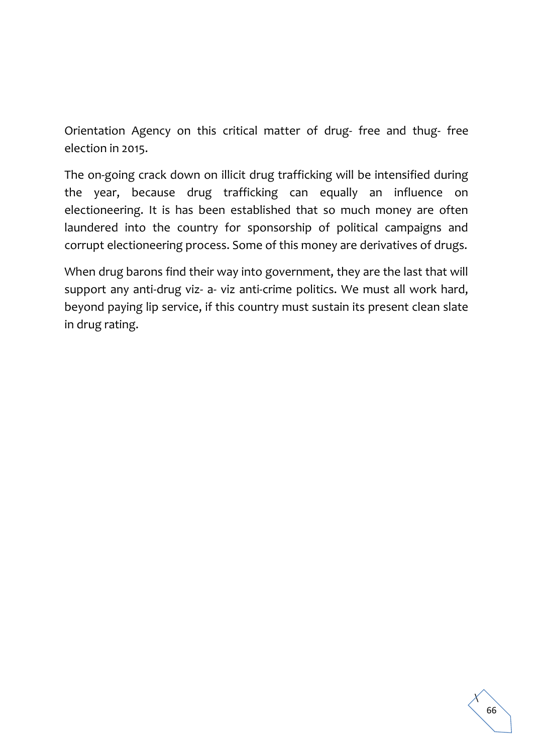Orientation Agency on this critical matter of drug- free and thug- free election in 2015.

The on-going crack down on illicit drug trafficking will be intensified during the year, because drug trafficking can equally an influence on electioneering. It is has been established that so much money are often laundered into the country for sponsorship of political campaigns and corrupt electioneering process. Some of this money are derivatives of drugs.

When drug barons find their way into government, they are the last that will support any anti-drug viz- a- viz anti-crime politics. We must all work hard, beyond paying lip service, if this country must sustain its present clean slate in drug rating.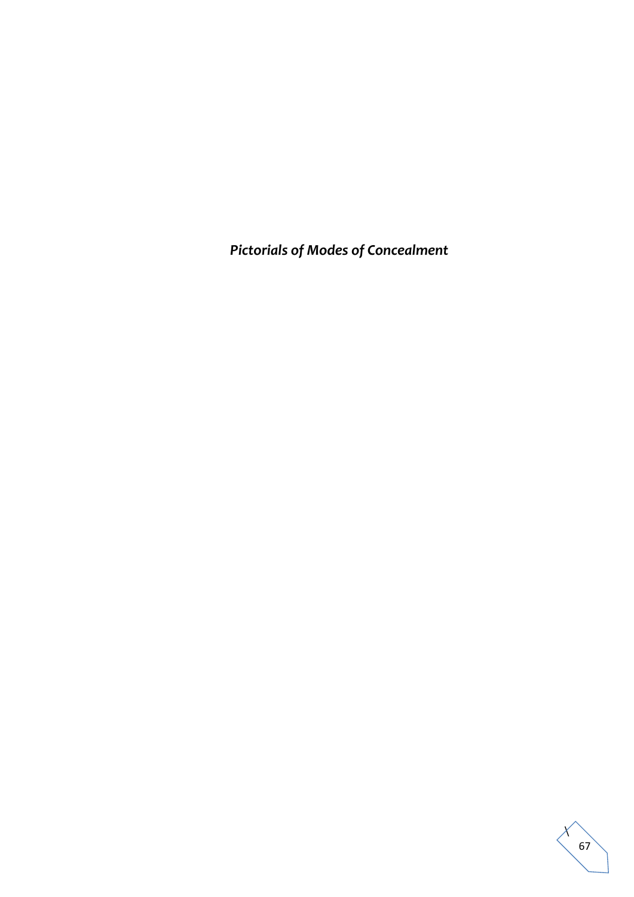***Pictorials of Modes of Concealment***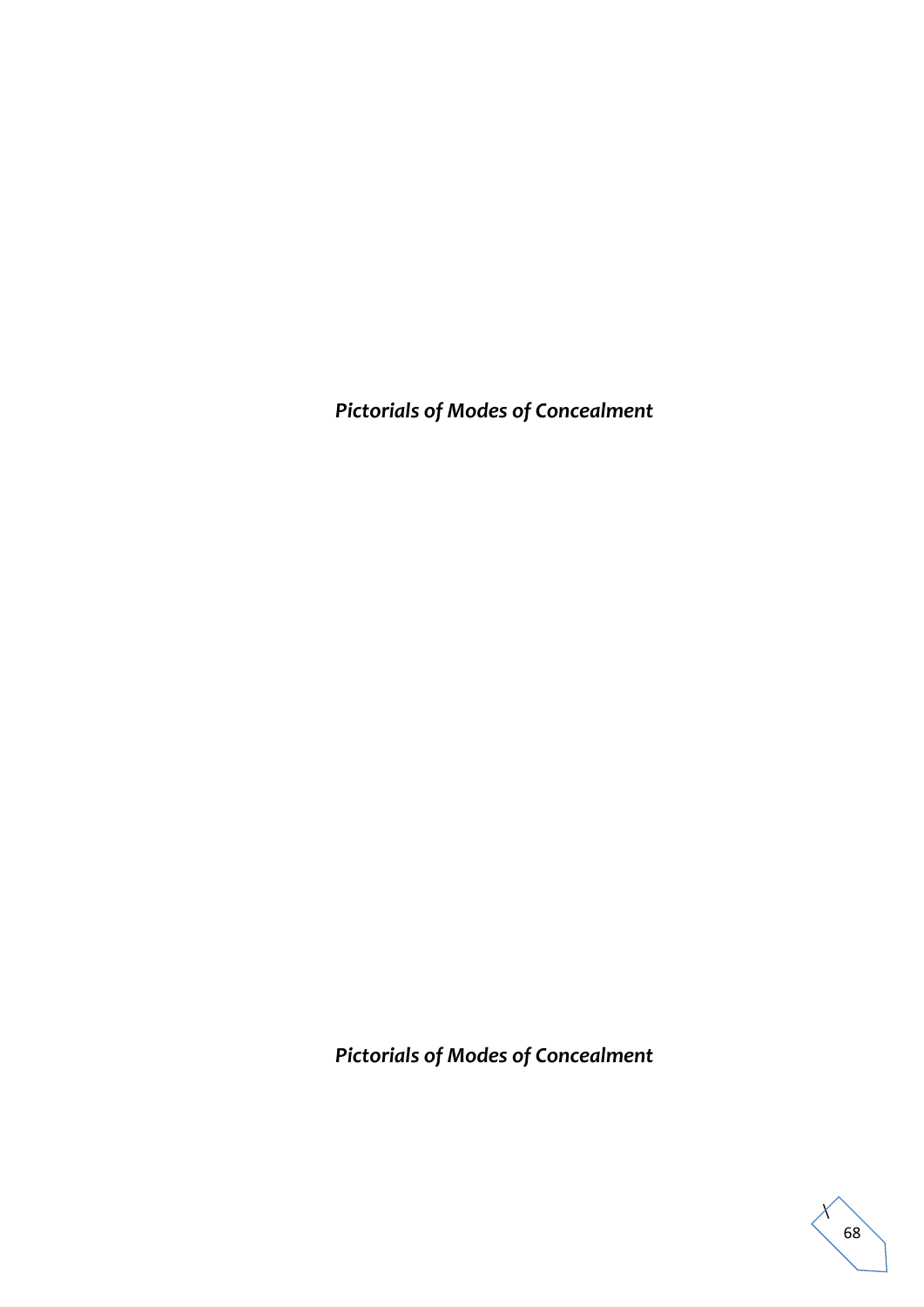*Pictorials of Modes of Concealment*

*Pictorials of Modes of Concealment*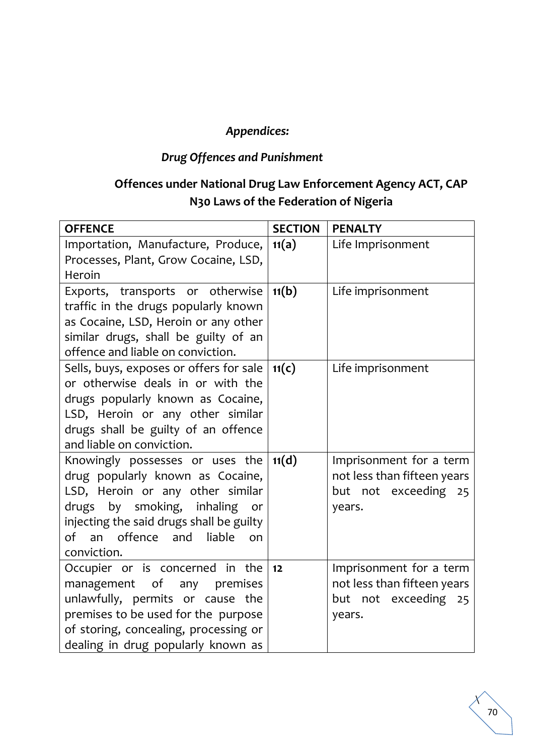*Appendices:*

*Drug Offences and Punishment*

**Offences under National Drug Law Enforcement Agency ACT, CAP N30 Laws of the Federation of Nigeria**

| OFFENCE | SECTION | PENALTY |
|---|---|---|
| Importation, Manufacture, Produce, Processes, Plant, Grow Cocaine, LSD, Heroin | **11(a)** | Life Imprisonment |
| Exports, transports or otherwise traffic in the drugs popularly known as Cocaine, LSD, Heroin or any other similar drugs, shall be guilty of an offence and liable on conviction. | **11(b)** | Life imprisonment |
| Sells, buys, exposes or offers for sale or otherwise deals in or with the drugs popularly known as Cocaine, LSD, Heroin or any other similar drugs shall be guilty of an offence and liable on conviction. | **11(c)** | Life imprisonment |
| Knowingly possesses or uses the drug popularly known as Cocaine, LSD, Heroin or any other similar drugs by smoking, inhaling or injecting the said drugs shall be guilty of an offence and liable on conviction. | **11(d)** | Imprisonment for a term not less than fifteen years but not exceeding 25 years. |
| Occupier or is concerned in the management of any premises unlawfully, permits or cause the premises to be used for the purpose of storing, concealing, processing or dealing in drug popularly known as | **12** | Imprisonment for a term not less than fifteen years but not exceeding 25 years. |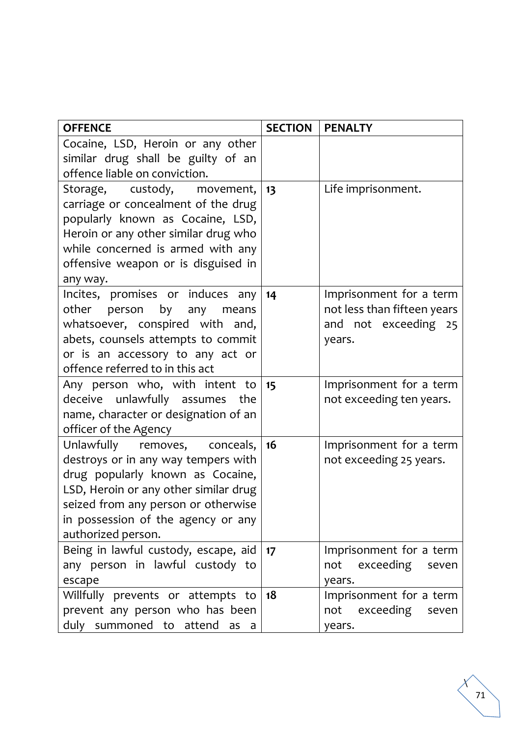| OFFENCE | SECTION | PENALTY |
|---|---|---|
| Cocaine, LSD, Heroin or any other similar drug shall be guilty of an offence liable on conviction. | | |
| Storage, custody, movement, carriage or concealment of the drug popularly known as Cocaine, LSD, Heroin or any other similar drug who while concerned is armed with any offensive weapon or is disguised in any way. | 13 | Life imprisonment. |
| Incites, promises or induces any other person by any means whatsoever, conspired with and, abets, counsels attempts to commit or is an accessory to any act or offence referred to in this act | 14 | Imprisonment for a term not less than fifteen years and not exceeding 25 years. |
| Any person who, with intent to deceive unlawfully assumes the name, character or designation of an officer of the Agency | 15 | Imprisonment for a term not exceeding ten years. |
| Unlawfully removes, conceals, destroys or in any way tempers with drug popularly known as Cocaine, LSD, Heroin or any other similar drug seized from any person or otherwise in possession of the agency or any authorized person. | 16 | Imprisonment for a term not exceeding 25 years. |
| Being in lawful custody, escape, aid any person in lawful custody to escape | 17 | Imprisonment for a term not exceeding seven years. |
| Willfully prevents or attempts to prevent any person who has been duly summoned to attend as a | 18 | Imprisonment for a term not exceeding seven years. |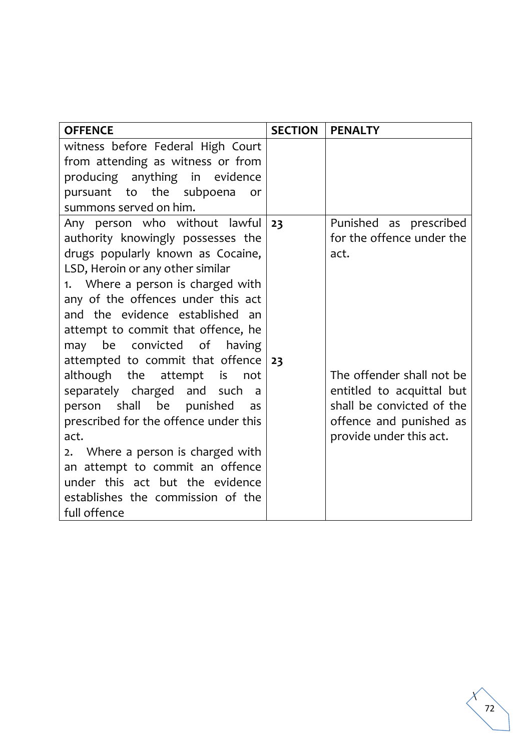| OFFENCE | SECTION | PENALTY |
|---|---|---|
| witness before Federal High Court from attending as witness or from producing anything in evidence pursuant to the subpoena or summons served on him. | | |
| Any person who without lawful authority knowingly possesses the drugs popularly known as Cocaine, LSD, Heroin or any other similar<br>1. Where a person is charged with any of the offences under this act and the evidence established an attempt to commit that offence, he may be convicted of having attempted to commit that offence although the attempt is not separately charged and such a person shall be punished as prescribed for the offence under this act.<br>2. Where a person is charged with an attempt to commit an offence under this act but the evidence establishes the commission of the full offence | 23<br><br>23 | Punished as prescribed for the offence under the act.<br><br>The offender shall not be entitled to acquittal but shall be convicted of the offence and punished as provide under this act. |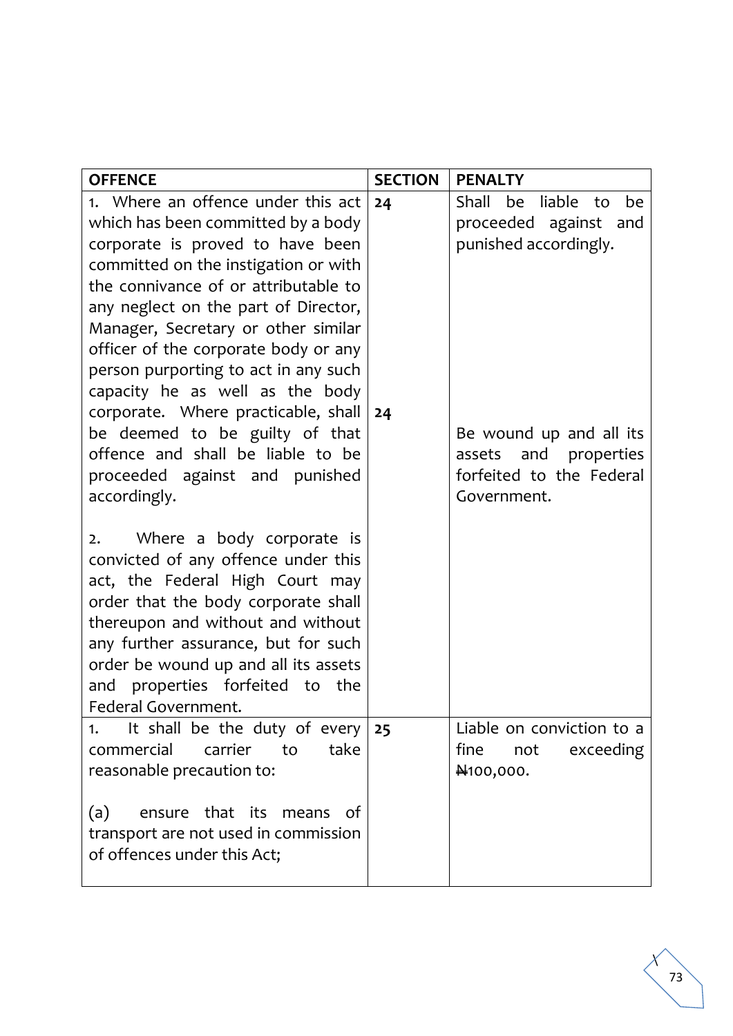| OFFENCE | SECTION | PENALTY |
|---|---|---|
| 1. Where an offence under this act which has been committed by a body corporate is proved to have been committed on the instigation or with the connivance of or attributable to any neglect on the part of Director, Manager, Secretary or other similar officer of the corporate body or any person purporting to act in any such capacity he as well as the body corporate. Where practicable, shall be deemed to be guilty of that offence and shall be liable to be proceeded against and punished accordingly. | 24 | Shall be liable to be proceeded against and punished accordingly. |
| 2. Where a body corporate is convicted of any offence under this act, the Federal High Court may order that the body corporate shall thereupon and without and without any further assurance, but for such order be wound up and all its assets and properties forfeited to the Federal Government. | 24 | Be wound up and all its assets and properties forfeited to the Federal Government. |
| 1. It shall be the duty of every commercial carrier to take reasonable precaution to:<br><br>(a) ensure that its means of transport are not used in commission of offences under this Act; | 25 | Liable on conviction to a fine not exceeding ₦100,000. |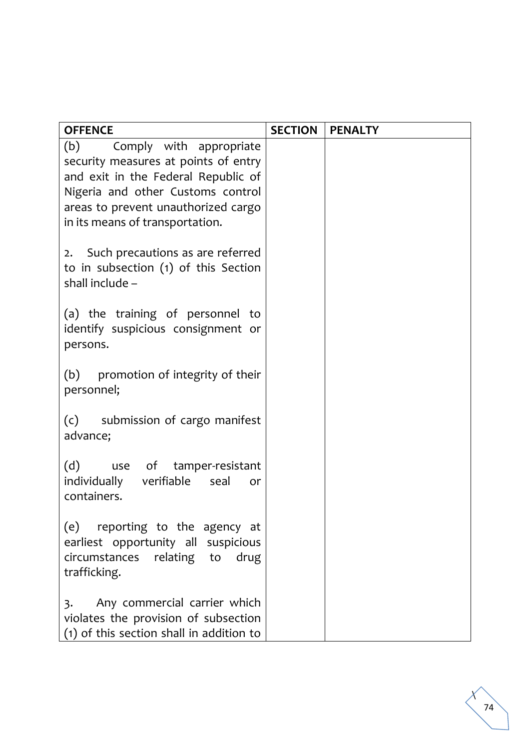| OFFENCE | SECTION | PENALTY |
|---|---|---|
| (b) Comply with appropriate security measures at points of entry and exit in the Federal Republic of Nigeria and other Customs control areas to prevent unauthorized cargo in its means of transportation.<br><br>2. Such precautions as are referred to in subsection (1) of this Section shall include –<br><br>(a) the training of personnel to identify suspicious consignment or persons.<br><br>(b) promotion of integrity of their personnel;<br><br>(c) submission of cargo manifest advance;<br><br>(d) use of tamper-resistant individually verifiable seal or containers.<br><br>(e) reporting to the agency at earliest opportunity all suspicious circumstances relating to drug trafficking.<br><br>3. Any commercial carrier which violates the provision of subsection (1) of this section shall in addition to | | |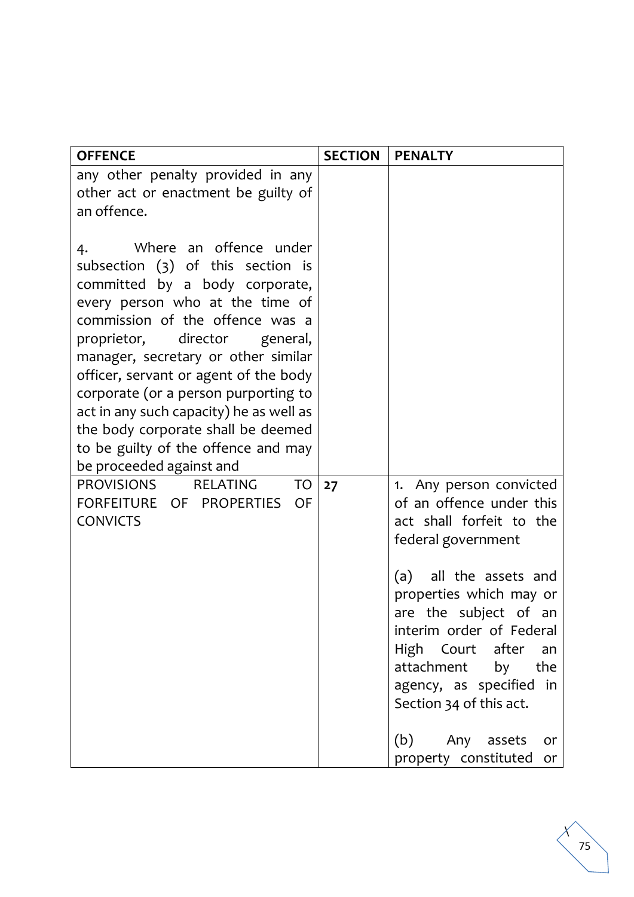| OFFENCE | SECTION | PENALTY |
|---|---|---|
| any other penalty provided in any other act or enactment be guilty of an offence.<br><br>4. Where an offence under subsection (3) of this section is committed by a body corporate, every person who at the time of commission of the offence was a proprietor, director general, manager, secretary or other similar officer, servant or agent of the body corporate (or a person purporting to act in any such capacity) he as well as the body corporate shall be deemed to be guilty of the offence and may be proceeded against and | | |
| PROVISIONS RELATING TO FORFEITURE OF PROPERTIES OF CONVICTS | **27** | 1. Any person convicted of an offence under this act shall forfeit to the federal government<br><br>(a) all the assets and properties which may or are the subject of an interim order of Federal High Court after an attachment by the agency, as specified in Section 34 of this act.<br><br>(b) Any assets or property constituted or |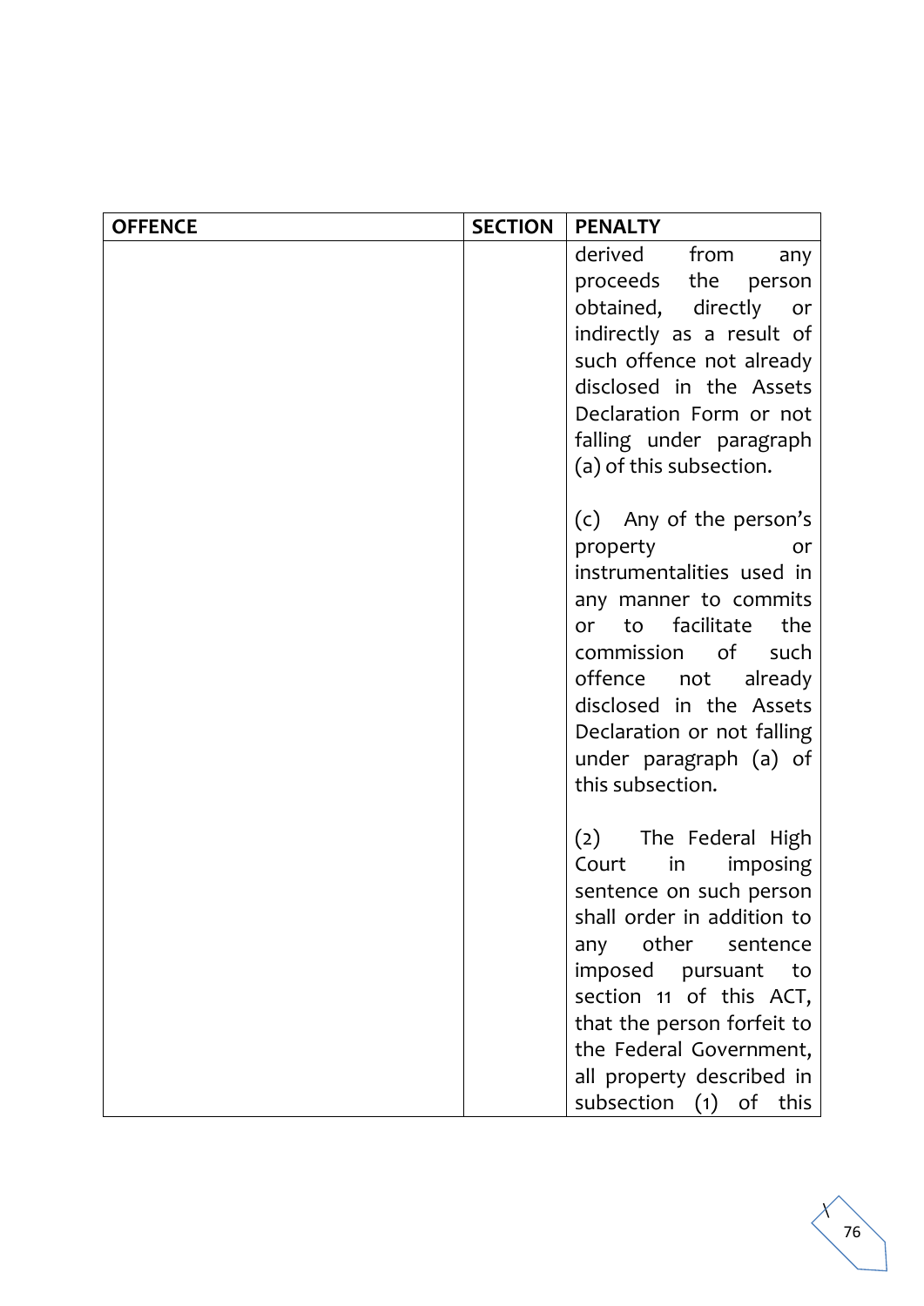| OFFENCE | SECTION | PENALTY |
|---|---|---|
| | | derived from any proceeds the person obtained, directly or indirectly as a result of such offence not already disclosed in the Assets Declaration Form or not falling under paragraph (a) of this subsection.<br><br>(c) Any of the person's property or instrumentalities used in any manner to commits or to facilitate the commission of such offence not already disclosed in the Assets Declaration or not falling under paragraph (a) of this subsection.<br><br>(2) The Federal High Court in imposing sentence on such person shall order in addition to any other sentence imposed pursuant to section 11 of this ACT, that the person forfeit to the Federal Government, all property described in subsection (1) of this |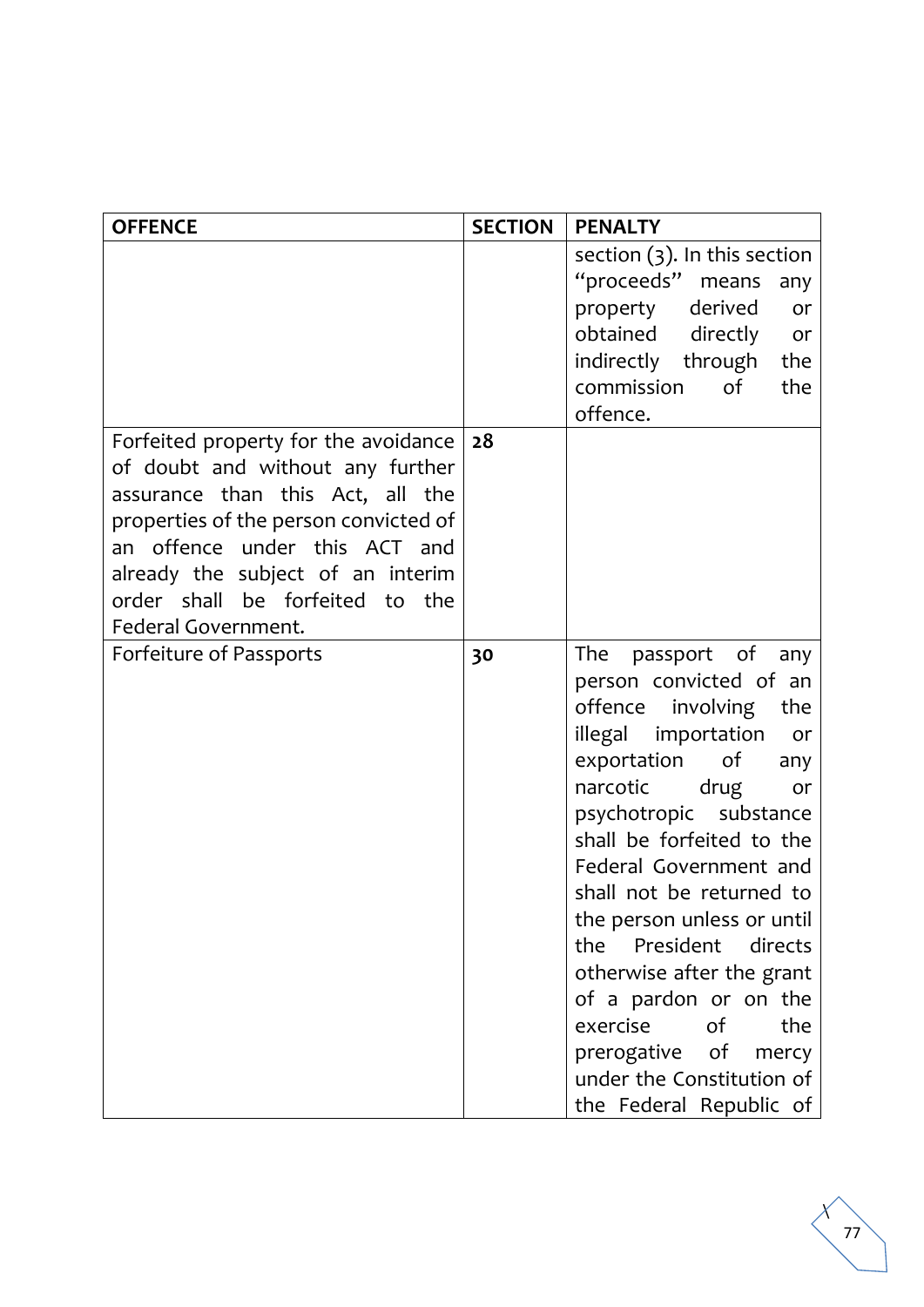| OFFENCE | SECTION | PENALTY |
| --- | --- | --- |
| | | section (3). In this section "proceeds" means any property derived or obtained directly or indirectly through the commission of the offence. |
| Forfeited property for the avoidance of doubt and without any further assurance than this Act, all the properties of the person convicted of an offence under this ACT and already the subject of an interim order shall be forfeited to the Federal Government. | **28** | |
| Forfeiture of Passports | **30** | The passport of any person convicted of an offence involving the illegal importation or exportation of any narcotic drug or psychotropic substance shall be forfeited to the Federal Government and shall not be returned to the person unless or until the President directs otherwise after the grant of a pardon or on the exercise of the prerogative of mercy under the Constitution of the Federal Republic of |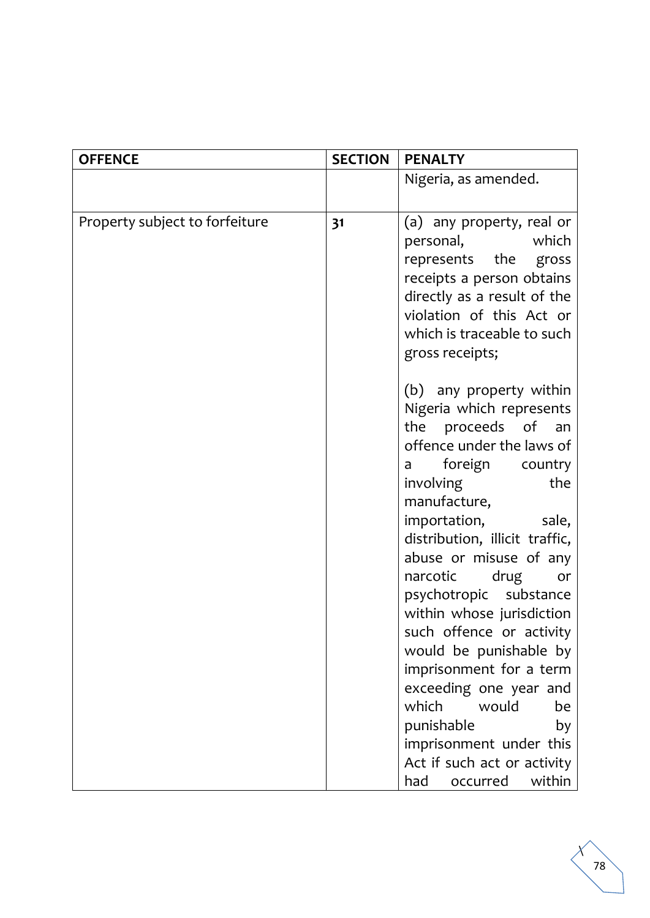| OFFENCE | SECTION | PENALTY |
|---|---|---|
| | | Nigeria, as amended. |
| Property subject to forfeiture | **31** | (a) any property, real or personal, which represents the gross receipts a person obtains directly as a result of the violation of this Act or which is traceable to such gross receipts;<br><br>(b) any property within Nigeria which represents the proceeds of an offence under the laws of a foreign country involving the manufacture, importation, sale, distribution, illicit traffic, abuse or misuse of any narcotic drug or psychotropic substance within whose jurisdiction such offence or activity would be punishable by imprisonment for a term exceeding one year and which would be punishable by imprisonment under this Act if such act or activity had occurred within |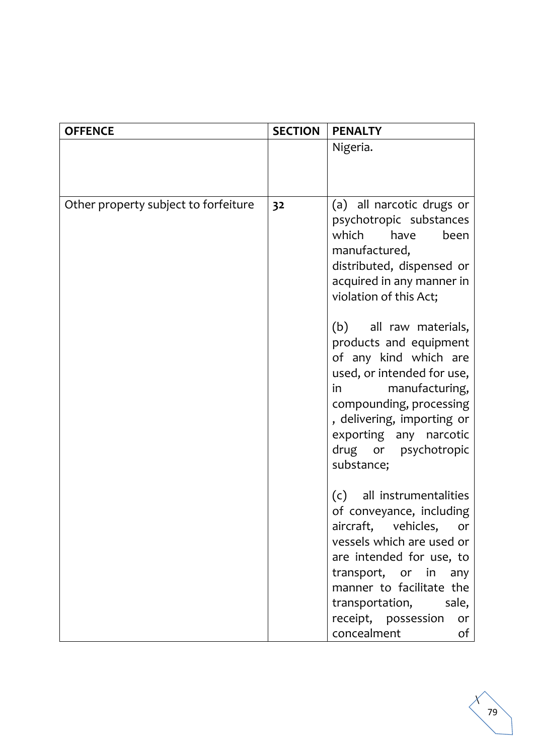| OFFENCE | SECTION | PENALTY |
|---|---|---|
| | | Nigeria. |
| Other property subject to forfeiture | **32** | (a) all narcotic drugs or psychotropic substances which have been manufactured, distributed, dispensed or acquired in any manner in violation of this Act;<br><br>(b) all raw materials, products and equipment of any kind which are used, or intended for use, in manufacturing, compounding, processing , delivering, importing or exporting any narcotic drug or psychotropic substance;<br><br>(c) all instrumentalities of conveyance, including aircraft, vehicles, or vessels which are used or are intended for use, to transport, or in any manner to facilitate the transportation, sale, receipt, possession or concealment of |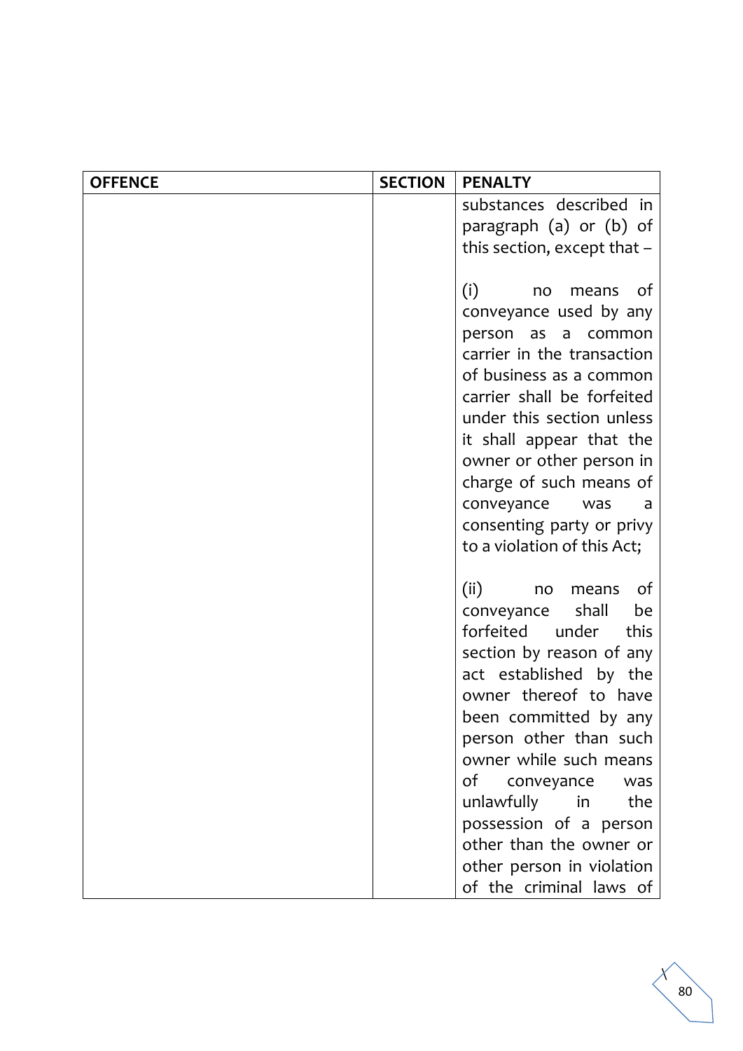| OFFENCE | SECTION | PENALTY |
| --- | --- | --- |
| | | substances described in paragraph (a) or (b) of this section, except that –<br><br>(i) no means of conveyance used by any person as a common carrier in the transaction of business as a common carrier shall be forfeited under this section unless it shall appear that the owner or other person in charge of such means of conveyance was a consenting party or privy to a violation of this Act;<br><br>(ii) no means of conveyance shall be forfeited under this section by reason of any act established by the owner thereof to have been committed by any person other than such owner while such means of conveyance was unlawfully in the possession of a person other than the owner or other person in violation of the criminal laws of |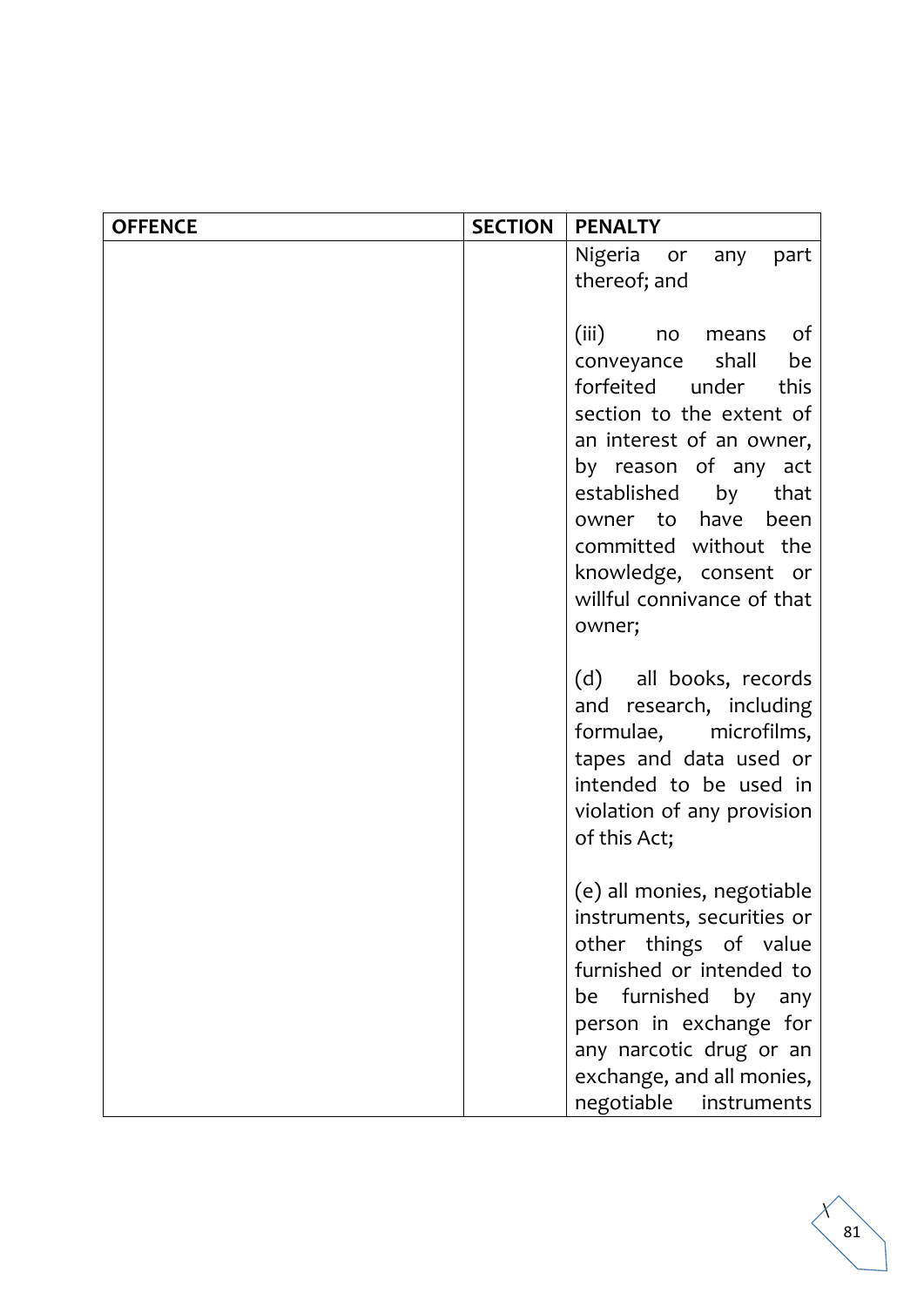| OFFENCE | SECTION | PENALTY |
|---|---|---|
| | | Nigeria or any part thereof; and<br><br>(iii) no means of conveyance shall be forfeited under this section to the extent of an interest of an owner, by reason of any act established by that owner to have been committed without the knowledge, consent or willful connivance of that owner;<br><br>(d) all books, records and research, including formulae, microfilms, tapes and data used or intended to be used in violation of any provision of this Act;<br><br>(e) all monies, negotiable instruments, securities or other things of value furnished or intended to be furnished by any person in exchange for any narcotic drug or an exchange, and all monies, negotiable instruments |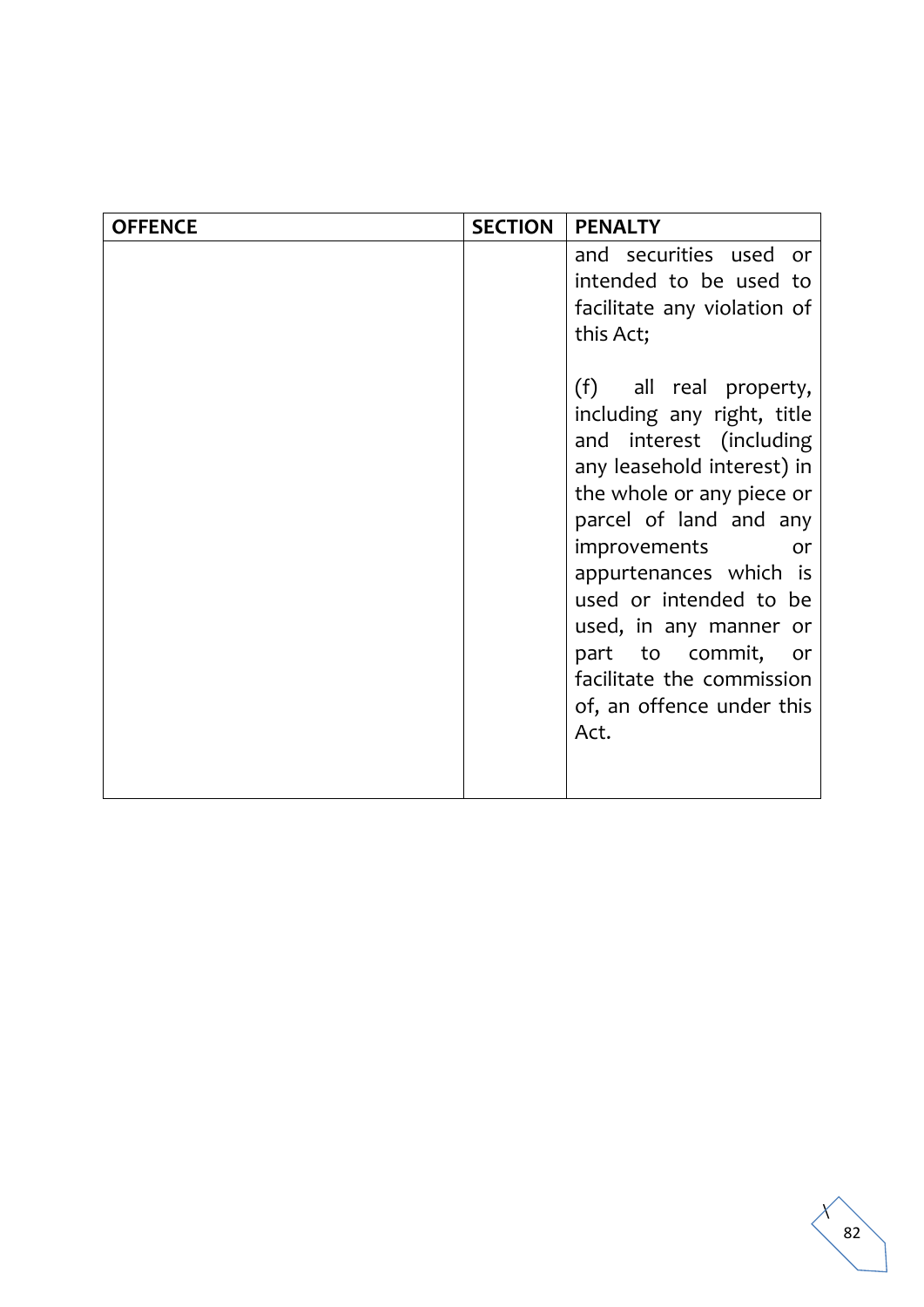| OFFENCE | SECTION | PENALTY |
|---|---|---|
| | | and securities used or intended to be used to facilitate any violation of this Act;<br><br>(f) all real property, including any right, title and interest (including any leasehold interest) in the whole or any piece or parcel of land and any improvements or appurtenances which is used or intended to be used, in any manner or part to commit, or facilitate the commission of, an offence under this Act. |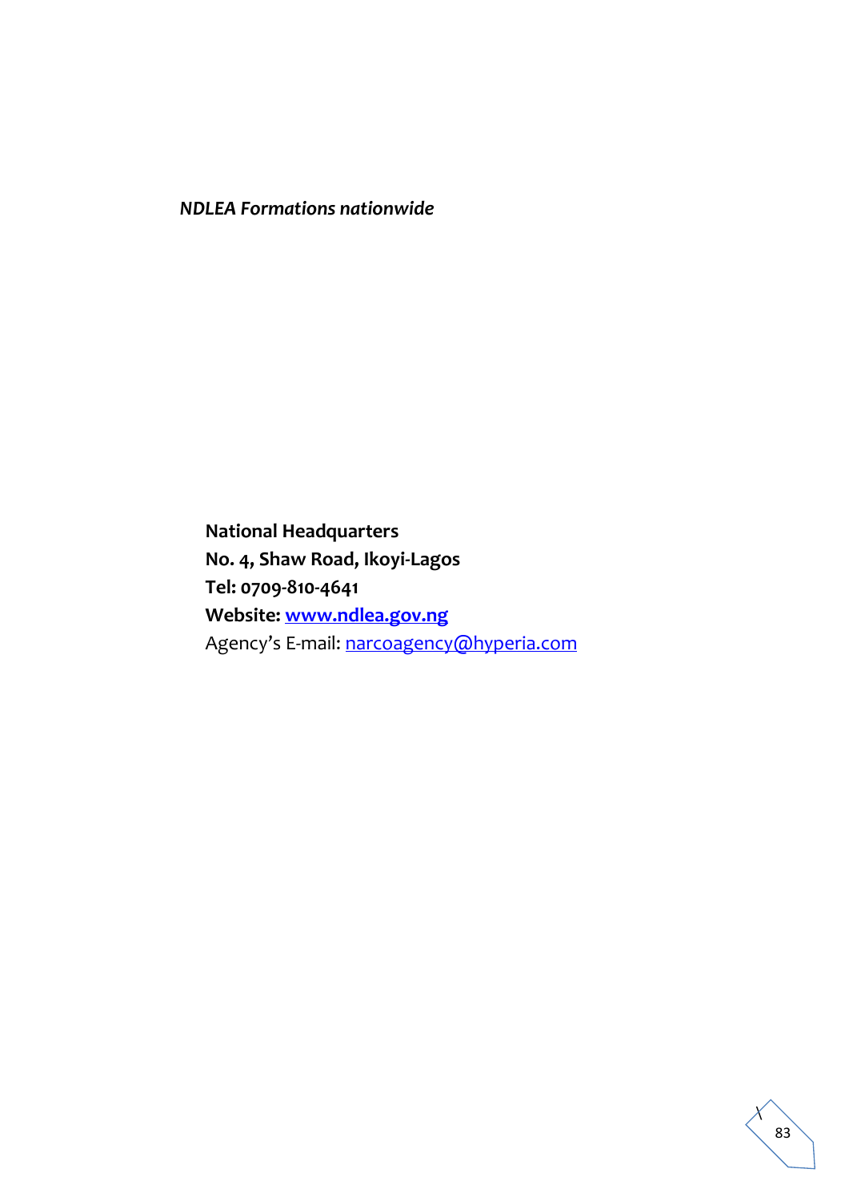***NDLEA Formations nationwide***

**National Headquarters**
**No. 4, Shaw Road, Ikoyi-Lagos**
**Tel: 0709-810-4641**
**Website: [www.ndlea.gov.ng](http://www.ndlea.gov.ng)**
Agency's E-mail: [narcoagency@hyperia.com](mailto:narcoagency@hyperia.com)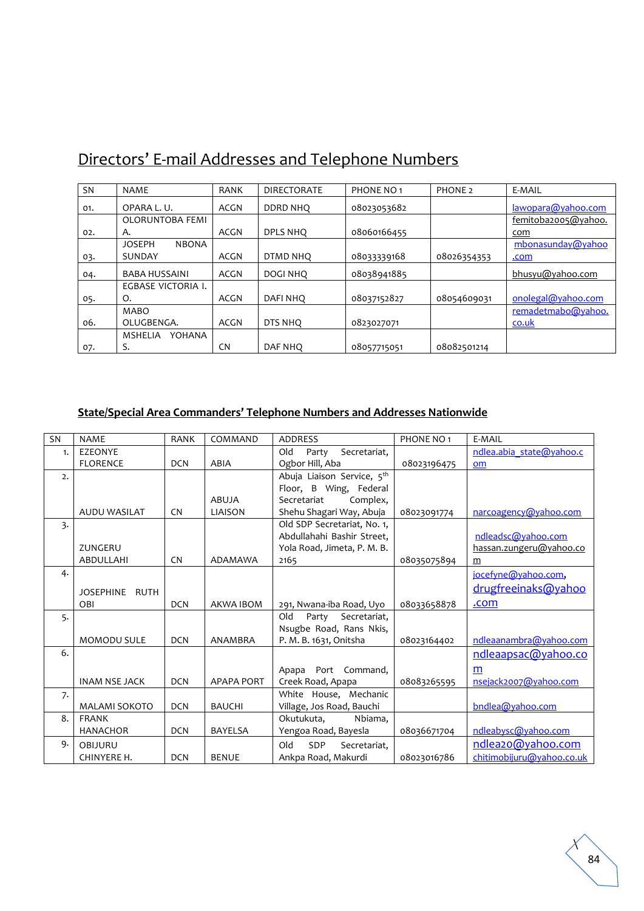## Directors' E-mail Addresses and Telephone Numbers

| SN | NAME | RANK | DIRECTORATE | PHONE NO 1 | PHONE 2 | E-MAIL |
|---|---|---|---|---|---|---|
| 01. | OPARA L. U. | ACGN | DDRD NHQ | 08023053682 | | lawopara@yahoo.com |
| 02. | OLORUNTOBA FEMI A. | ACGN | DPLS NHQ | 08060166455 | | femitoba2005@yahoo.com |
| 03. | JOSEPH NBONA SUNDAY | ACGN | DTMD NHQ | 08033339168 | 08026354353 | mbonasunday@yahoo.com |
| 04. | BABA HUSSAINI | ACGN | DOGI NHQ | 08038941885 | | bhusyu@yahoo.com |
| 05. | EGBASE VICTORIA I. O. | ACGN | DAFI NHQ | 08037152827 | 08054609031 | onolegal@yahoo.com |
| 06. | MABO OLUGBENGA. | ACGN | DTS NHQ | 0823027071 | | remadetmabo@yahoo.co.uk |
| 07. | MSHELIA YOHANA S. | CN | DAF NHQ | 08057715051 | 08082501214 | |

**State/Special Area Commanders' Telephone Numbers and Addresses Nationwide**

| SN | NAME | RANK | COMMAND | ADDRESS | PHONE NO 1 | E-MAIL |
|---|---|---|---|---|---|---|
| 1. | EZEONYE FLORENCE | DCN | ABIA | Old Party Secretariat, Ogbor Hill, Aba | 08023196475 | ndlea.abia_state@yahoo.com |
| 2. | AUDU WASILAT | CN | ABUJA LIAISON | Abuja Liaison Service, 5th Floor, B Wing, Federal Secretariat Complex, Shehu Shagari Way, Abuja | 08023091774 | narcoagency@yahoo.com |
| 3. | ZUNGERU ABDULLAHI | CN | ADAMAWA | Old SDP Secretariat, No. 1, Abdullahi Bashir Street, Yola Road, Jimeta, P. M. B. 2165 | 08035075894 | ndleadsc@yahoo.com hassan.zungeru@yahoo.com |
| 4. | JOSEPHINE RUTH OBI | DCN | AKWA IBOM | 291, Nwana-iba Road, Uyo | 08033658878 | jocefyne@yahoo.com, drugfreeinaks@yahoo.com |
| 5. | MOMODU SULE | DCN | ANAMBRA | Old Party Secretariat, Nsugbe Road, Rans Nkis, P. M. B. 1631, Onitsha | 08023164402 | ndleaanambra@yahoo.com |
| 6. | INAM NSE JACK | DCN | APAPA PORT | Apapa Port Command, Creek Road, Apapa | 08083265595 | ndleaapsac@yahoo.com nsejack2007@yahoo.com |
| 7. | MALAMI SOKOTO | DCN | BAUCHI | White House, Mechanic Village, Jos Road, Bauchi | | bndlea@yahoo.com |
| 8. | FRANK HANACHOR | DCN | BAYELSA | Okutukuta, Nbiama, Yengoa Road, Bayesla | 08036671704 | ndleabysc@yahoo.com |
| 9. | OBIJURU CHINYERE H. | DCN | BENUE | Old SDP Secretariat, Ankpa Road, Makurdi | 08023016786 | ndlea20@yahoo.com chitimobijuru@yahoo.co.uk |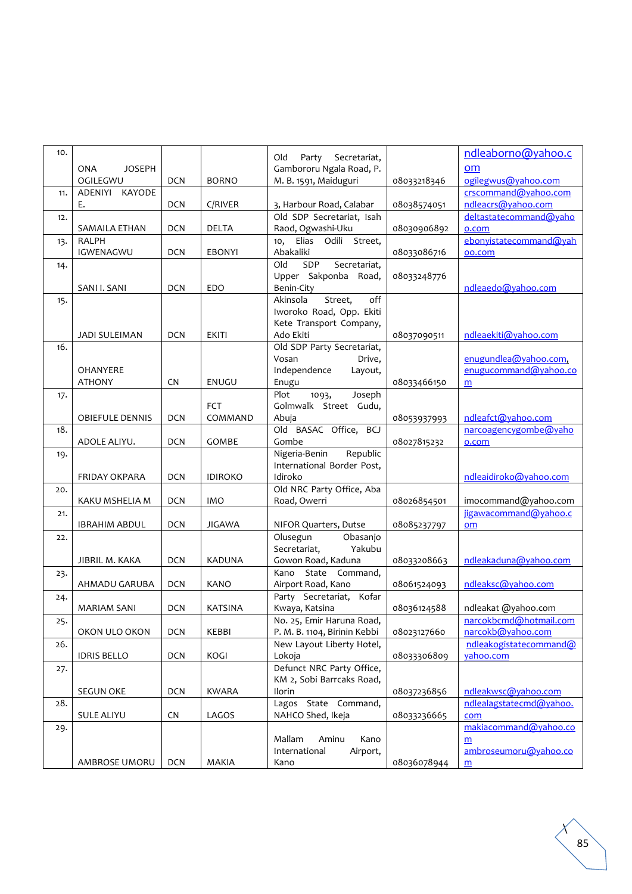| 10. | ONA JOSEPH OGILEGWU | DCN | BORNO | Old Party Secretariat, Gambororu Ngala Road, P. M. B. 1591, Maiduguri | 08033218346 | ndleaborno@yahoo.com ogilegwus@yahoo.com |
|---|---|---|---|---|---|---|
| 11. | ADENIYI KAYODE E. | DCN | C/RIVER | 3, Harbour Road, Calabar | 08038574051 | crscommand@yahoo.com ndleacrs@yahoo.com |
| 12. | SAMAILA ETHAN | DCN | DELTA | Old SDP Secretariat, Isah Raod, Ogwashi-Uku | 08030906892 | deltastatecommand@yahoo.com |
| 13. | RALPH IGWENAGWU | DCN | EBONYI | 10, Elias Odili Street, Abakaliki | 08033086716 | ebonyistatecommand@yahoo.com |
| 14. | SANI I. SANI | DCN | EDO | Old SDP Secretariat, Upper Sakponba Road, Benin-City | 08033248776 | ndleaedo@yahoo.com |
| 15. | JADI SULEIMAN | DCN | EKITI | Akinsola Street, off Iworoko Road, Opp. Ekiti Kete Transport Company, Ado Ekiti | 08037090511 | ndleaekiti@yahoo.com |
| 16. | OHANYERE ATHONY | CN | ENUGU | Old SDP Party Secretariat, Vosan Drive, Independence Layout, Enugu | 08033466150 | enugundlea@yahoo.com, enugucommand@yahoo.com |
| 17. | OBIEFULE DENNIS | DCN | FCT COMMAND | Plot 1093, Joseph Golmwalk Street Gudu, Abuja | 08053937993 | ndleafct@yahoo.com |
| 18. | ADOLE ALIYU. | DCN | GOMBE | Old BASAC Office, BCJ Gombe | 08027815232 | narcoagencygombe@yahoo.com |
| 19. | FRIDAY OKPARA | DCN | IDIROKO | Nigeria-Benin Republic International Border Post, Idiroko | | ndleaidiroko@yahoo.com |
| 20. | KAKU MSHELIA M | DCN | IMO | Old NRC Party Office, Aba Road, Owerri | 08026854501 | imocommand@yahoo.com |
| 21. | IBRAHIM ABDUL | DCN | JIGAWA | NIFOR Quarters, Dutse | 08085237797 | jigawacommand@yahoo.com |
| 22. | JIBRIL M. KAKA | DCN | KADUNA | Olusegun Obasanjo Secretariat, Yakubu Gowon Road, Kaduna | 08033208663 | ndleakaduna@yahoo.com |
| 23. | AHMADU GARUBA | DCN | KANO | Kano State Command, Airport Road, Kano | 08061524093 | ndleaksc@yahoo.com |
| 24. | MARIAM SANI | DCN | KATSINA | Party Secretariat, Kofar Kwaya, Katsina | 08036124588 | ndleakat @yahoo.com |
| 25. | OKON ULO OKON | DCN | KEBBI | No. 25, Emir Haruna Road, P. M. B. 1104, Birinin Kebbi | 08023127660 | narcokbcmd@hotmail.com narcokb@yahoo.com |
| 26. | IDRIS BELLO | DCN | KOGI | New Layout Liberty Hotel, Lokoja | 08033306809 | ndleakogistatecommand@yahoo.com |
| 27. | SEGUN OKE | DCN | KWARA | Defunct NRC Party Office, KM 2, Sobi Barrcaks Road, Ilorin | 08037236856 | ndleakwsc@yahoo.com |
| 28. | SULE ALIYU | CN | LAGOS | Lagos State Command, NAHCO Shed, Ikeja | 08033236665 | ndlealagstatecmd@yahoo.com |
| 29. | AMBROSE UMORU | DCN | MAKIA | Mallam Aminu Kano International Airport, Kano | 08036078944 | makiacommand@yahoo.com ambroseumoru@yahoo.com |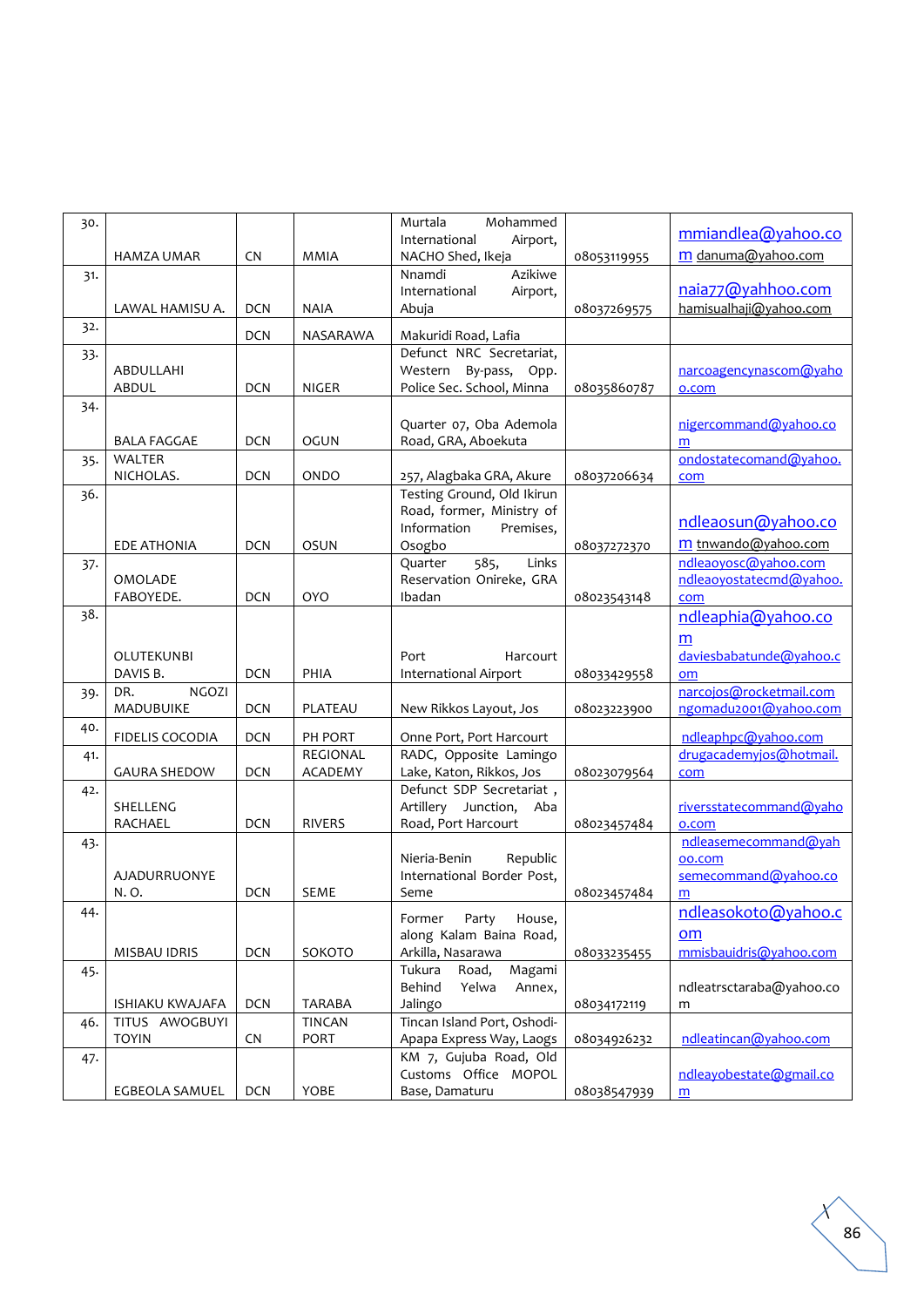| 30. | HAMZA UMAR | CN | MMIA | Murtala Mohammed International Airport, NACHO Shed, Ikeja | 08053119955 | mmiandlea@yahoo.com danuma@yahoo.com |
|---|---|---|---|---|---|---|
| 31. | LAWAL HAMISU A. | DCN | NAIA | Nnamdi Azikiwe International Airport, Abuja | 08037269575 | naia77@yahhoo.com hamisualhaji@yahoo.com |
| 32. | | DCN | NASARAWA | Makuridi Road, Lafia | | |
| 33. | ABDULLAHI ABDUL | DCN | NIGER | Defunct NRC Secretariat, Western By-pass, Opp. Police Sec. School, Minna | 08035860787 | narcoagencynascom@yahoo.com |
| 34. | BALA FAGGAE | DCN | OGUN | Quarter 07, Oba Ademola Road, GRA, Abeokuta | | nigercommand@yahoo.com |
| 35. | WALTER NICHOLAS. | DCN | ONDO | 257, Alagbaka GRA, Akure | 08037206634 | ondostatecomand@yahoo.com |
| 36. | EDE ATHONIA | DCN | OSUN | Testing Ground, Old Ikirun Road, former, Ministry of Information Premises, Osogbo | 08037272370 | ndleaosun@yahoo.com tnwando@yahoo.com |
| 37. | OMOLADE FABOYEDE. | DCN | OYO | Quarter 585, Links Reservation Onireke, GRA Ibadan | 08023543148 | ndleaoyosc@yahoo.com ndleaoyostatecmd@yahoo.com |
| 38. | OLUTEKUNBI DAVIS B. | DCN | PHIA | Port Harcourt International Airport | 08033429558 | ndleaphia@yahoo.com daviesbabatunde@yahoo.com |
| 39. | DR. NGOZI MADUBUIKE | DCN | PLATEAU | New Rikkos Layout, Jos | 08023223900 | narcojos@rocketmail.com ngomadu2001@yahoo.com |
| 40. | FIDELIS COCODIA | DCN | PH PORT | Onne Port, Port Harcourt | | ndleaphpc@yahoo.com |
| 41. | GAURA SHEDOW | DCN | REGIONAL ACADEMY | RADC, Opposite Lamingo Lake, Katon, Rikkos, Jos | 08023079564 | drugacademyjos@hotmail.com |
| 42. | SHELLENG RACHAEL | DCN | RIVERS | Defunct SDP Secretariat , Artillery Junction, Aba Road, Port Harcourt | 08023457484 | riversstatecommand@yahoo.com |
| 43. | AJADURRUONYE N. O. | DCN | SEME | Nieria-Benin Republic International Border Post, Seme | 08023457484 | ndleasemecommand@yahoo.com semecommand@yahoo.com |
| 44. | MISBAU IDRIS | DCN | SOKOTO | Former Party House, along Kalam Baina Road, Arkilla, Nasarawa | 08033235455 | ndleasokoto@yahoo.com mmisbauidris@yahoo.com |
| 45. | ISHIAKU KWAJAFA | DCN | TARABA | Tukura Road, Magami Behind Yelwa Annex, Jalingo | 08034172119 | ndleatrsctaraba@yahoo.com |
| 46. | TITUS AWOGBUYI TOYIN | CN | TINCAN PORT | Tincan Island Port, Oshodi-Apapa Express Way, Laogs | 08034926232 | ndleatincan@yahoo.com |
| 47. | EGBEOLA SAMUEL | DCN | YOBE | KM 7, Gujuba Road, Old Customs Office MOPOL Base, Damaturu | 08038547939 | ndleayobestate@gmail.com |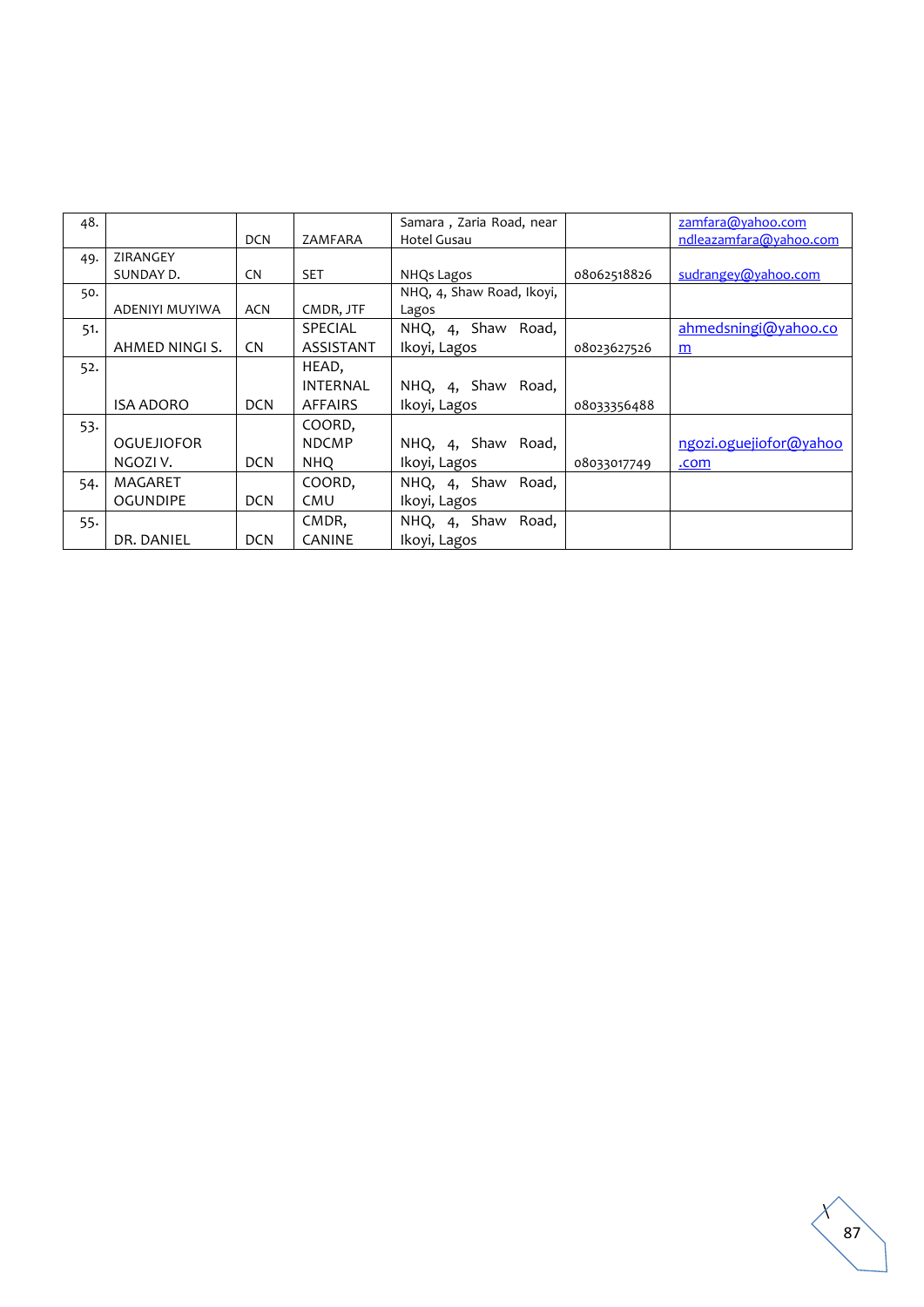| | | | | | | |
|---|---|---|---|---|---|---|
| 48. | | DCN | ZAMFARA | Samara , Zaria Road, near Hotel Gusau | | zamfara@yahoo.com ndleazamfara@yahoo.com |
| 49. | ZIRANGEY SUNDAY D. | CN | SET | NHQs Lagos | 08062518826 | sudrangey@yahoo.com |
| 50. | ADENIYI MUYIWA | ACN | CMDR, JTF | NHQ, 4, Shaw Road, Ikoyi, Lagos | | |
| 51. | AHMED NINGI S. | CN | SPECIAL ASSISTANT | NHQ, 4, Shaw Road, Ikoyi, Lagos | 08023627526 | ahmedsningi@yahoo.com |
| 52. | ISA ADORO | DCN | HEAD, INTERNAL AFFAIRS | NHQ, 4, Shaw Road, Ikoyi, Lagos | 08033356488 | |
| 53. | OGUEJIOFOR NGOZI V. | DCN | COORD, NDCMP NHQ | NHQ, 4, Shaw Road, Ikoyi, Lagos | 08033017749 | ngozi.oguejiofor@yahoo.com |
| 54. | MAGARET OGUNDIPE | DCN | COORD, CMU | NHQ, 4, Shaw Road, Ikoyi, Lagos | | |
| 55. | DR. DANIEL | DCN | CMDR, CANINE | NHQ, 4, Shaw Road, Ikoyi, Lagos | | |